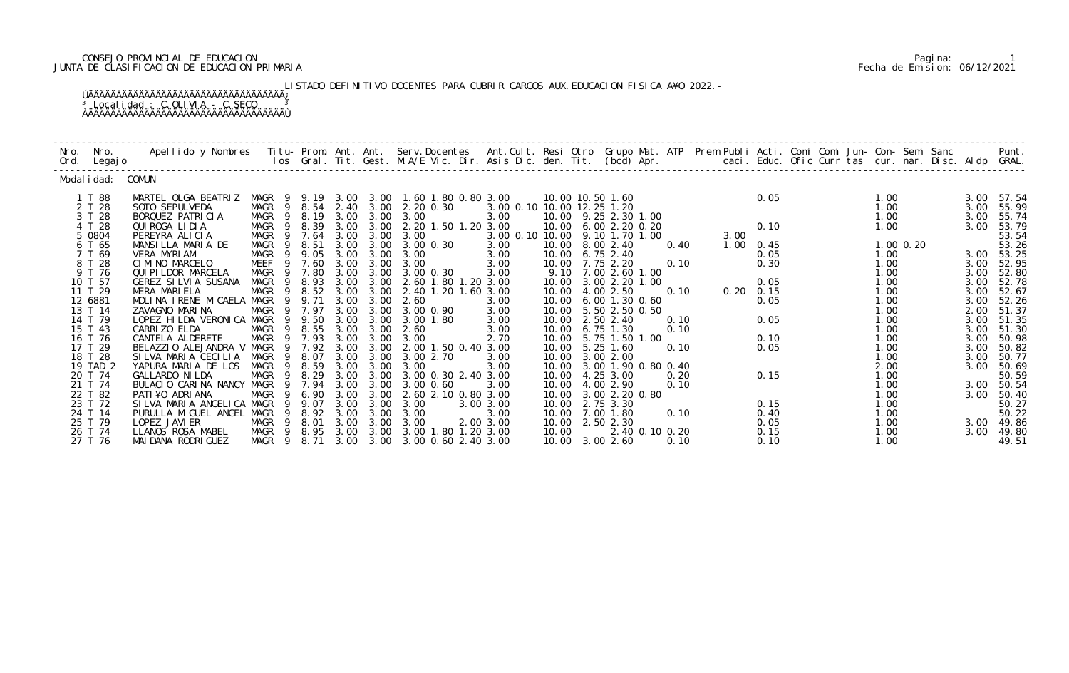CONSEJO PROVINCIAL DE EDUCACION
JUNTA DE CLASIFICACION DE EDUCACION PRIMARIA

Pagina: 1
Fecha de Emision: 06/12/2021

LISTADO DEFINITIVO DOCENTES PARA CUBRIR CARGOS AUX.EDUCACION FISICA AÑO 2022.-

Localidad : C.OLIVIA - C.SECO

Modalidad: COMUN

| Nro. Ord. | Nro. Legajo | Apellido y Nombres | Titu-los | Prom. Gral. | Ant. Tit. | Ant. Gest. | Serv.Docentes M.A/E Vic. Dir. | Ant.Cult. Asis Dic. | Resi den. | Otro Tit. | Grupo Mat. (bcd) | ATP Apr. | Prem | Publi caci. | Acti. Educ. | Comi Ofic | Comi Curr | Jun-tas | Con-cur. | Semi nar. | Sanc Disc. | Aldp | Punt. GRAL. |
|---|---|---|---|---|---|---|---|---|---|---|---|---|---|---|---|---|---|---|---|---|---|---|---|
| 1 | T 88 | MARTEL OLGA BEATRIZ | MAGR 9 | 9.19 | 3.00 | 3.00 | 1.60 1.80 0.80 | 3.00 | 10.00 | 10.50 | 1.60 | | | | 0.05 | | | | 1.00 | | | 3.00 | 57.54 |
| 2 | T 28 | SOTO SEPULVEDA | MAGR 9 | 8.54 | 2.40 | 3.00 | 2.20 0.30 | 3.00 0.10 | 10.00 | 12.25 | 1.20 | | | | | | | | 1.00 | | | 3.00 | 55.99 |
| 3 | T 28 | BORQUEZ PATRICIA | MAGR 9 | 8.19 | 3.00 | 3.00 | 3.00 | 3.00 | 10.00 | 9.25 | 2.30 1.00 | | | | | | | | 1.00 | | | 3.00 | 55.74 |
| 4 | T 28 | QUIROGA LIDIA | MAGR 9 | 8.39 | 3.00 | 3.00 | 2.20 1.50 1.20 | 3.00 | 10.00 | 6.00 | 2.20 0.20 | | | | 0.10 | | | | 1.00 | | | 3.00 | 53.79 |
| 5 | 0804 | PEREYRA ALICIA | MAGR 9 | 7.64 | 3.00 | 3.00 | 3.00 | 3.00 0.10 | 10.00 | 9.10 | 1.70 1.00 | | 3.00 | | | | | | | | | | 53.54 |
| 6 | T 65 | MANSILLA MARIA DE | MAGR 9 | 8.51 | 3.00 | 3.00 | 3.00 0.30 | 3.00 | 10.00 | 8.00 | 2.40 | 0.40 | 1.00 | | 0.45 | | | | 1.00 | 0.20 | | | 53.26 |
| 7 | T 69 | VERA MYRIAM | MAGR 9 | 9.05 | 3.00 | 3.00 | 3.00 | 3.00 | 10.00 | 6.75 | 2.40 | | | | 0.05 | | | | 1.00 | | | 3.00 | 53.25 |
| 8 | T 28 | CIMINO MARCELO | MEEF 9 | 7.60 | 3.00 | 3.00 | 3.00 | 3.00 | 10.00 | 7.75 | 2.20 | 0.10 | | | 0.30 | | | | 1.00 | | | 3.00 | 52.95 |
| 9 | T 76 | QUIPILDOR MARCELA | MAGR 9 | 7.80 | 3.00 | 3.00 | 3.00 0.30 | 3.00 | 9.10 | 7.00 | 2.60 1.00 | | | | | | | | 1.00 | | | 3.00 | 52.80 |
| 10 | T 57 | GEREZ SILVIA SUSANA | MAGR 9 | 8.93 | 3.00 | 3.00 | 2.60 1.80 1.20 | 3.00 | 10.00 | 3.00 | 2.20 1.00 | | | | 0.05 | | | | 1.00 | | | 3.00 | 52.78 |
| 11 | T 29 | MERA MARIELA | MAGR 9 | 8.52 | 3.00 | 3.00 | 2.40 1.20 1.60 | 3.00 | 10.00 | 4.00 | 2.50 | 0.10 | | 0.20 | 0.15 | | | | 1.00 | | | 3.00 | 52.67 |
| 12 | 6881 | MOLINA IRENE MICAELA | MAGR 9 | 9.71 | 3.00 | 3.00 | 2.60 | 3.00 | 10.00 | 6.00 | 1.30 0.60 | | | | 0.05 | | | | 1.00 | | | 3.00 | 52.26 |
| 13 | T 14 | ZAVAGNO MARINA | MAGR 9 | 7.97 | 3.00 | 3.00 | 3.00 0.90 | 3.00 | 10.00 | 5.50 | 2.50 0.50 | | | | | | | | 1.00 | | | 2.00 | 51.37 |
| 14 | T 79 | LOPEZ HILDA VERONICA | MAGR 9 | 9.50 | 3.00 | 3.00 | 3.00 1.80 | 3.00 | 10.00 | 2.50 | 2.40 | 0.10 | | | 0.05 | | | | 1.00 | | | 3.00 | 51.35 |
| 15 | T 43 | CARRIZO ELDA | MAGR 9 | 8.55 | 3.00 | 3.00 | 2.60 | 3.00 | 10.00 | 6.75 | 1.30 | 0.10 | | | | | | | 1.00 | | | 3.00 | 51.30 |
| 16 | T 76 | CANTELA ALDERETE | MAGR 9 | 7.93 | 3.00 | 3.00 | 3.00 | 2.70 | 10.00 | 5.75 | 1.50 1.00 | | | | 0.10 | | | | 1.00 | | | 3.00 | 50.98 |
| 17 | T 29 | BELAZZIO ALEJANDRA V | MAGR 9 | 7.92 | 3.00 | 3.00 | 2.00 1.50 0.40 | 3.00 | 10.00 | 5.25 | 1.60 | 0.10 | | | 0.05 | | | | 1.00 | | | 3.00 | 50.82 |
| 18 | T 28 | SILVA MARIA CECILIA | MAGR 9 | 8.07 | 3.00 | 3.00 | 3.00 2.70 | 3.00 | 10.00 | 3.00 | 2.00 | | | | | | | | 1.00 | | | 3.00 | 50.77 |
| 19 | TAD 2 | YAPURA MARIA DE LOS | MAGR 9 | 8.59 | 3.00 | 3.00 | 3.00 | 3.00 | 10.00 | 3.00 | 1.90 0.80 0.40 | | | | | | | | 2.00 | | | 3.00 | 50.69 |
| 20 | T 74 | GALLARDO NILDA | MAGR 9 | 8.29 | 3.00 | 3.00 | 3.00 0.30 2.40 | 3.00 | 10.00 | 4.25 | 3.00 | 0.20 | | | 0.15 | | | | 1.00 | | | | 50.59 |
| 21 | T 74 | BULACIO CARINA NANCY | MAGR 9 | 7.94 | 3.00 | 3.00 | 3.00 0.60 | 3.00 | 10.00 | 4.00 | 2.90 | 0.10 | | | | | | | 1.00 | | | 3.00 | 50.54 |
| 22 | T 82 | PATIÑO ADRIANA | MAGR 9 | 6.90 | 3.00 | 3.00 | 2.60 2.10 0.80 | 3.00 | 10.00 | 3.00 | 2.20 0.80 | | | | | | | | 1.00 | | | 3.00 | 50.40 |
| 23 | T 72 | SILVA MARIA ANGELICA | MAGR 9 | 9.07 | 3.00 | 3.00 | 3.00 | 3.00 3.00 | 10.00 | 2.75 | 3.30 | | | | 0.15 | | | | 1.00 | | | | 50.27 |
| 24 | T 14 | PURULLA MIGUEL ANGEL | MAGR 9 | 8.92 | 3.00 | 3.00 | 3.00 | 3.00 | 10.00 | 7.00 | 1.80 | 0.10 | | | 0.40 | | | | 1.00 | | | | 50.22 |
| 25 | T 79 | LOPEZ JAVIER | MAGR 9 | 8.01 | 3.00 | 3.00 | 3.00 | 2.00 3.00 | 10.00 | 2.50 | 2.30 | | | | 0.05 | | | | 1.00 | | | 3.00 | 49.86 |
| 26 | T 74 | LLANOS ROSA MABEL | MAGR 9 | 8.95 | 3.00 | 3.00 | 3.00 1.80 1.20 | 3.00 | 10.00 | | 2.40 0.10 0.20 | | | | 0.15 | | | | 1.00 | | | 3.00 | 49.80 |
| 27 | T 76 | MAIDANA RODRIGUEZ | MAGR 9 | 8.71 | 3.00 | 3.00 | 3.00 0.60 2.40 | 3.00 | 10.00 | 3.00 | 2.60 | 0.10 | | | 0.10 | | | | 1.00 | | | | 49.51 |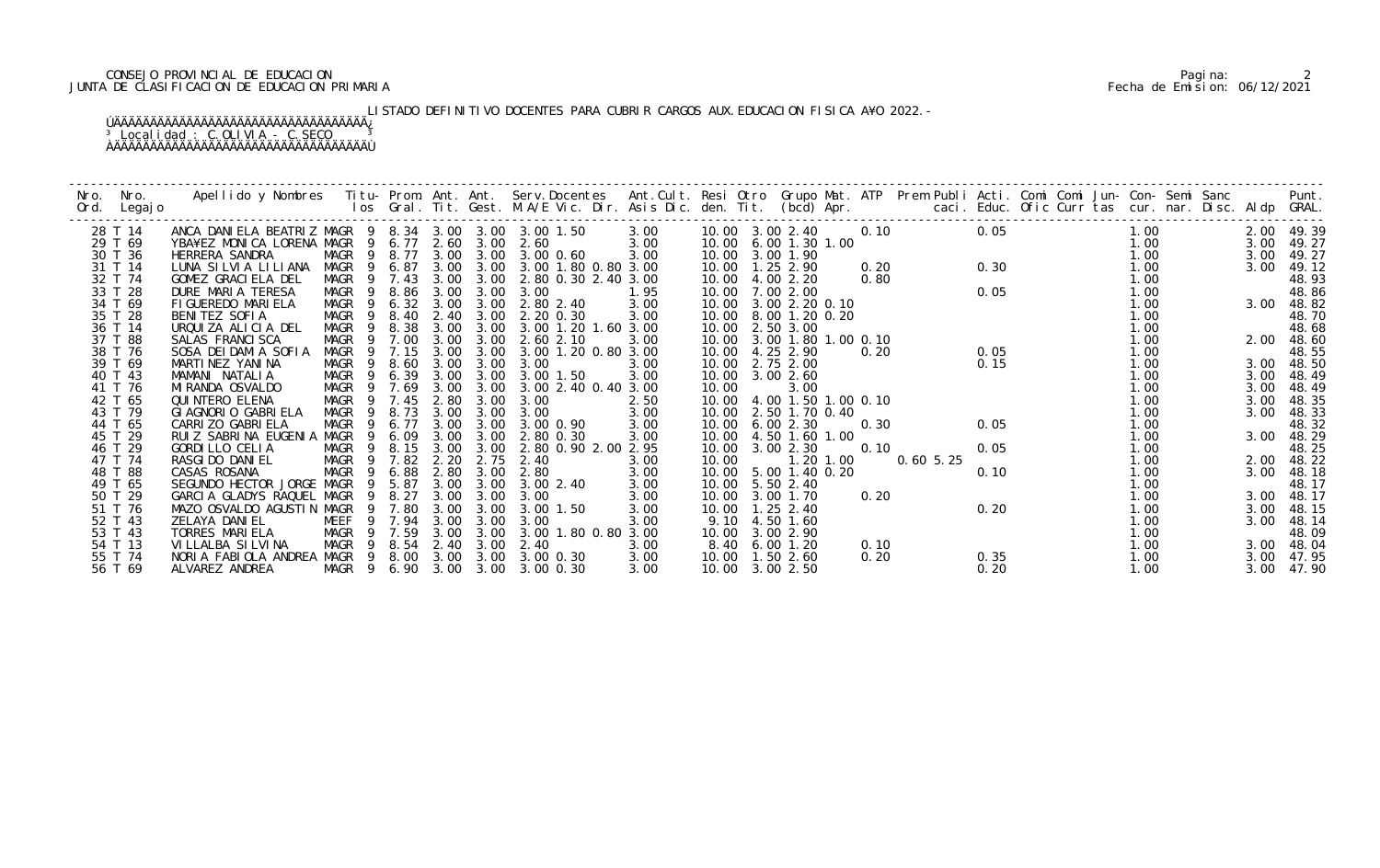CONSEJO PROVINCIAL DE EDUCACION
JUNTA DE CLASIFICACION DE EDUCACION PRIMARIA

Pagina: 2
Fecha de Emision: 06/12/2021

LISTADO DEFINITIVO DOCENTES PARA CUBRIR CARGOS AUX.EDUCACION FISICA A¥O 2022.-

Localidad : C.OLIVIA - C.SECO

| Nro. Ord. | Nro. Legajo | Apellido y Nombres | Titu-los | Prom. Gral. | Ant. Tit. | Ant. Gest. | Serv.Docentes M.A/E Vic. Dir. | Ant.Cult. Asis Dic. | Resi den. | Otro Tit. | Grupo Mat. (bcd) | ATP Apr. | Prem | Publi caci. | Acti. Educ. | Comi Ofic | Comi Curr | Jun-tas | Con-cur. | Semi nar. | Sanc Disc. | Aldp | Punt. GRAL. |
|---|---|---|---|---|---|---|---|---|---|---|---|---|---|---|---|---|---|---|---|---|---|---|---|
| 28 | T 14 | ANCA DANIELA BEATRIZ | MAGR 9 | 8.34 | 3.00 | 3.00 | 3.00 1.50 | 3.00 | 10.00 | 3.00 | 2.40 | 0.10 | | | 0.05 | | | | 1.00 | | | 2.00 | 49.39 |
| 29 | T 69 | YBA¥EZ MONICA LORENA | MAGR 9 | 6.77 | 2.60 | 3.00 | 2.60 | 3.00 | 10.00 | 6.00 | 1.30 1.00 | | | | | | | | 1.00 | | | 3.00 | 49.27 |
| 30 | T 36 | HERRERA SANDRA | MAGR 9 | 8.77 | 3.00 | 3.00 | 3.00 0.60 | 3.00 | 10.00 | 3.00 | 1.90 | | | | | | | | 1.00 | | | 3.00 | 49.27 |
| 31 | T 14 | LUNA SILVIA LILIANA | MAGR 9 | 6.87 | 3.00 | 3.00 | 3.00 1.80 0.80 | 3.00 | 10.00 | 1.25 | 2.90 | 0.20 | | | 0.30 | | | | 1.00 | | | 3.00 | 49.12 |
| 32 | T 74 | GOMEZ GRACIELA DEL | MAGR 9 | 7.43 | 3.00 | 3.00 | 2.80 0.30 2.40 | 3.00 | 10.00 | 4.00 | 2.20 | 0.80 | | | | | | | 1.00 | | | | 48.93 |
| 33 | T 28 | DURE MARIA TERESA | MAGR 9 | 8.86 | 3.00 | 3.00 | 3.00 | 1.95 | 10.00 | 7.00 | 2.00 | | | | 0.05 | | | | 1.00 | | | | 48.86 |
| 34 | T 69 | FIGUEREDO MARIELA | MAGR 9 | 6.32 | 3.00 | 3.00 | 2.80 2.40 | 3.00 | 10.00 | 3.00 | 2.20 0.10 | | | | | | | | 1.00 | | | 3.00 | 48.82 |
| 35 | T 28 | BENITEZ SOFIA | MAGR 9 | 8.40 | 2.40 | 3.00 | 2.20 0.30 | 3.00 | 10.00 | 8.00 | 1.20 0.20 | | | | | | | | 1.00 | | | | 48.70 |
| 36 | T 14 | URQUIZA ALICIA DEL | MAGR 9 | 8.38 | 3.00 | 3.00 | 3.00 1.20 1.60 | 3.00 | 10.00 | 2.50 | 3.00 | | | | | | | | 1.00 | | | | 48.68 |
| 37 | T 88 | SALAS FRANCISCA | MAGR 9 | 7.00 | 3.00 | 3.00 | 2.60 2.10 | 3.00 | 10.00 | 3.00 | 1.80 1.00 0.10 | | | | | | | | 1.00 | | | 2.00 | 48.60 |
| 38 | T 76 | SOSA DEIDAMIA SOFIA | MAGR 9 | 7.15 | 3.00 | 3.00 | 3.00 1.20 0.80 | 3.00 | 10.00 | 4.25 | 2.90 | 0.20 | | | 0.05 | | | | 1.00 | | | | 48.55 |
| 39 | T 69 | MARTINEZ YANINA | MAGR 9 | 8.60 | 3.00 | 3.00 | 3.00 | 3.00 | 10.00 | 2.75 | 2.00 | | | | 0.15 | | | | 1.00 | | | 3.00 | 48.50 |
| 40 | T 43 | MAMANI NATALIA | MAGR 9 | 6.39 | 3.00 | 3.00 | 3.00 1.50 | 3.00 | 10.00 | 3.00 | 2.60 | | | | | | | | 1.00 | | | 3.00 | 48.49 |
| 41 | T 76 | MIRANDA OSVALDO | MAGR 9 | 7.69 | 3.00 | 3.00 | 3.00 2.40 0.40 | 3.00 | 10.00 | | 3.00 | | | | | | | | 1.00 | | | 3.00 | 48.49 |
| 42 | T 65 | QUINTERO ELENA | MAGR 9 | 7.45 | 2.80 | 3.00 | 3.00 | 2.50 | 10.00 | 4.00 | 1.50 1.00 0.10 | | | | | | | | 1.00 | | | 3.00 | 48.35 |
| 43 | T 79 | GIAGNORIO GABRIELA | MAGR 9 | 8.73 | 3.00 | 3.00 | 3.00 | 3.00 | 10.00 | 2.50 | 1.70 0.40 | | | | | | | | 1.00 | | | 3.00 | 48.33 |
| 44 | T 65 | CARRIZO GABRIELA | MAGR 9 | 6.77 | 3.00 | 3.00 | 3.00 0.90 | 3.00 | 10.00 | 6.00 | 2.30 | 0.30 | | | 0.05 | | | | 1.00 | | | | 48.32 |
| 45 | T 29 | RUIZ SABRINA EUGENIA | MAGR 9 | 6.09 | 3.00 | 3.00 | 2.80 0.30 | 3.00 | 10.00 | 4.50 | 1.60 1.00 | | | | | | | | 1.00 | | | 3.00 | 48.29 |
| 46 | T 29 | GORDILLO CELIA | MAGR 9 | 8.15 | 3.00 | 3.00 | 2.80 0.90 2.00 | 2.95 | 10.00 | 3.00 | 2.30 | 0.10 | | | 0.05 | | | | 1.00 | | | | 48.25 |
| 47 | T 74 | RASGIDO DANIEL | MAGR 9 | 7.82 | 2.20 | 2.75 | 2.40 | 3.00 | 10.00 | | 1.20 1.00 | | 0.60 | 5.25 | | | | | 1.00 | | | 2.00 | 48.22 |
| 48 | T 88 | CASAS ROSANA | MAGR 9 | 6.88 | 2.80 | 3.00 | 2.80 | 3.00 | 10.00 | 5.00 | 1.40 0.20 | | | | 0.10 | | | | 1.00 | | | 3.00 | 48.18 |
| 49 | T 65 | SEGUNDO HECTOR JORGE | MAGR 9 | 5.87 | 3.00 | 3.00 | 3.00 2.40 | 3.00 | 10.00 | 5.50 | 2.40 | | | | | | | | 1.00 | | | | 48.17 |
| 50 | T 29 | GARCIA GLADYS RAQUEL | MAGR 9 | 8.27 | 3.00 | 3.00 | 3.00 | 3.00 | 10.00 | 3.00 | 1.70 | 0.20 | | | | | | | 1.00 | | | 3.00 | 48.17 |
| 51 | T 76 | MAZO OSVALDO AGUSTIN | MAGR 9 | 7.80 | 3.00 | 3.00 | 3.00 1.50 | 3.00 | 10.00 | 1.25 | 2.40 | | | | 0.20 | | | | 1.00 | | | 3.00 | 48.15 |
| 52 | T 43 | ZELAYA DANIEL | MEEF 9 | 7.94 | 3.00 | 3.00 | 3.00 | 3.00 | 9.10 | 4.50 | 1.60 | | | | | | | | 1.00 | | | 3.00 | 48.14 |
| 53 | T 43 | TORRES MARIELA | MAGR 9 | 7.59 | 3.00 | 3.00 | 3.00 1.80 0.80 | 3.00 | 10.00 | 3.00 | 2.90 | | | | | | | | 1.00 | | | | 48.09 |
| 54 | T 13 | VILLALBA SILVINA | MAGR 9 | 8.54 | 2.40 | 3.00 | 2.40 | 3.00 | 8.40 | 6.00 | 1.20 | 0.10 | | | | | | | 1.00 | | | 3.00 | 48.04 |
| 55 | T 74 | NORIA FABIOLA ANDREA | MAGR 9 | 8.00 | 3.00 | 3.00 | 3.00 0.30 | 3.00 | 10.00 | 1.50 | 2.60 | 0.20 | | | 0.35 | | | | 1.00 | | | 3.00 | 47.95 |
| 56 | T 69 | ALVAREZ ANDREA | MAGR 9 | 6.90 | 3.00 | 3.00 | 3.00 0.30 | 3.00 | 10.00 | 3.00 | 2.50 | | | | 0.20 | | | | 1.00 | | | 3.00 | 47.90 |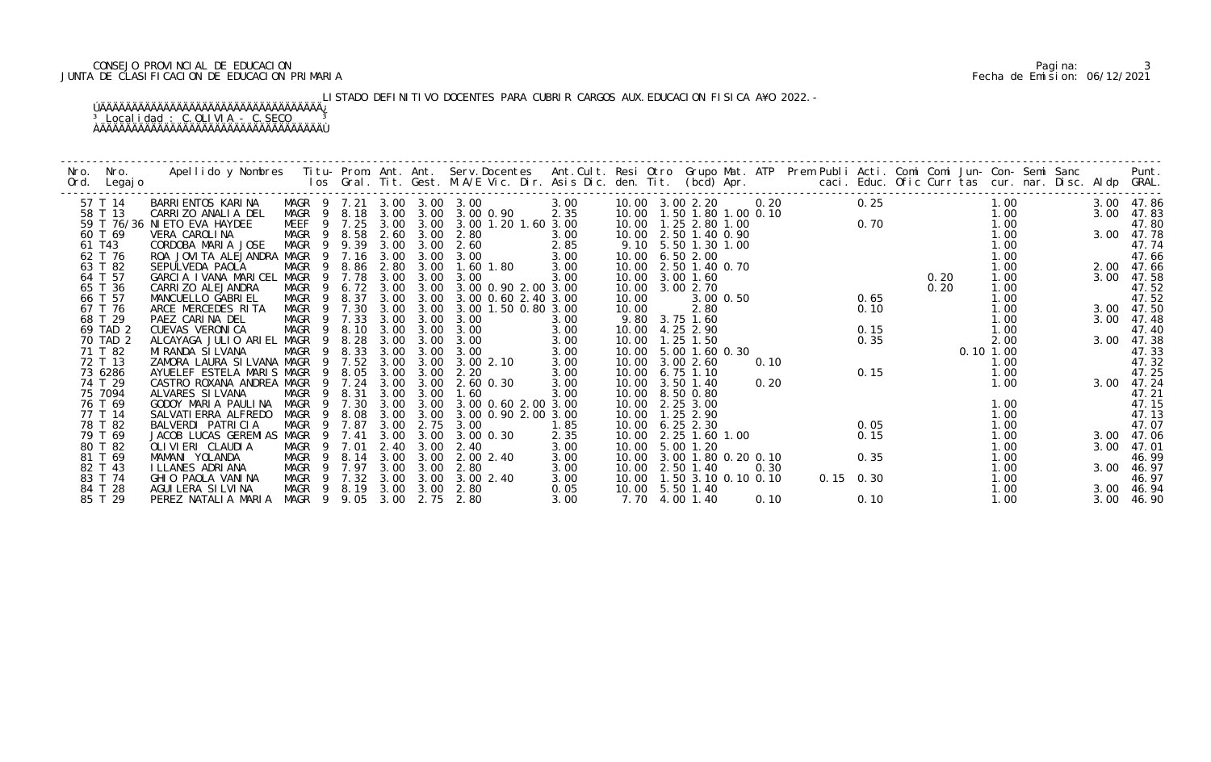CONSEJO PROVINCIAL DE EDUCACION
JUNTA DE CLASIFICACION DE EDUCACION PRIMARIA

Fecha de Emision: 06/12/2021

LISTADO DEFINITIVO DOCENTES PARA CUBRIR CARGOS AUX.EDUCACION FISICA A¥O 2022.-

Localidad : C.OLIVIA - C.SECO

| Nro. Ord. | Nro. Legajo | Apellido y Nombres | Titu- los | Prom. Gral. | Ant. Tit. | Ant. Gest. | Serv.Docentes M.A/E Vic. Dir. | Ant.Cult. Asis Dic. | Resi den. | Otro Tit. | Grupo Mat. (bcd) Apr. | ATP | Prem Publi caci. | Acti. Educ. | Comi Ofic | Comi Curr | Jun- tas | Con- cur. | Semi nar. | Sanc Disc. | Aldp | Punt. GRAL. |
|---|---|---|---|---|---|---|---|---|---|---|---|---|---|---|---|---|---|---|---|---|---|---|
| 57 | T 14 | BARRIENTOS KARINA | MAGR 9 | 7.21 | 3.00 | 3.00 | 3.00 | 3.00 | 10.00 | 3.00 | 2.20 | 0.20 | | 0.25 | | | | 1.00 | | | 3.00 | 47.86 |
| 58 | T 13 | CARRIZO ANALIA DEL | MAGR 9 | 8.18 | 3.00 | 3.00 | 3.00 0.90 | 2.35 | 10.00 | 1.50 | 1.80 1.00 0.10 | | | | | | | 1.00 | | | 3.00 | 47.83 |
| 59 | T 76/36 | NIETO EVA HAYDEE | MEEF 9 | 7.25 | 3.00 | 3.00 | 3.00 1.20 1.60 | 3.00 | 10.00 | 1.25 | 2.80 1.00 | | | 0.70 | | | | 1.00 | | | | 47.80 |
| 60 | T 69 | VERA CAROLINA | MAGR 9 | 8.58 | 2.60 | 3.00 | 2.80 | 3.00 | 10.00 | 2.50 | 1.40 0.90 | | | | | | | 1.00 | | | 3.00 | 47.78 |
| 61 | T43 | CORDOBA MARIA JOSE | MAGR 9 | 9.39 | 3.00 | 3.00 | 2.60 | 2.85 | 9.10 | 5.50 | 1.30 1.00 | | | | | | | 1.00 | | | | 47.74 |
| 62 | T 76 | ROA JOVITA ALEJANDRA | MAGR 9 | 7.16 | 3.00 | 3.00 | 3.00 | 3.00 | 10.00 | 6.50 | 2.00 | | | | | | | 1.00 | | | | 47.66 |
| 63 | T 82 | SEPULVEDA PAOLA | MAGR 9 | 8.86 | 2.80 | 3.00 | 1.60 1.80 | 3.00 | 10.00 | 2.50 | 1.40 0.70 | | | | | | | 1.00 | | | 2.00 | 47.66 |
| 64 | T 57 | GARCIA IVANA MARICEL | MAGR 9 | 7.78 | 3.00 | 3.00 | 3.00 | 3.00 | 10.00 | 3.00 | 1.60 | | | | | 0.20 | | 1.00 | | | 3.00 | 47.58 |
| 65 | T 36 | CARRIZO ALEJANDRA | MAGR 9 | 6.72 | 3.00 | 3.00 | 3.00 0.90 2.00 | 3.00 | 10.00 | 3.00 | 2.70 | | | | | 0.20 | | 1.00 | | | | 47.52 |
| 66 | T 57 | MANCUELLO GABRIEL | MAGR 9 | 8.37 | 3.00 | 3.00 | 3.00 0.60 2.40 | 3.00 | 10.00 | | 3.00 0.50 | | | 0.65 | | | | 1.00 | | | | 47.52 |
| 67 | T 76 | ARCE MERCEDES RITA | MAGR 9 | 7.30 | 3.00 | 3.00 | 3.00 1.50 0.80 | 3.00 | 10.00 | | 2.80 | | | 0.10 | | | | 1.00 | | | 3.00 | 47.50 |
| 68 | T 29 | PAEZ CARINA DEL | MAGR 9 | 7.33 | 3.00 | 3.00 | 3.00 | 3.00 | 9.80 | 3.75 | 1.60 | | | | | | | 1.00 | | | 3.00 | 47.48 |
| 69 | TAD 2 | CUEVAS VERONICA | MAGR 9 | 8.10 | 3.00 | 3.00 | 3.00 | 3.00 | 10.00 | 4.25 | 2.90 | | | 0.15 | | | | 1.00 | | | | 47.40 |
| 70 | TAD 2 | ALCAYAGA JULIO ARIEL | MAGR 9 | 8.28 | 3.00 | 3.00 | 3.00 | 3.00 | 10.00 | 1.25 | 1.50 | | | 0.35 | | | | 2.00 | | | 3.00 | 47.38 |
| 71 | T 82 | MIRANDA SILVANA | MAGR 9 | 8.33 | 3.00 | 3.00 | 3.00 | 3.00 | 10.00 | 5.00 | 1.60 0.30 | | | | | | 0.10 | 1.00 | | | | 47.33 |
| 72 | T 13 | ZAMORA LAURA SILVANA | MAGR 9 | 7.52 | 3.00 | 3.00 | 3.00 2.10 | 3.00 | 10.00 | 3.00 | 2.60 | 0.10 | | | | | | 1.00 | | | | 47.32 |
| 73 | 6286 | AYUELEF ESTELA MARIS | MAGR 9 | 8.05 | 3.00 | 3.00 | 2.20 | 3.00 | 10.00 | 6.75 | 1.10 | | | 0.15 | | | | 1.00 | | | | 47.25 |
| 74 | T 29 | CASTRO ROXANA ANDREA | MAGR 9 | 7.24 | 3.00 | 3.00 | 2.60 0.30 | 3.00 | 10.00 | 3.50 | 1.40 | 0.20 | | | | | | 1.00 | | | 3.00 | 47.24 |
| 75 | 7094 | ALVARES SILVANA | MAGR 9 | 8.31 | 3.00 | 3.00 | 1.60 | 3.00 | 10.00 | 8.50 | 0.80 | | | | | | | | | | | 47.21 |
| 76 | T 69 | GODOY MARIA PAULINA | MAGR 9 | 7.30 | 3.00 | 3.00 | 3.00 0.60 2.00 | 3.00 | 10.00 | 2.25 | 3.00 | | | | | | | 1.00 | | | | 47.15 |
| 77 | T 14 | SALVATIERRA ALFREDO | MAGR 9 | 8.08 | 3.00 | 3.00 | 3.00 0.90 2.00 | 3.00 | 10.00 | 1.25 | 2.90 | | | | | | | 1.00 | | | | 47.13 |
| 78 | T 82 | BALVERDI PATRICIA | MAGR 9 | 7.87 | 3.00 | 2.75 | 3.00 | 1.85 | 10.00 | 6.25 | 2.30 | | | 0.05 | | | | 1.00 | | | | 47.07 |
| 79 | T 69 | JACOB LUCAS GEREMIAS | MAGR 9 | 7.41 | 3.00 | 3.00 | 3.00 0.30 | 2.35 | 10.00 | 2.25 | 1.60 1.00 | | | 0.15 | | | | 1.00 | | | 3.00 | 47.06 |
| 80 | T 82 | OLIVIERI CLAUDIA | MAGR 9 | 7.01 | 2.40 | 3.00 | 2.40 | 3.00 | 10.00 | 5.00 | 1.20 | | | | | | | 1.00 | | | 3.00 | 47.01 |
| 81 | T 69 | MAMANI YOLANDA | MAGR 9 | 8.14 | 3.00 | 3.00 | 2.00 2.40 | 3.00 | 10.00 | 3.00 | 1.80 0.20 0.10 | | | 0.35 | | | | 1.00 | | | | 46.99 |
| 82 | T 43 | ILLANES ADRIANA | MAGR 9 | 7.97 | 3.00 | 3.00 | 2.80 | 3.00 | 10.00 | 2.50 | 1.40 | 0.30 | | | | | | 1.00 | | | 3.00 | 46.97 |
| 83 | T 74 | GHIO PAOLA VANINA | MAGR 9 | 7.32 | 3.00 | 3.00 | 3.00 2.40 | 3.00 | 10.00 | 1.50 | 3.10 0.10 0.10 | | 0.15 | 0.30 | | | | 1.00 | | | | 46.97 |
| 84 | T 28 | AGUILERA SILVINA | MAGR 9 | 8.19 | 3.00 | 3.00 | 2.80 | 0.05 | 10.00 | 5.50 | 1.40 | | | | | | | 1.00 | | | 3.00 | 46.94 |
| 85 | T 29 | PEREZ NATALIA MARIA | MAGR 9 | 9.05 | 3.00 | 2.75 | 2.80 | 3.00 | 7.70 | 4.00 | 1.40 | 0.10 | | 0.10 | | | | 1.00 | | | 3.00 | 46.90 |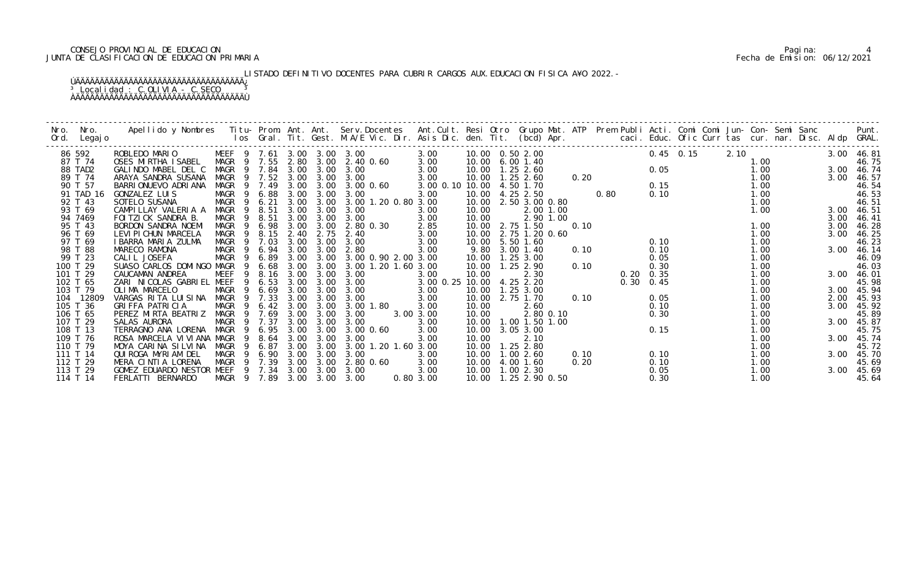CONSEJO PROVINCIAL DE EDUCACION
JUNTA DE CLASIFICACION DE EDUCACION PRIMARIA

LISTADO DEFINITIVO DOCENTES PARA CUBRIR CARGOS AUX.EDUCACION FISICA A¥O 2022.-

Localidad : C.OLIVIA - C.SECO

| Nro. Ord. | Nro. Legajo | Apellido y Nombres | Titu- los | Prom. Gral. | Ant. Tit. | Ant. Gest. | Serv.Docentes M.A/E Vic. Dir. | Ant.Cult. Asis Dic. | Resi den. | Otro Tit. | Grupo Mat. (bcd) Apr. | ATP | Prem Publi caci. | Acti. Educ. | Comi Ofic | Comi Curr | Jun- tas | Con- cur. | Semi nar. | Sanc Disc. | Aldp | Punt. GRAL. |
|---|---|---|---|---|---|---|---|---|---|---|---|---|---|---|---|---|---|---|---|---|---|---|
| 86 | 592 | ROBLEDO MARIO | MEEF 9 | 7.61 | 3.00 | 3.00 | 3.00 | 3.00 | 10.00 | 0.50 | 2.00 | | | 0.45 | 0.15 | | 2.10 | | | | 3.00 | 46.81 |
| 87 | T 74 | OSES MIRTHA ISABEL | MAGR 9 | 7.55 | 2.80 | 3.00 | 2.40 0.60 | 3.00 | 10.00 | 6.00 | 1.40 | | | | | | | 1.00 | | | | 46.75 |
| 88 | TAD2 | GALINDO MABEL DEL C | MAGR 9 | 7.84 | 3.00 | 3.00 | 3.00 | 3.00 | 10.00 | 1.25 | 2.60 | | | 0.05 | | | | 1.00 | | | 3.00 | 46.74 |
| 89 | T 74 | ARAYA SANDRA SUSANA | MAGR 9 | 7.52 | 3.00 | 3.00 | 3.00 | 3.00 | 10.00 | 1.25 | 2.60 | 0.20 | | | | | | 1.00 | | | 3.00 | 46.57 |
| 90 | T 57 | BARRIONUEVO ADRIANA | MAGR 9 | 7.49 | 3.00 | 3.00 | 3.00 0.60 | 3.00 0.10 | 10.00 | 4.50 | 1.70 | | | 0.15 | | | | 1.00 | | | | 46.54 |
| 91 | TAD 16 | GONZALEZ LUIS | MAGR 9 | 6.88 | 3.00 | 3.00 | 3.00 | 3.00 | 10.00 | 4.25 | 2.50 | | 0.80 | 0.10 | | | | 1.00 | | | | 46.53 |
| 92 | T 43 | SOTELO SUSANA | MAGR 9 | 6.21 | 3.00 | 3.00 | 3.00 1.20 0.80 | 3.00 | 10.00 | 2.50 | 3.00 0.80 | | | | | | | 1.00 | | | | 46.51 |
| 93 | T 69 | CAMPILLAY VALERIA A | MAGR 9 | 8.51 | 3.00 | 3.00 | 3.00 | 3.00 | 10.00 | | 2.00 1.00 | | | | | | | 1.00 | | | 3.00 | 46.51 |
| 94 | 7469 | FOITZICK SANDRA B. | MAGR 9 | 8.51 | 3.00 | 3.00 | 3.00 | 3.00 | 10.00 | | 2.90 1.00 | | | | | | | | | | 3.00 | 46.41 |
| 95 | T 43 | BORDON SANDRA NOEMI | MAGR 9 | 6.98 | 3.00 | 3.00 | 2.80 0.30 | 2.85 | 10.00 | 2.75 | 1.50 | 0.10 | | | | | | 1.00 | | | 3.00 | 46.28 |
| 96 | T 69 | LEVIPICHUN MARCELA | MAGR 9 | 8.15 | 2.40 | 2.75 | 2.40 | 3.00 | 10.00 | 2.75 | 1.20 0.60 | | | | | | | 1.00 | | | 3.00 | 46.25 |
| 97 | T 69 | IBARRA MARIA ZULMA | MAGR 9 | 7.03 | 3.00 | 3.00 | 3.00 | 3.00 | 10.00 | 5.50 | 1.60 | | | 0.10 | | | | 1.00 | | | | 46.23 |
| 98 | T 88 | MARECO RAMONA | MAGR 9 | 6.94 | 3.00 | 3.00 | 2.80 | 3.00 | 9.80 | 3.00 | 1.40 | 0.10 | | 0.10 | | | | 1.00 | | | 3.00 | 46.14 |
| 99 | T 23 | CALIL JOSEFA | MAGR 9 | 6.89 | 3.00 | 3.00 | 3.00 0.90 2.00 | 3.00 | 10.00 | 1.25 | 3.00 | | | 0.05 | | | | 1.00 | | | | 46.09 |
| 100 | T 29 | SUASO CARLOS DOMINGO | MAGR 9 | 6.68 | 3.00 | 3.00 | 3.00 1.20 1.60 | 3.00 | 10.00 | 1.25 | 2.90 | 0.10 | | 0.30 | | | | 1.00 | | | | 46.03 |
| 101 | T 29 | CAUCAMAN ANDREA | MEEF 9 | 8.16 | 3.00 | 3.00 | 3.00 | 3.00 | 10.00 | | 2.30 | | 0.20 | 0.35 | | | | 1.00 | | | 3.00 | 46.01 |
| 102 | T 65 | ZARI NICOLAS GABRIEL | MEEF 9 | 6.53 | 3.00 | 3.00 | 3.00 | 3.00 0.25 | 10.00 | 4.25 | 2.20 | | 0.30 | 0.45 | | | | 1.00 | | | | 45.98 |
| 103 | T 79 | OLIMA MARCELO | MAGR 9 | 6.69 | 3.00 | 3.00 | 3.00 | 3.00 | 10.00 | 1.25 | 3.00 | | | | | | | 1.00 | | | 3.00 | 45.94 |
| 104 | 12809 | VARGAS RITA LUISINA | MAGR 9 | 7.33 | 3.00 | 3.00 | 3.00 | 3.00 | 10.00 | 2.75 | 1.70 | 0.10 | | 0.05 | | | | 1.00 | | | 2.00 | 45.93 |
| 105 | T 36 | GRIFFA PATRICIA | MAGR 9 | 6.42 | 3.00 | 3.00 | 3.00 1.80 | 3.00 | 10.00 | | 2.60 | | | 0.10 | | | | 1.00 | | | 3.00 | 45.92 |
| 106 | T 65 | PEREZ MIRTA BEATRIZ | MAGR 9 | 7.69 | 3.00 | 3.00 | 3.00 | 3.00 3.00 | 10.00 | | 2.80 0.10 | | | 0.30 | | | | 1.00 | | | | 45.89 |
| 107 | T 29 | SALAS AURORA | MAGR 9 | 7.37 | 3.00 | 3.00 | 3.00 | 3.00 | 10.00 | 1.00 | 1.50 1.00 | | | | | | | 1.00 | | | 3.00 | 45.87 |
| 108 | T 13 | TERRAGNO ANA LORENA | MAGR 9 | 6.95 | 3.00 | 3.00 | 3.00 0.60 | 3.00 | 10.00 | 3.05 | 3.00 | | | 0.15 | | | | 1.00 | | | | 45.75 |
| 109 | T 76 | ROSA MARCELA VIVIANA | MAGR 9 | 8.64 | 3.00 | 3.00 | 3.00 | 3.00 | 10.00 | | 2.10 | | | | | | | 1.00 | | | 3.00 | 45.74 |
| 110 | T 79 | MOYA CARINA SILVINA | MAGR 9 | 6.87 | 3.00 | 3.00 | 3.00 1.20 1.60 | 3.00 | 10.00 | 1.25 | 2.80 | | | | | | | 1.00 | | | | 45.72 |
| 111 | T 14 | QUIROGA MYRIAM DEL | MAGR 9 | 6.90 | 3.00 | 3.00 | 3.00 | 3.00 | 10.00 | 1.00 | 2.60 | 0.10 | | 0.10 | | | | 1.00 | | | 3.00 | 45.70 |
| 112 | T 29 | MERA CINTIA LORENA | MAGR 9 | 7.39 | 3.00 | 3.00 | 2.80 0.60 | 3.00 | 10.00 | 4.00 | 1.60 | 0.20 | | 0.10 | | | | 1.00 | | | | 45.69 |
| 113 | T 29 | GOMEZ EDUARDO NESTOR | MEEF 9 | 7.34 | 3.00 | 3.00 | 3.00 | 3.00 | 10.00 | 1.00 | 2.30 | | | 0.05 | | | | 1.00 | | | 3.00 | 45.69 |
| 114 | T 14 | FERLATTI BERNARDO | MAGR 9 | 7.89 | 3.00 | 3.00 | 3.00 | 0.80 3.00 | 10.00 | 1.25 | 2.90 0.50 | | | 0.30 | | | | 1.00 | | | | 45.64 |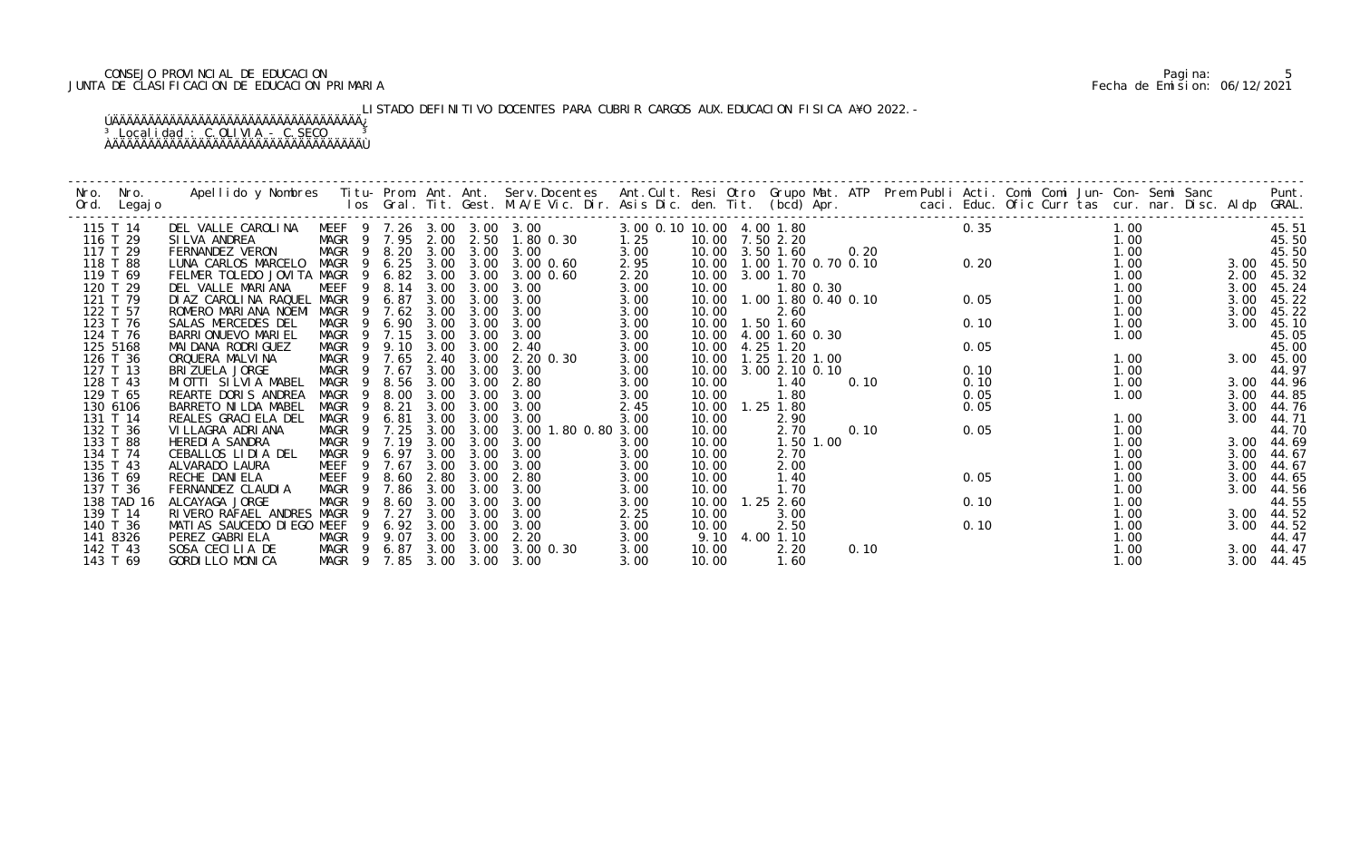CONSEJO PROVINCIAL DE EDUCACION
JUNTA DE CLASIFICACION DE EDUCACION PRIMARIA

Pagina: 5
Fecha de Emision: 06/12/2021

LISTADO DEFINITIVO DOCENTES PARA CUBRIR CARGOS AUX.EDUCACION FISICA A¥O 2022.-

Localidad : C.OLIVIA - C.SECO

| Nro. Ord. | Nro. Legajo | Apellido y Nombres | Titu-los | Prom. Gral. | Ant. Tit. | Ant. Gest. | Serv.Docentes M.A/E Vic. Dir. | Ant.Cult. Asis Dic. | Resi den. | Otro Tit. | Grupo (bcd) | Mat. Apr. | ATP | Prem Publi caci. | Acti. Educ. | Comi Ofic | Comi Curr | Jun- tas | Con- cur. | Semi nar. | Sanc Disc. | Aldp | Punt. GRAL. |
|---|---|---|---|---|---|---|---|---|---|---|---|---|---|---|---|---|---|---|---|---|---|---|---|
| 115 | T 14 | DEL VALLE CAROLINA | MEEF 9 | 7.26 | 3.00 | 3.00 | 3.00 | 3.00 0.10 | 10.00 | 4.00 | 1.80 | | | | 0.35 | | | | 1.00 | | | | 45.51 |
| 116 | T 29 | SILVA ANDREA | MAGR 9 | 7.95 | 2.00 | 2.50 | 1.80 0.30 | 1.25 | 10.00 | 7.50 | 2.20 | | | | | | | | 1.00 | | | | 45.50 |
| 117 | T 29 | FERNANDEZ VERON | MAGR 9 | 8.20 | 3.00 | 3.00 | 3.00 | 3.00 | 10.00 | 3.50 | 1.60 | | 0.20 | | | | | | 1.00 | | | | 45.50 |
| 118 | T 88 | LUNA CARLOS MARCELO | MAGR 9 | 6.25 | 3.00 | 3.00 | 3.00 0.60 | 2.95 | 10.00 | 1.00 | 1.70 | 0.70 | 0.10 | | 0.20 | | | | 1.00 | | | 3.00 | 45.50 |
| 119 | T 69 | FELMER TOLEDO JOVITA | MAGR 9 | 6.82 | 3.00 | 3.00 | 3.00 0.60 | 2.20 | 10.00 | 3.00 | 1.70 | | | | | | | | 1.00 | | | 2.00 | 45.32 |
| 120 | T 29 | DEL VALLE MARIANA | MEEF 9 | 8.14 | 3.00 | 3.00 | 3.00 | 3.00 | 10.00 | | 1.80 | 0.30 | | | | | | | 1.00 | | | 3.00 | 45.24 |
| 121 | T 79 | DIAZ CAROLINA RAQUEL | MAGR 9 | 6.87 | 3.00 | 3.00 | 3.00 | 3.00 | 10.00 | 1.00 | 1.80 | 0.40 | 0.10 | | 0.05 | | | | 1.00 | | | 3.00 | 45.22 |
| 122 | T 57 | ROMERO MARIANA NOEMI | MAGR 9 | 7.62 | 3.00 | 3.00 | 3.00 | 3.00 | 10.00 | | 2.60 | | | | | | | | 1.00 | | | 3.00 | 45.22 |
| 123 | T 76 | SALAS MERCEDES DEL | MAGR 9 | 6.90 | 3.00 | 3.00 | 3.00 | 3.00 | 10.00 | 1.50 | 1.60 | | | | 0.10 | | | | 1.00 | | | 3.00 | 45.10 |
| 124 | T 76 | BARRIONUEVO MARIEL | MAGR 9 | 7.15 | 3.00 | 3.00 | 3.00 | 3.00 | 10.00 | 4.00 | 1.60 | 0.30 | | | | | | | 1.00 | | | | 45.05 |
| 125 | 5168 | MAIDANA RODRIGUEZ | MAGR 9 | 9.10 | 3.00 | 3.00 | 2.40 | 3.00 | 10.00 | 4.25 | 1.20 | | | | 0.05 | | | | | | | | 45.00 |
| 126 | T 36 | ORQUERA MALVINA | MAGR 9 | 7.65 | 2.40 | 3.00 | 2.20 0.30 | 3.00 | 10.00 | 1.25 | 1.20 | 1.00 | | | | | | | 1.00 | | | 3.00 | 45.00 |
| 127 | T 13 | BRIZUELA JORGE | MAGR 9 | 7.67 | 3.00 | 3.00 | 3.00 | 3.00 | 10.00 | 3.00 | 2.10 | 0.10 | | | 0.10 | | | | 1.00 | | | | 44.97 |
| 128 | T 43 | MIOTTI SILVIA MABEL | MAGR 9 | 8.56 | 3.00 | 3.00 | 2.80 | 3.00 | 10.00 | | 1.40 | | 0.10 | | 0.10 | | | | 1.00 | | | 3.00 | 44.96 |
| 129 | T 65 | REARTE DORIS ANDREA | MAGR 9 | 8.00 | 3.00 | 3.00 | 3.00 | 3.00 | 10.00 | | 1.80 | | | | 0.05 | | | | 1.00 | | | 3.00 | 44.85 |
| 130 | 6106 | BARRETO NILDA MABEL | MAGR 9 | 8.21 | 3.00 | 3.00 | 3.00 | 2.45 | 10.00 | 1.25 | 1.80 | | | | 0.05 | | | | | | | 3.00 | 44.76 |
| 131 | T 14 | REALES GRACIELA DEL | MAGR 9 | 6.81 | 3.00 | 3.00 | 3.00 | 3.00 | 10.00 | | 2.90 | | | | | | | | 1.00 | | | 3.00 | 44.71 |
| 132 | T 36 | VILLAGRA ADRIANA | MAGR 9 | 7.25 | 3.00 | 3.00 | 3.00 1.80 0.80 | 3.00 | 10.00 | | 2.70 | | 0.10 | | 0.05 | | | | 1.00 | | | | 44.70 |
| 133 | T 88 | HEREDIA SANDRA | MAGR 9 | 7.19 | 3.00 | 3.00 | 3.00 | 3.00 | 10.00 | | 1.50 | 1.00 | | | | | | | 1.00 | | | 3.00 | 44.69 |
| 134 | T 74 | CEBALLOS LIDIA DEL | MAGR 9 | 6.97 | 3.00 | 3.00 | 3.00 | 3.00 | 10.00 | | 2.70 | | | | | | | | 1.00 | | | 3.00 | 44.67 |
| 135 | T 43 | ALVARADO LAURA | MEEF 9 | 7.67 | 3.00 | 3.00 | 3.00 | 3.00 | 10.00 | | 2.00 | | | | | | | | 1.00 | | | 3.00 | 44.67 |
| 136 | T 69 | RECHE DANIELA | MEEF 9 | 8.60 | 2.80 | 3.00 | 2.80 | 3.00 | 10.00 | | 1.40 | | | | 0.05 | | | | 1.00 | | | 3.00 | 44.65 |
| 137 | T 36 | FERNANDEZ CLAUDIA | MAGR 9 | 7.86 | 3.00 | 3.00 | 3.00 | 3.00 | 10.00 | | 1.70 | | | | | | | | 1.00 | | | 3.00 | 44.56 |
| 138 | TAD 16 | ALCAYAGA JORGE | MAGR 9 | 8.60 | 3.00 | 3.00 | 3.00 | 3.00 | 10.00 | 1.25 | 2.60 | | | | 0.10 | | | | 1.00 | | | | 44.55 |
| 139 | T 14 | RIVERO RAFAEL ANDRES | MAGR 9 | 7.27 | 3.00 | 3.00 | 3.00 | 2.25 | 10.00 | | 3.00 | | | | | | | | 1.00 | | | 3.00 | 44.52 |
| 140 | T 36 | MATIAS SAUCEDO DIEGO | MEEF 9 | 6.92 | 3.00 | 3.00 | 3.00 | 3.00 | 10.00 | | 2.50 | | | | 0.10 | | | | 1.00 | | | 3.00 | 44.52 |
| 141 | 8326 | PEREZ GABRIELA | MAGR 9 | 9.07 | 3.00 | 3.00 | 2.20 | 3.00 | 9.10 | 4.00 | 1.10 | | | | | | | | 1.00 | | | | 44.47 |
| 142 | T 43 | SOSA CECILIA DE | MAGR 9 | 6.87 | 3.00 | 3.00 | 3.00 0.30 | 3.00 | 10.00 | | 2.20 | | 0.10 | | | | | | 1.00 | | | 3.00 | 44.47 |
| 143 | T 69 | GORDILLO MONICA | MAGR 9 | 7.85 | 3.00 | 3.00 | 3.00 | 3.00 | 10.00 | | 1.60 | | | | | | | | 1.00 | | | 3.00 | 44.45 |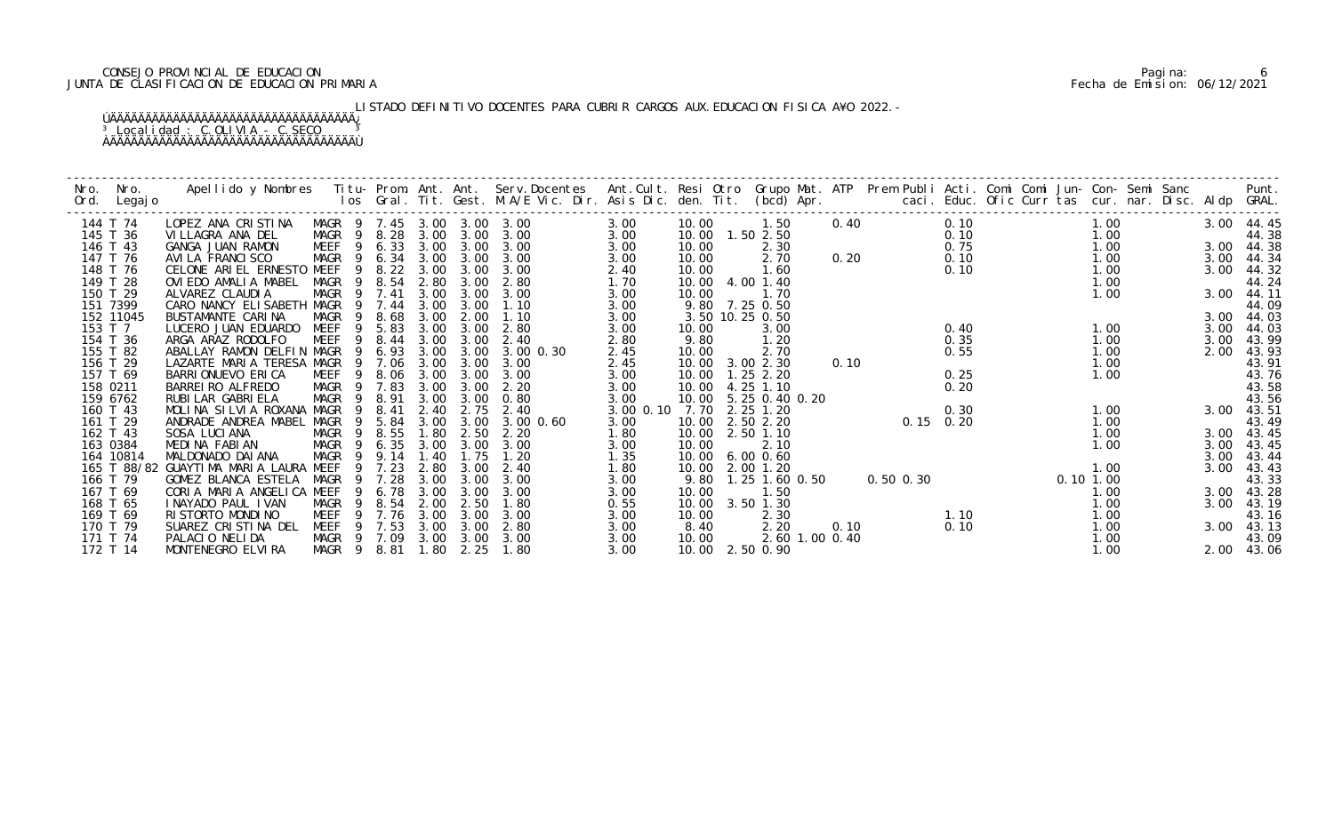CONSEJO PROVINCIAL DE EDUCACION
JUNTA DE CLASIFICACION DE EDUCACION PRIMARIA

Pagina: 6
Fecha de Emision: 06/12/2021

LISTADO DEFINITIVO DOCENTES PARA CUBRIR CARGOS AUX.EDUCACION FISICA A¥O 2022.-

Localidad : C.OLIVIA - C.SECO

| Nro. Ord. | Nro. Legajo | Apellido y Nombres | Titu-los | Prom. Gral. | Ant. Tit. | Ant. Gest. | Serv.Docentes M.A/E Vic. Dir. | Ant.Cult. Asis Dic. | Resi den. | Otro Tit. | Grupo (bcd) | Mat. Apr. | ATP | Prem caci. | Publi Educ. | Acti. Ofic | Comi Curr | Comi tas | Jun- cur. | Con- nar. | Semi Disc. | Sanc Aldp | Punt. GRAL. |
|---|---|---|---|---|---|---|---|---|---|---|---|---|---|---|---|---|---|---|---|---|---|---|---|
| 144 | T 74 | LOPEZ ANA CRISTINA | MAGR 9 | 7.45 | 3.00 | 3.00 | 3.00 | 3.00 | 10.00 | | 1.50 | | 0.40 | | 0.10 | | | | 1.00 | | | 3.00 | 44.45 |
| 145 | T 36 | VILLAGRA ANA DEL | MAGR 9 | 8.28 | 3.00 | 3.00 | 3.00 | 3.00 | 10.00 | 1.50 | 2.50 | | | | 0.10 | | | | 1.00 | | | | 44.38 |
| 146 | T 43 | GANGA JUAN RAMON | MEEF 9 | 6.33 | 3.00 | 3.00 | 3.00 | 3.00 | 10.00 | | 2.30 | | | | 0.75 | | | | 1.00 | | | 3.00 | 44.38 |
| 147 | T 76 | AVILA FRANCISCO | MAGR 9 | 6.34 | 3.00 | 3.00 | 3.00 | 3.00 | 10.00 | | 2.70 | | 0.20 | | 0.10 | | | | 1.00 | | | 3.00 | 44.34 |
| 148 | T 76 | CELONE ARIEL ERNESTO | MEEF 9 | 8.22 | 3.00 | 3.00 | 3.00 | 2.40 | 10.00 | | 1.60 | | | | 0.10 | | | | 1.00 | | | 3.00 | 44.32 |
| 149 | T 28 | OVIEDO AMALIA MABEL | MAGR 9 | 8.54 | 2.80 | 3.00 | 2.80 | 1.70 | 10.00 | 4.00 | 1.40 | | | | | | | | 1.00 | | | | 44.24 |
| 150 | T 29 | ALVAREZ CLAUDIA | MAGR 9 | 7.41 | 3.00 | 3.00 | 3.00 | 3.00 | 10.00 | | 1.70 | | | | | | | | 1.00 | | | 3.00 | 44.11 |
| 151 | 7399 | CARO NANCY ELISABETH | MAGR 9 | 7.44 | 3.00 | 3.00 | 1.10 | 3.00 | 9.80 | 7.25 | 0.50 | | | | | | | | | | | | 44.09 |
| 152 | 11045 | BUSTAMANTE CARINA | MAGR 9 | 8.68 | 3.00 | 2.00 | 1.10 | 3.00 | 3.50 | 10.25 | 0.50 | | | | | | | | | | | 3.00 | 44.03 |
| 153 | T 7 | LUCERO JUAN EDUARDO | MEEF 9 | 5.83 | 3.00 | 3.00 | 2.80 | 3.00 | 10.00 | | 3.00 | | | | 0.40 | | | | 1.00 | | | 3.00 | 44.03 |
| 154 | T 36 | ARGA ARAZ RODOLFO | MEEF 9 | 8.44 | 3.00 | 3.00 | 2.40 | 2.80 | 9.80 | | 1.20 | | | | 0.35 | | | | 1.00 | | | 3.00 | 43.99 |
| 155 | T 82 | ABALLAY RAMON DELFIN | MAGR 9 | 6.93 | 3.00 | 3.00 | 3.00 0.30 | 2.45 | 10.00 | | 2.70 | | | | 0.55 | | | | 1.00 | | | 2.00 | 43.93 |
| 156 | T 29 | LAZARTE MARIA TERESA | MAGR 9 | 7.06 | 3.00 | 3.00 | 3.00 | 2.45 | 10.00 | 3.00 | 2.30 | | 0.10 | | | | | | 1.00 | | | | 43.91 |
| 157 | T 69 | BARRIONUEVO ERICA | MEEF 9 | 8.06 | 3.00 | 3.00 | 3.00 | 3.00 | 10.00 | 1.25 | 2.20 | | | | 0.25 | | | | 1.00 | | | | 43.76 |
| 158 | 0211 | BARREIRO ALFREDO | MAGR 9 | 7.83 | 3.00 | 3.00 | 2.20 | 3.00 | 10.00 | 4.25 | 1.10 | | | | 0.20 | | | | | | | | 43.58 |
| 159 | 6762 | RUBILAR GABRIELA | MAGR 9 | 8.91 | 3.00 | 3.00 | 0.80 | 3.00 | 10.00 | 5.25 | 0.40 | 0.20 | | | | | | | | | | | 43.56 |
| 160 | T 43 | MOLINA SILVIA ROXANA | MAGR 9 | 8.41 | 2.40 | 2.75 | 2.40 | 3.00 0.10 | 7.70 | 2.25 | 1.20 | | | | 0.30 | | | | 1.00 | | | 3.00 | 43.51 |
| 161 | T 29 | ANDRADE ANDREA MABEL | MAGR 9 | 5.84 | 3.00 | 3.00 | 3.00 0.60 | 3.00 | 10.00 | 2.50 | 2.20 | | | 0.15 | 0.20 | | | | 1.00 | | | | 43.49 |
| 162 | T 43 | SOSA LUCIANA | MAGR 9 | 8.55 | 1.80 | 2.50 | 2.20 | 1.80 | 10.00 | 2.50 | 1.10 | | | | | | | | 1.00 | | | 3.00 | 43.45 |
| 163 | 0384 | MEDINA FABIAN | MAGR 9 | 6.35 | 3.00 | 3.00 | 3.00 | 3.00 | 10.00 | | 2.10 | | | | | | | | 1.00 | | | 3.00 | 43.45 |
| 164 | 10814 | MALDONADO DAIANA | MAGR 9 | 9.14 | 1.40 | 1.75 | 1.20 | 1.35 | 10.00 | 6.00 | 0.60 | | | | | | | | | | | 3.00 | 43.44 |
| 165 | T 88/82 | GUAYTIMA MARIA LAURA | MEEF 9 | 7.23 | 2.80 | 3.00 | 2.40 | 1.80 | 10.00 | 2.00 | 1.20 | | | | | | | | 1.00 | | | 3.00 | 43.43 |
| 166 | T 79 | GOMEZ BLANCA ESTELA | MAGR 9 | 7.28 | 3.00 | 3.00 | 3.00 | 3.00 | 9.80 | 1.25 | 1.60 | 0.50 | | 0.50 0.30 | | | | 0.10 | 1.00 | | | | 43.33 |
| 167 | T 69 | CORIA MARIA ANGELICA | MEEF 9 | 6.78 | 3.00 | 3.00 | 3.00 | 3.00 | 10.00 | | 1.50 | | | | | | | | 1.00 | | | 3.00 | 43.28 |
| 168 | T 65 | INAYADO PAUL IVAN | MAGR 9 | 8.54 | 2.00 | 2.50 | 1.80 | 0.55 | 10.00 | 3.50 | 1.30 | | | | | | | | 1.00 | | | 3.00 | 43.19 |
| 169 | T 69 | RISTORTO MONDINO | MEEF 9 | 7.76 | 3.00 | 3.00 | 3.00 | 3.00 | 10.00 | | 2.30 | | | | 1.10 | | | | 1.00 | | | | 43.16 |
| 170 | T 79 | SUAREZ CRISTINA DEL | MEEF 9 | 7.53 | 3.00 | 3.00 | 2.80 | 3.00 | 8.40 | | 2.20 | | 0.10 | | 0.10 | | | | 1.00 | | | 3.00 | 43.13 |
| 171 | T 74 | PALACIO NELIDA | MAGR 9 | 7.09 | 3.00 | 3.00 | 3.00 | 3.00 | 10.00 | | 2.60 | 1.00 | 0.40 | | | | | | 1.00 | | | | 43.09 |
| 172 | T 14 | MONTENEGRO ELVIRA | MAGR 9 | 8.81 | 1.80 | 2.25 | 1.80 | 3.00 | 10.00 | 2.50 | 0.90 | | | | | | | | 1.00 | | | 2.00 | 43.06 |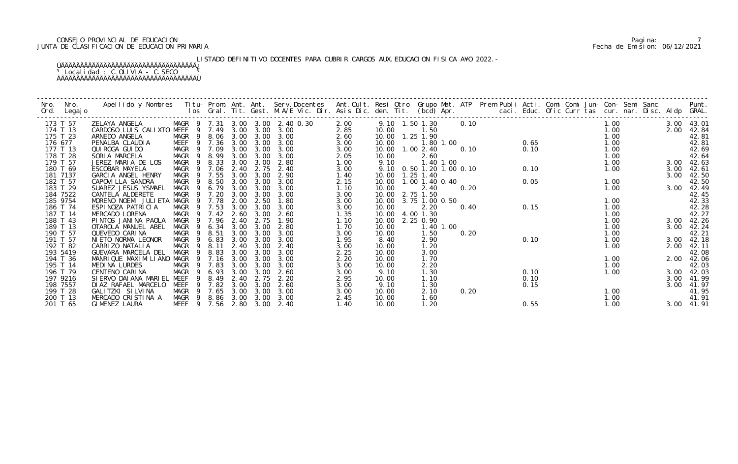CONSEJO PROVINCIAL DE EDUCACION
JUNTA DE CLASIFICACION DE EDUCACION PRIMARIA

Pagina: 7
Fecha de Emision: 06/12/2021

LISTADO DEFINITIVO DOCENTES PARA CUBRIR CARGOS AUX.EDUCACION FISICA A¥O 2022.-

Localidad : C.OLIVIA - C.SECO

| Nro. Ord. | Nro. Legajo | Apellido y Nombres | Titu- los | Prom. Gral. | Ant. Tit. | Ant. Gest. | Serv.Docentes M.A/E Vic. Dir. | Ant.Cult. Asis Dic. | Resi den. | Otro Tit. | Grupo Mat. (bcd) | ATP Apr. | Prem Publi caci. | Acti. Educ. | Comi Ofic | Comi Curr | Jun- tas | Con- cur. | Semi nar. | Sanc Disc. | Aldp | Punt. GRAL. |
|---|---|---|---|---|---|---|---|---|---|---|---|---|---|---|---|---|---|---|---|---|---|---|
| 173 | T 57 | ZELAYA ANGELA | MAGR 9 | 7.31 | 3.00 | 3.00 | 2.40 0.30 | 2.00 | 9.10 | 1.50 | 1.30 | 0.10 | | | | | | 1.00 | | | 3.00 | 43.01 |
| 174 | T 13 | CARDOSO LUIS CALIXTO | MEEF 9 | 7.49 | 3.00 | 3.00 | 3.00 | 2.85 | 10.00 | | 1.50 | | | | | | | 1.00 | | | 2.00 | 42.84 |
| 175 | T 23 | ARNEDO ANGELA | MAGR 9 | 8.06 | 3.00 | 3.00 | 3.00 | 2.60 | 10.00 | 1.25 | 1.90 | | | | | | | 1.00 | | | | 42.81 |
| 176 | 677 | PENALBA CLAUDIA | MEEF 9 | 7.36 | 3.00 | 3.00 | 3.00 | 3.00 | 10.00 | | 1.80 1.00 | | | 0.65 | | | | 1.00 | | | | 42.81 |
| 177 | T 13 | QUIROGA GUIDO | MAGR 9 | 7.09 | 3.00 | 3.00 | 3.00 | 3.00 | 10.00 | 1.00 | 2.40 | 0.10 | | 0.10 | | | | 1.00 | | | | 42.69 |
| 178 | T 28 | SORIA MARCELA | MAGR 9 | 8.99 | 3.00 | 3.00 | 3.00 | 2.05 | 10.00 | | 2.60 | | | | | | | 1.00 | | | | 42.64 |
| 179 | T 57 | JEREZ MARIA DE LOS | MAGR 9 | 8.33 | 3.00 | 3.00 | 2.80 | 1.00 | 9.10 | | 1.40 1.00 | | | | | | | 1.00 | | | 3.00 | 42.63 |
| 180 | T 69 | ESCOBAR MAYELA | MAGR 9 | 7.06 | 2.40 | 2.75 | 2.40 | 3.00 | 9.10 | 0.50 | 1.20 1.00 0.10 | | | 0.10 | | | | 1.00 | | | 3.00 | 42.61 |
| 181 | 7137 | GARCIA ANGEL HENRY | MAGR 9 | 7.55 | 3.00 | 3.00 | 2.90 | 1.40 | 10.00 | 1.25 | 1.40 | | | | | | | | | | 3.00 | 42.50 |
| 182 | T 57 | CAPOVILLA SANDRA | MAGR 9 | 8.50 | 3.00 | 3.00 | 3.00 | 2.15 | 10.00 | 1.00 | 1.40 0.40 | | | 0.05 | | | | 1.00 | | | | 42.50 |
| 183 | T 29 | SUAREZ JESUS YSMAEL | MAGR 9 | 6.79 | 3.00 | 3.00 | 3.00 | 1.10 | 10.00 | | 2.40 | 0.20 | | | | | | 1.00 | | | 3.00 | 42.49 |
| 184 | 7522 | CANTELA ALDERETE | MAGR 9 | 7.20 | 3.00 | 3.00 | 3.00 | 3.00 | 10.00 | 2.75 | 1.50 | | | | | | | | | | | 42.45 |
| 185 | 9754 | MORENO NOEMI JULIETA | MAGR 9 | 7.78 | 2.00 | 2.50 | 1.80 | 3.00 | 10.00 | 3.75 | 1.00 0.50 | | | | | | | 1.00 | | | | 42.33 |
| 186 | T 74 | ESPINOZA PATRICIA | MAGR 9 | 7.53 | 3.00 | 3.00 | 3.00 | 3.00 | 10.00 | | 2.20 | 0.40 | | 0.15 | | | | 1.00 | | | | 42.28 |
| 187 | T 14 | MERCADO LORENA | MAGR 9 | 7.42 | 2.60 | 3.00 | 2.60 | 1.35 | 10.00 | 4.00 | 1.30 | | | | | | | 1.00 | | | | 42.27 |
| 188 | T 43 | PINTOS JANINA PAOLA | MAGR 9 | 7.96 | 2.40 | 2.75 | 1.90 | 1.10 | 10.00 | 2.25 | 0.90 | | | | | | | 1.00 | | | 3.00 | 42.26 |
| 189 | T 13 | OTAROLA MANUEL ABEL | MAGR 9 | 6.34 | 3.00 | 3.00 | 2.80 | 1.70 | 10.00 | | 1.40 1.00 | | | | | | | 1.00 | | | 3.00 | 42.24 |
| 190 | T 57 | QUEVEDO CARINA | MAGR 9 | 8.51 | 3.00 | 3.00 | 3.00 | 3.00 | 10.00 | | 1.50 | 0.20 | | | | | | 1.00 | | | | 42.21 |
| 191 | T 57 | NIETO NORMA LEONOR | MAGR 9 | 6.83 | 3.00 | 3.00 | 3.00 | 1.95 | 8.40 | | 2.90 | | | 0.10 | | | | 1.00 | | | 3.00 | 42.18 |
| 192 | T 82 | CARRIZO NATALIA | MAGR 9 | 8.11 | 2.40 | 3.00 | 2.40 | 3.00 | 10.00 | | 1.20 | | | | | | | 1.00 | | | 2.00 | 42.11 |
| 193 | 5419 | GUEVARA MARCELA DEL | MAGR 9 | 8.83 | 3.00 | 3.00 | 3.00 | 2.25 | 10.00 | | 3.00 | | | | | | | | | | | 42.08 |
| 194 | T 36 | MANRIQUE MAXIMILIANO | MAGR 9 | 7.16 | 3.00 | 3.00 | 3.00 | 2.20 | 10.00 | | 1.70 | | | | | | | 1.00 | | | 2.00 | 42.06 |
| 195 | T 14 | MEDINA LURDES | MAGR 9 | 7.83 | 3.00 | 3.00 | 3.00 | 3.00 | 10.00 | | 2.20 | | | | | | | 1.00 | | | | 42.03 |
| 196 | T 79 | CENTENO CARINA | MAGR 9 | 6.93 | 3.00 | 3.00 | 2.60 | 3.00 | 9.10 | | 1.30 | | | 0.10 | | | | 1.00 | | | 3.00 | 42.03 |
| 197 | 9216 | SIERVO DAIANA MARIEL | MEEF 9 | 8.49 | 2.40 | 2.75 | 2.20 | 2.95 | 10.00 | | 1.10 | | | 0.10 | | | | | | | 3.00 | 41.99 |
| 198 | 7557 | DIAZ RAFAEL MARCELO | MEEF 9 | 7.82 | 3.00 | 3.00 | 2.60 | 3.00 | 9.10 | | 1.30 | | | 0.15 | | | | | | | 3.00 | 41.97 |
| 199 | T 28 | GALITZKI SILVINA | MAGR 9 | 7.65 | 3.00 | 3.00 | 3.00 | 3.00 | 10.00 | | 2.10 | 0.20 | | | | | | 1.00 | | | | 41.95 |
| 200 | T 13 | MERCADO CRISTINA A | MAGR 9 | 8.86 | 3.00 | 3.00 | 3.00 | 2.45 | 10.00 | | 1.60 | | | | | | | 1.00 | | | | 41.91 |
| 201 | T 65 | GIMENEZ LAURA | MEEF 9 | 7.56 | 2.80 | 3.00 | 2.40 | 1.40 | 10.00 | | 1.20 | | | 0.55 | | | | 1.00 | | | 3.00 | 41.91 |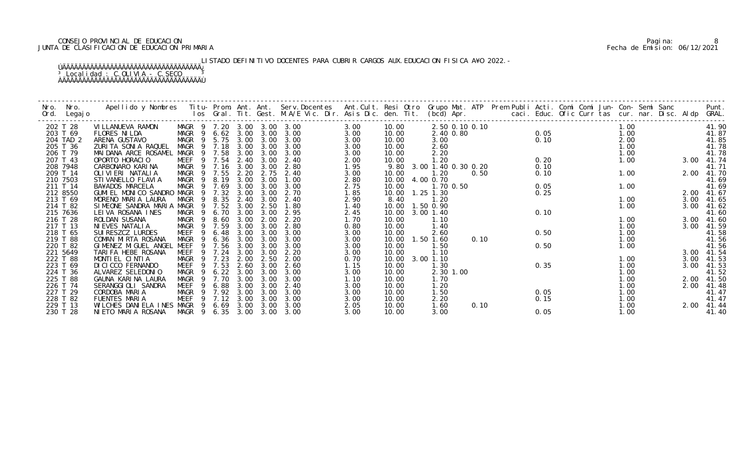CONSEJO PROVINCIAL DE EDUCACION
JUNTA DE CLASIFICACION DE EDUCACION PRIMARIA

Pagina: 8
Fecha de Emision: 06/12/2021

LISTADO DEFINITIVO DOCENTES PARA CUBRIR CARGOS AUX.EDUCACION FISICA A¥O 2022.-

Localidad : C.OLIVIA - C.SECO

| Nro. Ord. | Nro. Legajo | Apellido y Nombres | Titu-los | Prom. Gral. | Ant. Tit. | Ant. Gest. | Serv.Docentes M.A/E Vic. Dir. | Ant.Cult. Asis Dic. | Resi den. | Otro Tit. | Grupo (bcd) | Mat. Apr. | ATP | Prem | Publi caci. | Acti. Educ. | Comi Ofic | Comi Curr | Jun- tas | Con- cur. | Semi nar. | Sanc Disc. | Aldp | Punt. GRAL. |
|---|---|---|---|---|---|---|---|---|---|---|---|---|---|---|---|---|---|---|---|---|---|---|---|---|
| 202 | T 28 | VILLANUEVA RAMON | MAGR 9 | 7.20 | 3.00 | 3.00 | 3.00 | 3.00 | 10.00 | | 2.50 | 0.10 | 0.10 | | | | | | | 1.00 | | | | 41.90 |
| 203 | T 69 | FLORES NILDA | MAGR 9 | 6.62 | 3.00 | 3.00 | 3.00 | 3.00 | 10.00 | | 2.40 | 0.80 | | | 0.05 | | | | | 1.00 | | | | 41.87 |
| 204 | TAD 2 | ARENA GUSTAVO | MAGR 9 | 5.75 | 3.00 | 3.00 | 3.00 | 3.00 | 10.00 | | 3.00 | | | | 0.10 | | | | | 2.00 | | | | 41.85 |
| 205 | T 36 | ZURITA SONIA RAQUEL | MAGR 9 | 7.18 | 3.00 | 3.00 | 3.00 | 3.00 | 10.00 | | 2.60 | | | | | | | | | 1.00 | | | | 41.78 |
| 206 | T 79 | MAIDANA ARCE ROSAMEL | MAGR 9 | 7.58 | 3.00 | 3.00 | 3.00 | 3.00 | 10.00 | | 2.20 | | | | | | | | | 1.00 | | | | 41.78 |
| 207 | T 43 | OPORTO HORACIO | MEEF 9 | 7.54 | 2.40 | 3.00 | 2.40 | 2.00 | 10.00 | | 1.20 | | | | 0.20 | | | | | 1.00 | | | 3.00 | 41.74 |
| 208 | 7948 | CARBONARO KARINA | MAGR 9 | 7.16 | 3.00 | 3.00 | 2.80 | 1.95 | 9.80 | 3.00 | 1.40 | 0.30 | 0.20 | | 0.10 | | | | | | | | | 41.71 |
| 209 | T 14 | OLIVIERI NATALIA | MAGR 9 | 7.55 | 2.20 | 2.75 | 2.40 | 3.00 | 10.00 | | 1.20 | | 0.50 | | 0.10 | | | | | 1.00 | | | 2.00 | 41.70 |
| 210 | 7503 | STIVANELLO FLAVIA | MAGR 9 | 8.19 | 3.00 | 3.00 | 1.00 | 2.80 | 10.00 | 4.00 | 0.70 | | | | | | | | | | | | | 41.69 |
| 211 | T 14 | BA¥ADOS MARCELA | MAGR 9 | 7.69 | 3.00 | 3.00 | 3.00 | 2.75 | 10.00 | | 1.70 | 0.50 | | | 0.05 | | | | | 1.00 | | | | 41.69 |
| 212 | 8550 | GUMIEL MONICO SANDRO | MAGR 9 | 7.32 | 3.00 | 3.00 | 2.70 | 1.85 | 10.00 | 1.25 | 1.30 | | | | 0.25 | | | | | | | | 2.00 | 41.67 |
| 213 | T 69 | MORENO MARIA LAURA | MAGR 9 | 8.35 | 2.40 | 3.00 | 2.40 | 2.90 | 8.40 | | 1.20 | | | | | | | | | 1.00 | | | 3.00 | 41.65 |
| 214 | T 82 | SIMEONE SANDRA MARIA | MAGR 9 | 7.52 | 3.00 | 2.50 | 1.80 | 1.40 | 10.00 | 1.50 | 0.90 | | | | | | | | | 1.00 | | | 3.00 | 41.62 |
| 215 | 7636 | LEIVA ROSANA INES | MAGR 9 | 6.70 | 3.00 | 3.00 | 2.95 | 2.45 | 10.00 | 3.00 | 1.40 | | | | 0.10 | | | | | | | | | 41.60 |
| 216 | T 28 | ROLDAN SUSANA | MAGR 9 | 8.60 | 3.00 | 2.00 | 2.20 | 1.70 | 10.00 | | 1.10 | | | | | | | | | 1.00 | | | 3.00 | 41.60 |
| 217 | T 13 | NIEVES NATALIA | MAGR 9 | 7.59 | 3.00 | 3.00 | 2.80 | 0.80 | 10.00 | | 1.40 | | | | | | | | | 1.00 | | | 3.00 | 41.59 |
| 218 | T 65 | SUIRESZCZ LURDES | MEEF 9 | 6.48 | 3.00 | 3.00 | 3.00 | 3.00 | 10.00 | | 2.60 | | | | 0.50 | | | | | 1.00 | | | | 41.58 |
| 219 | T 88 | COMAN MIRTA ROSANA | MAGR 9 | 6.36 | 3.00 | 3.00 | 3.00 | 3.00 | 10.00 | 1.50 | 1.60 | | 0.10 | | | | | | | 1.00 | | | | 41.56 |
| 220 | T 82 | GIMENEZ MIGUEL ANGEL | MEEF 9 | 7.56 | 3.00 | 3.00 | 3.00 | 3.00 | 10.00 | | 1.50 | | | | 0.50 | | | | | 1.00 | | | | 41.56 |
| 221 | 5649 | TARIFA HEBE ROSANA | MEEF 9 | 7.24 | 3.00 | 3.00 | 2.20 | 3.00 | 10.00 | | 1.10 | | | | | | | | | | | | 3.00 | 41.54 |
| 222 | T 88 | MONTIEL CINTIA | MAGR 9 | 7.23 | 2.00 | 2.50 | 2.00 | 0.70 | 10.00 | 3.00 | 1.10 | | | | | | | | | 1.00 | | | 3.00 | 41.53 |
| 223 | T 69 | DICICCO FERNANDO | MEEF 9 | 7.53 | 2.60 | 3.00 | 2.60 | 1.15 | 10.00 | | 1.30 | | | | 0.35 | | | | | 1.00 | | | 3.00 | 41.53 |
| 224 | T 36 | ALVAREZ SELEDONIO | MAGR 9 | 6.22 | 3.00 | 3.00 | 3.00 | 3.00 | 10.00 | | 2.30 | 1.00 | | | | | | | | 1.00 | | | | 41.52 |
| 225 | T 88 | GAUNA KARINA LAURA | MAGR 9 | 7.70 | 3.00 | 3.00 | 3.00 | 1.10 | 10.00 | | 1.70 | | | | | | | | | 1.00 | | | 2.00 | 41.50 |
| 226 | T 74 | SERANGGIOLI SANDRA | MEEF 9 | 6.88 | 3.00 | 3.00 | 2.40 | 3.00 | 10.00 | | 1.20 | | | | | | | | | 1.00 | | | 2.00 | 41.48 |
| 227 | T 29 | CORDOBA MARIA | MAGR 9 | 7.92 | 3.00 | 3.00 | 3.00 | 3.00 | 10.00 | | 1.50 | | | | 0.05 | | | | | 1.00 | | | | 41.47 |
| 228 | T 82 | FUENTES MARIA | MEEF 9 | 7.12 | 3.00 | 3.00 | 3.00 | 3.00 | 10.00 | | 2.20 | | | | 0.15 | | | | | 1.00 | | | | 41.47 |
| 229 | T 13 | WILCHES DANIELA INES | MAGR 9 | 6.69 | 3.00 | 3.00 | 3.00 | 2.05 | 10.00 | | 1.60 | | 0.10 | | | | | | | 1.00 | | | 2.00 | 41.44 |
| 230 | T 28 | NIETO MARIA ROSANA | MAGR 9 | 6.35 | 3.00 | 3.00 | 3.00 | 3.00 | 10.00 | | 3.00 | | | | 0.05 | | | | | 1.00 | | | | 41.40 |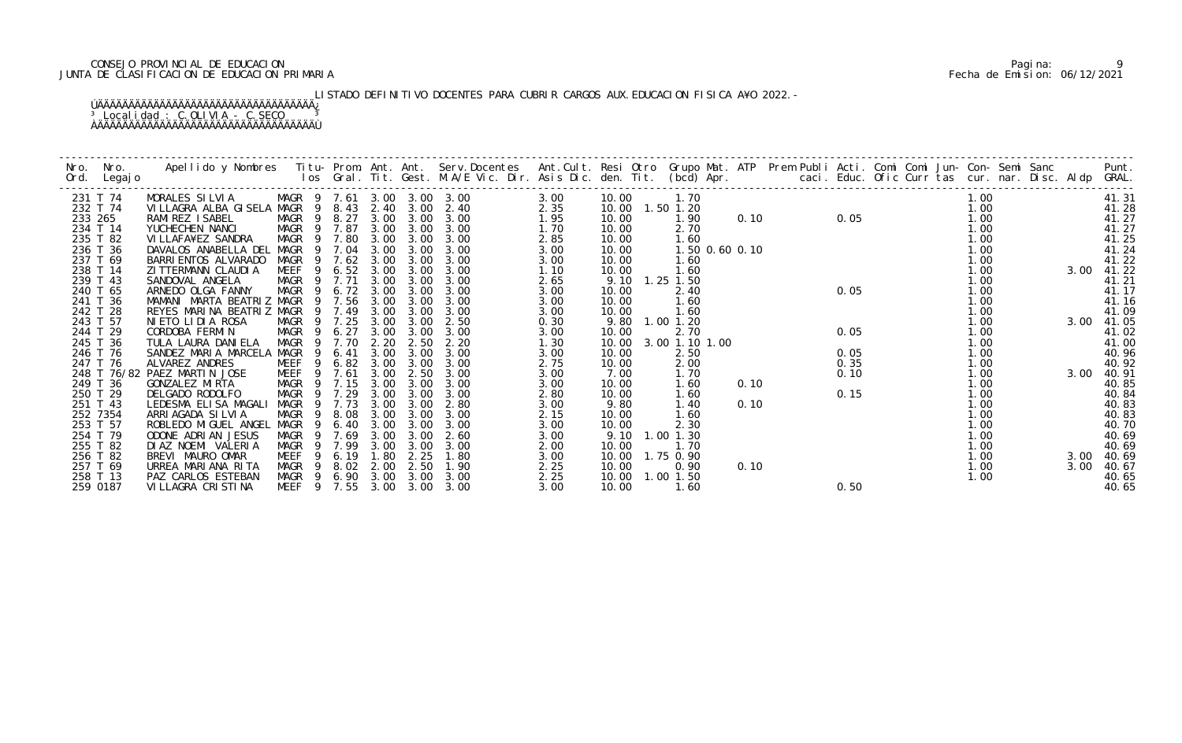CONSEJO PROVINCIAL DE EDUCACION
JUNTA DE CLASIFICACION DE EDUCACION PRIMARIA

Pagina: 9
Fecha de Emision: 06/12/2021

LISTADO DEFINITIVO DOCENTES PARA CUBRIR CARGOS AUX.EDUCACION FISICA A¥O 2022.-

Localidad : C.OLIVIA - C.SECO

| Nro. Ord. | Nro. Legajo | Apellido y Nombres | Titu- los | Prom. Gral. | Ant. Tit. | Ant. Gest. | Serv.Docentes M.A/E Vic. Dir. | Ant.Cult. Asis Dic. | Resi den. | Otro Tit. | Grupo Mat. (bcd) | ATP Apr. | Prem Publi caci. | Acti. Educ. | Comi Ofic | Comi Curr | Jun- tas | Con- cur. | Semi nar. | Sanc Disc. | Aldp | Punt. GRAL. |
|---|---|---|---|---|---|---|---|---|---|---|---|---|---|---|---|---|---|---|---|---|---|---|
| 231 | T 74 | MORALES SILVIA | MAGR 9 | 7.61 | 3.00 | 3.00 | 3.00 | 3.00 | 10.00 | | 1.70 | | | | | | | 1.00 | | | | 41.31 |
| 232 | T 74 | VILLAGRA ALBA GISELA | MAGR 9 | 8.43 | 2.40 | 3.00 | 2.40 | 2.35 | 10.00 | 1.50 | 1.20 | | | | | | | 1.00 | | | | 41.28 |
| 233 | 265 | RAMIREZ ISABEL | MAGR 9 | 8.27 | 3.00 | 3.00 | 3.00 | 1.95 | 10.00 | | 1.90 | 0.10 | | 0.05 | | | | 1.00 | | | | 41.27 |
| 234 | T 14 | YUCHECHEN NANCI | MAGR 9 | 7.87 | 3.00 | 3.00 | 3.00 | 1.70 | 10.00 | | 2.70 | | | | | | | 1.00 | | | | 41.27 |
| 235 | T 82 | VILLAFA¥EZ SANDRA | MAGR 9 | 7.80 | 3.00 | 3.00 | 3.00 | 2.85 | 10.00 | | 1.60 | | | | | | | 1.00 | | | | 41.25 |
| 236 | T 36 | DAVALOS ANABELLA DEL | MAGR 9 | 7.04 | 3.00 | 3.00 | 3.00 | 3.00 | 10.00 | | 1.50 | 0.60 0.10 | | | | | | 1.00 | | | | 41.24 |
| 237 | T 69 | BARRIENTOS ALVARADO | MAGR 9 | 7.62 | 3.00 | 3.00 | 3.00 | 3.00 | 10.00 | | 1.60 | | | | | | | 1.00 | | | | 41.22 |
| 238 | T 14 | ZITTERMANN CLAUDIA | MEEF 9 | 6.52 | 3.00 | 3.00 | 3.00 | 1.10 | 10.00 | | 1.60 | | | | | | | 1.00 | | | 3.00 | 41.22 |
| 239 | T 43 | SANDOVAL ANGELA | MAGR 9 | 7.71 | 3.00 | 3.00 | 3.00 | 2.65 | 9.10 | 1.25 | 1.50 | | | | | | | 1.00 | | | | 41.21 |
| 240 | T 65 | ARNEDO OLGA FANNY | MAGR 9 | 6.72 | 3.00 | 3.00 | 3.00 | 3.00 | 10.00 | | 2.40 | | | 0.05 | | | | 1.00 | | | | 41.17 |
| 241 | T 36 | MAMANI MARTA BEATRIZ | MAGR 9 | 7.56 | 3.00 | 3.00 | 3.00 | 3.00 | 10.00 | | 1.60 | | | | | | | 1.00 | | | | 41.16 |
| 242 | T 28 | REYES MARINA BEATRIZ | MAGR 9 | 7.49 | 3.00 | 3.00 | 3.00 | 3.00 | 10.00 | | 1.60 | | | | | | | 1.00 | | | | 41.09 |
| 243 | T 57 | NIETO LIDIA ROSA | MAGR 9 | 7.25 | 3.00 | 3.00 | 2.50 | 0.30 | 9.80 | 1.00 | 1.20 | | | | | | | 1.00 | | | 3.00 | 41.05 |
| 244 | T 29 | CORDOBA FERMIN | MAGR 9 | 6.27 | 3.00 | 3.00 | 3.00 | 3.00 | 10.00 | | 2.70 | | | 0.05 | | | | 1.00 | | | | 41.02 |
| 245 | T 36 | TULA LAURA DANIELA | MAGR 9 | 7.70 | 2.20 | 2.50 | 2.20 | 1.30 | 10.00 | 3.00 | 1.10 | 1.00 | | | | | | 1.00 | | | | 41.00 |
| 246 | T 76 | SANDEZ MARIA MARCELA | MAGR 9 | 6.41 | 3.00 | 3.00 | 3.00 | 3.00 | 10.00 | | 2.50 | | | 0.05 | | | | 1.00 | | | | 40.96 |
| 247 | T 76 | ALVAREZ ANDRES | MEEF 9 | 6.82 | 3.00 | 3.00 | 3.00 | 2.75 | 10.00 | | 2.00 | | | 0.35 | | | | 1.00 | | | | 40.92 |
| 248 | T 76/82 | PAEZ MARTIN JOSE | MEEF 9 | 7.61 | 3.00 | 2.50 | 3.00 | 3.00 | 7.00 | | 1.70 | | | 0.10 | | | | 1.00 | | | 3.00 | 40.91 |
| 249 | T 36 | GONZALEZ MIRTA | MAGR 9 | 7.15 | 3.00 | 3.00 | 3.00 | 3.00 | 10.00 | | 1.60 | 0.10 | | | | | | 1.00 | | | | 40.85 |
| 250 | T 29 | DELGADO RODOLFO | MAGR 9 | 7.29 | 3.00 | 3.00 | 3.00 | 2.80 | 10.00 | | 1.60 | | | 0.15 | | | | 1.00 | | | | 40.84 |
| 251 | T 43 | LEDESMA ELISA MAGALI | MAGR 9 | 7.73 | 3.00 | 3.00 | 2.80 | 3.00 | 9.80 | | 1.40 | 0.10 | | | | | | 1.00 | | | | 40.83 |
| 252 | 7354 | ARRIAGADA SILVIA | MAGR 9 | 8.08 | 3.00 | 3.00 | 3.00 | 2.15 | 10.00 | | 1.60 | | | | | | | 1.00 | | | | 40.83 |
| 253 | T 57 | ROBLEDO MIGUEL ANGEL | MAGR 9 | 6.40 | 3.00 | 3.00 | 3.00 | 3.00 | 10.00 | | 2.30 | | | | | | | 1.00 | | | | 40.70 |
| 254 | T 79 | ODONE ADRIAN JESUS | MAGR 9 | 7.69 | 3.00 | 3.00 | 2.60 | 3.00 | 9.10 | 1.00 | 1.30 | | | | | | | 1.00 | | | | 40.69 |
| 255 | T 82 | DIAZ NOEMI VALERIA | MAGR 9 | 7.99 | 3.00 | 3.00 | 3.00 | 2.00 | 10.00 | | 1.70 | | | | | | | 1.00 | | | | 40.69 |
| 256 | T 82 | BREVI MAURO OMAR | MEEF 9 | 6.19 | 1.80 | 2.25 | 1.80 | 3.00 | 10.00 | 1.75 | 0.90 | | | | | | | 1.00 | | | 3.00 | 40.69 |
| 257 | T 69 | URREA MARIANA RITA | MAGR 9 | 8.02 | 2.00 | 2.50 | 1.90 | 2.25 | 10.00 | | 0.90 | 0.10 | | | | | | 1.00 | | | 3.00 | 40.67 |
| 258 | T 13 | PAZ CARLOS ESTEBAN | MAGR 9 | 6.90 | 3.00 | 3.00 | 3.00 | 2.25 | 10.00 | 1.00 | 1.50 | | | | | | | 1.00 | | | | 40.65 |
| 259 | 0187 | VILLAGRA CRISTINA | MEEF 9 | 7.55 | 3.00 | 3.00 | 3.00 | 3.00 | 10.00 | | 1.60 | | | 0.50 | | | | | | | | 40.65 |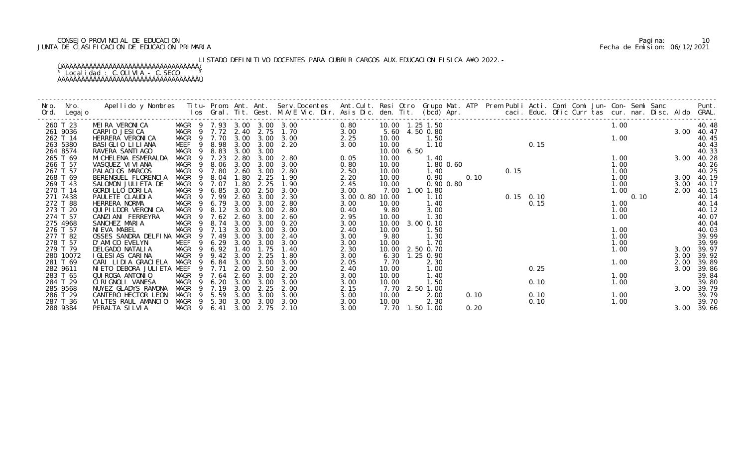CONSEJO PROVINCIAL DE EDUCACION
JUNTA DE CLASIFICACION DE EDUCACION PRIMARIA

Pagina: 10
Fecha de Emision: 06/12/2021

LISTADO DEFINITIVO DOCENTES PARA CUBRIR CARGOS AUX.EDUCACION FISICA A¥O 2022.-

Localidad : C.OLIVIA - C.SECO

| Nro. Ord. | Nro. Legajo | Apellido y Nombres | Titu-los | Prom. Gral. | Ant. Tit. | Ant. Gest. | Serv.Docentes M.A/E Vic. Dir. | Ant.Cult. Asis Dic. | Resi den. | Otro Tit. | Grupo Mat. (bcd) | ATP Apr. | Prem | Publi caci. | Acti. Educ. | Comi Ofic | Comi Curr | Jun-tas | Con-cur. | Semi nar. | Sanc Disc. | Aldp | Punt. GRAL. |
|---|---|---|---|---|---|---|---|---|---|---|---|---|---|---|---|---|---|---|---|---|---|---|---|
| 260 | T 23 | MEIRA VERONICA | MAGR 9 | 7.93 | 3.00 | 3.00 | 3.00 | 0.80 | 10.00 | 1.25 | 1.50 | | | | | | | | 1.00 | | | | 40.48 |
| 261 | 9036 | CARPIO JESICA | MAGR 9 | 7.72 | 2.40 | 2.75 | 1.70 | 3.00 | 5.60 | 4.50 | 0.80 | | | | | | | | | | | 3.00 | 40.47 |
| 262 | T 14 | HERRERA VERONICA | MAGR 9 | 7.70 | 3.00 | 3.00 | 3.00 | 2.25 | 10.00 | | 1.50 | | | | | | | | 1.00 | | | | 40.45 |
| 263 | 5380 | BASIGLIO LILIANA | MEEF 9 | 8.98 | 3.00 | 3.00 | 2.20 | 3.00 | 10.00 | | 1.10 | | | | 0.15 | | | | | | | | 40.43 |
| 264 | 8574 | RAVERA SANTIAGO | MAGR 9 | 8.83 | 3.00 | 3.00 | | | 10.00 | 6.50 | | | | | | | | | | | | | 40.33 |
| 265 | T 69 | MICHELENA ESMERALDA | MAGR 9 | 7.23 | 2.80 | 3.00 | 2.80 | 0.05 | 10.00 | | 1.40 | | | | | | | | 1.00 | | | 3.00 | 40.28 |
| 266 | T 57 | VASQUEZ VIVIANA | MAGR 9 | 8.06 | 3.00 | 3.00 | 3.00 | 0.80 | 10.00 | | 1.80 | 0.60 | | | | | | | 1.00 | | | | 40.26 |
| 267 | T 57 | PALACIOS MARCOS | MAGR 9 | 7.80 | 2.60 | 3.00 | 2.80 | 2.50 | 10.00 | | 1.40 | | | 0.15 | | | | | 1.00 | | | | 40.25 |
| 268 | T 69 | BERENGUEL FLORENCIA | MAGR 9 | 8.04 | 1.80 | 2.25 | 1.90 | 2.20 | 10.00 | | 0.90 | | 0.10 | | | | | | 1.00 | | | 3.00 | 40.19 |
| 269 | T 43 | SALOMON JULIETA DE | MAGR 9 | 7.07 | 1.80 | 2.25 | 1.90 | 2.45 | 10.00 | | 0.90 | 0.80 | | | | | | | 1.00 | | | 3.00 | 40.17 |
| 270 | T 14 | GORDILLO DORILA | MAGR 9 | 6.85 | 3.00 | 2.50 | 3.00 | 3.00 | 7.00 | 1.00 | 1.80 | | | | | | | | 1.00 | | | 2.00 | 40.15 |
| 271 | 7438 | PAULETE CLAUDIA | MAGR 9 | 7.99 | 2.60 | 3.00 | 2.30 | 3.00 0.80 | 10.00 | | 1.10 | | | 0.15 | 0.10 | | | | | 0.10 | | | 40.14 |
| 272 | T 88 | HERRERA NORMA | MAGR 9 | 6.79 | 3.00 | 3.00 | 2.80 | 3.00 | 10.00 | | 1.40 | | | | 0.15 | | | | 1.00 | | | | 40.14 |
| 273 | T 20 | QUIPILDOR VERONICA | MAGR 9 | 8.12 | 3.00 | 3.00 | 2.80 | 0.40 | 9.80 | | 3.00 | | | | | | | | 1.00 | | | | 40.12 |
| 274 | T 57 | CANZIANI FERREYRA | MAGR 9 | 7.62 | 2.60 | 3.00 | 2.60 | 2.95 | 10.00 | | 1.30 | | | | | | | | 1.00 | | | | 40.07 |
| 275 | 4968 | SANCHEZ MARIA | MAGR 9 | 8.74 | 3.00 | 3.00 | 0.20 | 3.00 | 10.00 | 3.00 | 0.10 | | | | | | | | | | | | 40.04 |
| 276 | T 57 | NIEVA MABEL | MAGR 9 | 7.13 | 3.00 | 3.00 | 3.00 | 2.40 | 10.00 | | 1.50 | | | | | | | | 1.00 | | | | 40.03 |
| 277 | T 82 | OSSES SANDRA DELFINA | MAGR 9 | 7.49 | 3.00 | 3.00 | 2.40 | 3.00 | 9.80 | | 1.30 | | | | | | | | 1.00 | | | | 39.99 |
| 278 | T 57 | D'AMICO EVELYN | MEEF 9 | 6.29 | 3.00 | 3.00 | 3.00 | 3.00 | 10.00 | | 1.70 | | | | | | | | 1.00 | | | | 39.99 |
| 279 | T 79 | DELGADO NATALIA | MAGR 9 | 6.92 | 1.40 | 1.75 | 1.40 | 2.30 | 10.00 | 2.50 | 0.70 | | | | | | | | 1.00 | | | 3.00 | 39.97 |
| 280 | 10072 | IGLESIAS CARINA | MAGR 9 | 9.42 | 3.00 | 2.25 | 1.80 | 3.00 | 6.30 | 1.25 | 0.90 | | | | | | | | | | | 3.00 | 39.92 |
| 281 | T 69 | CARI LIDIA GRACIELA | MAGR 9 | 6.84 | 3.00 | 3.00 | 3.00 | 2.05 | 7.70 | | 2.30 | | | | | | | | 1.00 | | | 2.00 | 39.89 |
| 282 | 9611 | NIETO DEBORA JULIETA | MEEF 9 | 7.71 | 2.00 | 2.50 | 2.00 | 2.40 | 10.00 | | 1.00 | | | | 0.25 | | | | | | | 3.00 | 39.86 |
| 283 | T 65 | QUIROGA ANTONIO | MAGR 9 | 7.64 | 2.60 | 3.00 | 2.20 | 3.00 | 10.00 | | 1.40 | | | | | | | | 1.00 | | | | 39.84 |
| 284 | T 29 | CIRIGNOLI VANESA | MAGR 9 | 6.20 | 3.00 | 3.00 | 3.00 | 3.00 | 10.00 | | 1.50 | | | | 0.10 | | | | 1.00 | | | | 39.80 |
| 285 | 9568 | NU¥EZ GLADYS RAMONA | MAGR 9 | 7.19 | 3.00 | 2.25 | 2.00 | 2.15 | 7.70 | 2.50 | 1.00 | | | | | | | | | | | 3.00 | 39.79 |
| 286 | T 29 | CANTERO HECTOR LEON | MAGR 9 | 5.59 | 3.00 | 3.00 | 3.00 | 3.00 | 10.00 | | 2.00 | | 0.10 | | 0.10 | | | | 1.00 | | | | 39.79 |
| 287 | T 36 | VILTES RAUL AMANCIO | MAGR 9 | 5.30 | 3.00 | 3.00 | 3.00 | 3.00 | 10.00 | | 2.30 | | | | 0.10 | | | | 1.00 | | | | 39.70 |
| 288 | 9384 | PERALTA SILVIA | MAGR 9 | 6.41 | 3.00 | 2.75 | 2.10 | 3.00 | 7.70 | 1.50 | 1.00 | | 0.20 | | | | | | | | | 3.00 | 39.66 |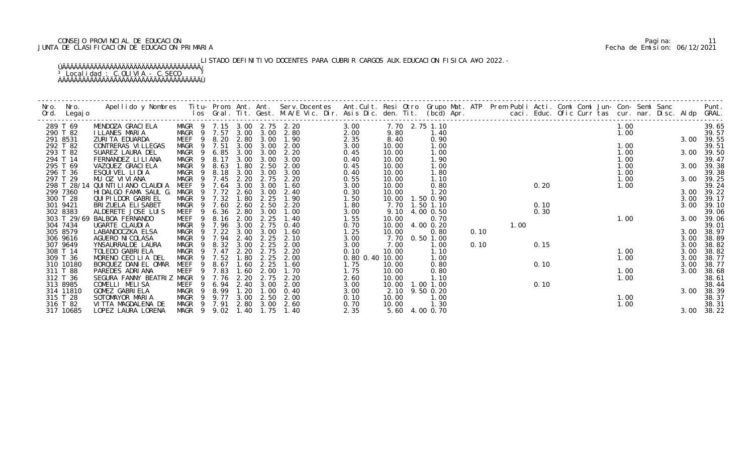CONSEJO PROVINCIAL DE EDUCACION
JUNTA DE CLASIFICACION DE EDUCACION PRIMARIA

Fecha de Emision: 06/12/2021

LISTADO DEFINITIVO DOCENTES PARA CUBRIR CARGOS AUX.EDUCACION FISICA A¥O 2022.-

Localidad : C.OLIVIA - C.SECO

| Nro. Ord. | Nro. Legajo | Apellido y Nombres | Titu- los | Prom. Gral. | Ant. Tit. | Ant. Gest. | Serv.Docentes M.A/E Vic. Dir. | Ant.Cult. Asis Dic. | Resi den. | Otro Tit. | Grupo Mat. (bcd) Apr. | ATP | Prem caci. | Publi Educ. | Acti. Ofic | Comi Curr | Comi tas | Jun- cur. | Con- nar. | Semi Disc. | Sanc Aldp | Punt. GRAL. |
|---|---|---|---|---|---|---|---|---|---|---|---|---|---|---|---|---|---|---|---|---|---|---|
| 289 | T 69 | MENDOZA GRACIELA | MAGR 9 | 7.15 | 3.00 | 2.75 | 2.20 | 3.00 | 7.70 | 2.75 | 1.10 | | | | | | | 1.00 | | | | 39.65 |
| 290 | T 82 | ILLANES MARIA | MAGR 9 | 7.57 | 3.00 | 3.00 | 2.80 | 2.00 | 9.80 | | 1.40 | | | | | | | 1.00 | | | | 39.57 |
| 291 | 8531 | ZURITA EDUARDA | MEEF 9 | 8.20 | 2.80 | 3.00 | 1.90 | 2.35 | 8.40 | | 0.90 | | | | | | | | | | 3.00 | 39.55 |
| 292 | T 82 | CONTRERAS VILLEGAS | MAGR 9 | 7.51 | 3.00 | 3.00 | 2.00 | 3.00 | 10.00 | | 1.00 | | | | | | | 1.00 | | | | 39.51 |
| 293 | T 82 | SUAREZ LAURA DEL | MAGR 9 | 6.85 | 3.00 | 3.00 | 2.20 | 0.45 | 10.00 | | 1.00 | | | | | | | 1.00 | | | 3.00 | 39.50 |
| 294 | T 14 | FERNANDEZ LILIANA | MAGR 9 | 8.17 | 3.00 | 3.00 | 3.00 | 0.40 | 10.00 | | 1.90 | | | | | | | 1.00 | | | | 39.47 |
| 295 | T 69 | VAZQUEZ GRACIELA | MAGR 9 | 8.63 | 1.80 | 2.50 | 2.00 | 0.45 | 10.00 | | 1.00 | | | | | | | 1.00 | | | 3.00 | 39.38 |
| 296 | T 36 | ESQUIVEL LIDIA | MAGR 9 | 8.18 | 3.00 | 3.00 | 3.00 | 0.40 | 10.00 | | 1.80 | | | | | | | 1.00 | | | | 39.38 |
| 297 | T 29 | MU OZ VIVIANA | MAGR 9 | 7.45 | 2.20 | 2.75 | 2.20 | 0.55 | 10.00 | | 1.10 | | | | | | | 1.00 | | | 3.00 | 39.25 |
| 298 | T 28/14 | QUINTILIANO CLAUDIA | MEEF 9 | 7.64 | 3.00 | 3.00 | 1.60 | 3.00 | 10.00 | | 0.80 | | | | 0.20 | | | 1.00 | | | | 39.24 |
| 299 | 7360 | HIDALGO FAMA SAUL G. | MAGR 9 | 7.72 | 2.60 | 3.00 | 2.40 | 0.30 | 10.00 | | 1.20 | | | | | | | | | | 3.00 | 39.22 |
| 300 | T 28 | QUIPILDOR GABRIEL | MAGR 9 | 7.32 | 1.80 | 2.25 | 1.90 | 1.50 | 10.00 | 1.50 | 0.90 | | | | | | | | | | 3.00 | 39.17 |
| 301 | 9421 | BRIZUELA ELISABET | MAGR 9 | 7.60 | 2.60 | 2.50 | 2.20 | 1.80 | 7.70 | 1.50 | 1.10 | | | | 0.10 | | | | | | 3.00 | 39.10 |
| 302 | 8383 | ALDERETE JOSE LUIS | MEEF 9 | 6.36 | 2.80 | 3.00 | 1.00 | 3.00 | 9.10 | 4.00 | 0.50 | | | | 0.30 | | | | | | | 39.06 |
| 303 | T 29/69 | BALBOA FERNANDO | MEEF 9 | 8.16 | 2.00 | 2.25 | 1.40 | 1.55 | 10.00 | | 0.70 | | | | | | | 1.00 | | | 3.00 | 39.06 |
| 304 | 7434 | UGARTE CLAUDIA | MAGR 9 | 7.96 | 3.00 | 2.75 | 0.40 | 0.70 | 10.00 | 4.00 | 0.20 | | 1.00 | | | | | | | | | 39.01 |
| 305 | 8579 | LABANDOCZKA ELSA | MAGR 9 | 7.22 | 3.00 | 3.00 | 1.60 | 1.25 | 10.00 | | 0.80 | 0.10 | | | | | | | | | 3.00 | 38.97 |
| 306 | 9616 | AGUERO NICOLASA | MAGR 9 | 7.94 | 2.40 | 2.25 | 2.10 | 3.00 | 7.70 | 0.50 | 1.00 | | | | | | | | | | 3.00 | 38.89 |
| 307 | 9649 | YNSAURRALDE LAURA | MAGR 9 | 8.32 | 3.00 | 2.25 | 2.00 | 3.00 | 7.00 | | 1.00 | 0.10 | | | 0.15 | | | | | | 3.00 | 38.82 |
| 308 | T 14 | TOLEDO GABRIELA | MAGR 9 | 7.47 | 2.20 | 2.75 | 2.20 | 0.10 | 10.00 | | 1.10 | | | | | | | 1.00 | | | 3.00 | 38.82 |
| 309 | T 36 | MORENO CECILIA DEL | MAGR 9 | 7.52 | 1.80 | 2.25 | 2.00 | 0.80 0.40 | 10.00 | | 1.00 | | | | | | | 1.00 | | | 3.00 | 38.77 |
| 310 | 10180 | BORQUEZ DANIEL OMAR | MEEF 9 | 8.67 | 1.60 | 2.25 | 1.60 | 1.75 | 10.00 | | 0.80 | | | | 0.10 | | | | | | 3.00 | 38.77 |
| 311 | T 88 | PAREDES ADRIANA | MEEF 9 | 7.83 | 1.60 | 2.00 | 1.70 | 1.75 | 10.00 | | 0.80 | | | | | | | 1.00 | | | 3.00 | 38.68 |
| 312 | T 36 | SEGURA FANNY BEATRIZ | MAGR 9 | 7.76 | 2.20 | 2.75 | 2.20 | 2.60 | 10.00 | | 1.10 | | | | | | | 1.00 | | | | 38.61 |
| 313 | 8985 | COMELLI MELISA | MEEF 9 | 6.94 | 2.40 | 3.00 | 2.00 | 3.00 | 10.00 | 1.00 | 1.00 | | | | 0.10 | | | | | | | 38.44 |
| 314 | 11810 | GOMEZ GABRIELA | MAGR 9 | 8.99 | 1.20 | 1.00 | 0.40 | 3.00 | 2.10 | 9.50 | 0.20 | | | | | | | | | | 3.00 | 38.39 |
| 315 | T 28 | SOTOMAYOR MARIA | MAGR 9 | 9.77 | 3.00 | 2.50 | 2.00 | 0.10 | 10.00 | | 1.00 | | | | | | | 1.00 | | | | 38.37 |
| 316 | T 82 | VITTA MAGDALENA DE | MAGR 9 | 7.91 | 2.80 | 3.00 | 2.60 | 0.70 | 10.00 | | 1.30 | | | | | | | 1.00 | | | | 38.31 |
| 317 | 10685 | LOPEZ LAURA LORENA | MAGR 9 | 9.02 | 1.40 | 1.75 | 1.40 | 2.35 | 5.60 | 4.00 | 0.70 | | | | | | | | | | 3.00 | 38.22 |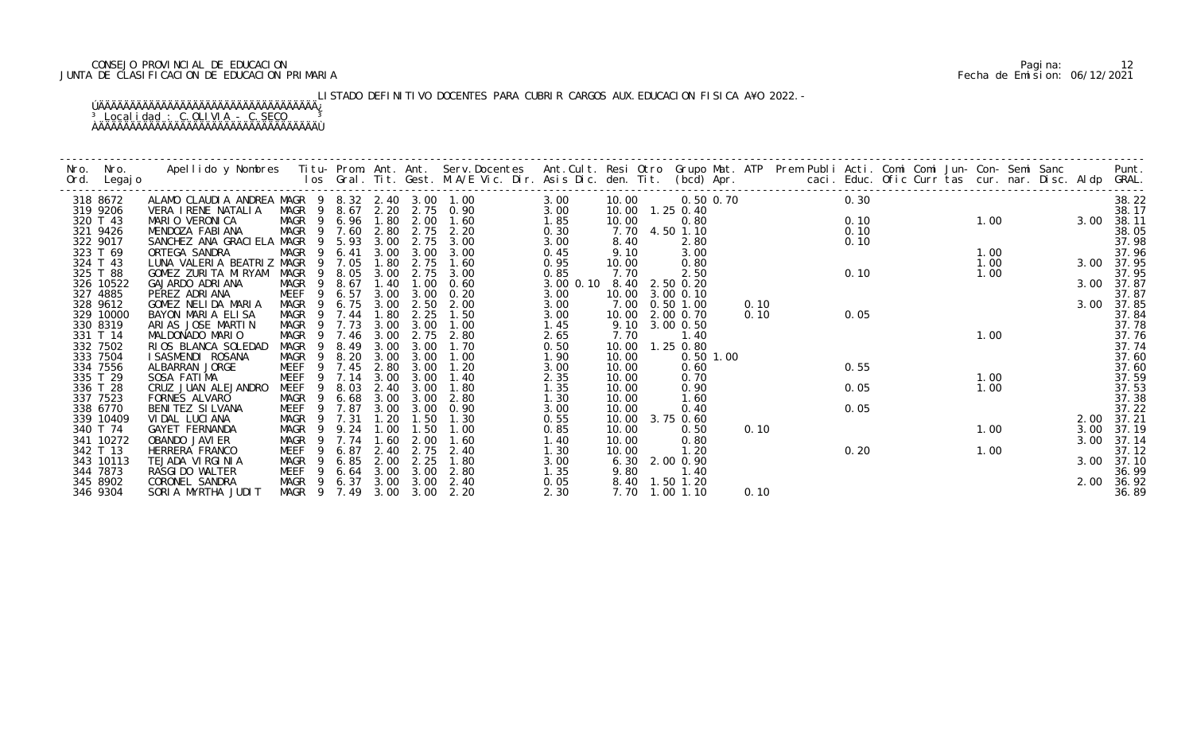CONSEJO PROVINCIAL DE EDUCACION
JUNTA DE CLASIFICACION DE EDUCACION PRIMARIA

Fecha de Emision: 06/12/2021

LISTADO DEFINITIVO DOCENTES PARA CUBRIR CARGOS AUX.EDUCACION FISICA A¥O 2022.-

Localidad : C.OLIVIA - C.SECO

| Nro. Ord. | Nro. Legajo | Apellido y Nombres | Titu- los | Prom. Gral. | Ant. Tit. | Ant. Gest. | Serv.Docentes M.A/E Vic. Dir. | Ant.Cult. Asis Dic. | Resi den. | Otro Tit. | Grupo Mat. (bcd) | ATP Apr. | Prem Publi caci. | Acti. Educ. | Comi Ofic | Comi Curr | Jun- tas | Con- cur. | Semi nar. | Sanc Disc. | Aldp | Punt. GRAL. |
|---|---|---|---|---|---|---|---|---|---|---|---|---|---|---|---|---|---|---|---|---|---|---|
| 318 | 8672 | ALAMO CLAUDIA ANDREA | MAGR 9 | 8.32 | 2.40 | 3.00 | 1.00 | 3.00 | 10.00 | | 0.50 0.70 | | | 0.30 | | | | | | | | 38.22 |
| 319 | 9206 | VERA IRENE NATALIA | MAGR 9 | 8.67 | 2.20 | 2.75 | 0.90 | 3.00 | 10.00 | 1.25 | 0.40 | | | | | | | | | | | 38.17 |
| 320 | T 43 | MARIO VERONICA | MAGR 9 | 6.96 | 1.80 | 2.00 | 1.60 | 1.85 | 10.00 | | 0.80 | | | 0.10 | | | | 1.00 | | | 3.00 | 38.11 |
| 321 | 9426 | MENDOZA FABIANA | MAGR 9 | 7.60 | 2.80 | 2.75 | 2.20 | 0.30 | 7.70 | 4.50 | 1.10 | | | 0.10 | | | | | | | | 38.05 |
| 322 | 9017 | SANCHEZ ANA GRACIELA | MAGR 9 | 5.93 | 3.00 | 2.75 | 3.00 | 3.00 | 8.40 | | 2.80 | | | 0.10 | | | | | | | | 37.98 |
| 323 | T 69 | ORTEGA SANDRA | MAGR 9 | 6.41 | 3.00 | 3.00 | 3.00 | 0.45 | 9.10 | | 3.00 | | | | | | | 1.00 | | | | 37.96 |
| 324 | T 43 | LUNA VALERIA BEATRIZ | MAGR 9 | 7.05 | 1.80 | 2.75 | 1.60 | 0.95 | 10.00 | | 0.80 | | | | | | | 1.00 | | | 3.00 | 37.95 |
| 325 | T 88 | GOMEZ ZURITA MIRYAM | MAGR 9 | 8.05 | 3.00 | 2.75 | 3.00 | 0.85 | 7.70 | | 2.50 | | | 0.10 | | | | 1.00 | | | | 37.95 |
| 326 | 10522 | GAJARDO ADRIANA | MAGR 9 | 8.67 | 1.40 | 1.00 | 0.60 | 3.00 0.10 | 8.40 | 2.50 | 0.20 | | | | | | | | | | 3.00 | 37.87 |
| 327 | 4885 | PEREZ ADRIANA | MEEF 9 | 6.57 | 3.00 | 3.00 | 0.20 | 3.00 | 10.00 | 3.00 | 0.10 | | | | | | | | | | | 37.87 |
| 328 | 9612 | GOMEZ NELIDA MARIA | MAGR 9 | 6.75 | 3.00 | 2.50 | 2.00 | 3.00 | 7.00 | 0.50 | 1.00 | 0.10 | | | | | | | | | 3.00 | 37.85 |
| 329 | 10000 | BAYON MARIA ELISA | MAGR 9 | 7.44 | 1.80 | 2.25 | 1.50 | 3.00 | 10.00 | 2.00 | 0.70 | 0.10 | | 0.05 | | | | | | | | 37.84 |
| 330 | 8319 | ARIAS JOSE MARTIN | MAGR 9 | 7.73 | 3.00 | 3.00 | 1.00 | 1.45 | 9.10 | 3.00 | 0.50 | | | | | | | | | | | 37.78 |
| 331 | T 14 | MALDONADO MARIO | MAGR 9 | 7.46 | 3.00 | 2.75 | 2.80 | 2.65 | 7.70 | | 1.40 | | | | | | | 1.00 | | | | 37.76 |
| 332 | 7502 | RIOS BLANCA SOLEDAD | MAGR 9 | 8.49 | 3.00 | 3.00 | 1.70 | 0.50 | 10.00 | 1.25 | 0.80 | | | | | | | | | | | 37.74 |
| 333 | 7504 | ISASMENDI ROSANA | MAGR 9 | 8.20 | 3.00 | 3.00 | 1.00 | 1.90 | 10.00 | | 0.50 1.00 | | | | | | | | | | | 37.60 |
| 334 | 7556 | ALBARRAN JORGE | MEEF 9 | 7.45 | 2.80 | 3.00 | 1.20 | 3.00 | 10.00 | | 0.60 | | | 0.55 | | | | | | | | 37.60 |
| 335 | T 29 | SOSA FATIMA | MEEF 9 | 7.14 | 3.00 | 3.00 | 1.40 | 2.35 | 10.00 | | 0.70 | | | | | | | 1.00 | | | | 37.59 |
| 336 | T 28 | CRUZ JUAN ALEJANDRO | MEEF 9 | 8.03 | 2.40 | 3.00 | 1.80 | 1.35 | 10.00 | | 0.90 | | | 0.05 | | | | 1.00 | | | | 37.53 |
| 337 | 7523 | FORNES ALVARO | MAGR 9 | 6.68 | 3.00 | 3.00 | 2.80 | 1.30 | 10.00 | | 1.60 | | | | | | | | | | | 37.38 |
| 338 | 6770 | BENITEZ SILVANA | MEEF 9 | 7.87 | 3.00 | 3.00 | 0.90 | 3.00 | 10.00 | | 0.40 | | | 0.05 | | | | | | | | 37.22 |
| 339 | 10409 | VIDAL LUCIANA | MAGR 9 | 7.31 | 1.20 | 1.50 | 1.30 | 0.55 | 10.00 | 3.75 | 0.60 | | | | | | | | | | 2.00 | 37.21 |
| 340 | T 74 | GAYET FERNANDA | MAGR 9 | 9.24 | 1.00 | 1.50 | 1.00 | 0.85 | 10.00 | | 0.50 | 0.10 | | | | | | 1.00 | | | 3.00 | 37.19 |
| 341 | 10272 | OBANDO JAVIER | MAGR 9 | 7.74 | 1.60 | 2.00 | 1.60 | 1.40 | 10.00 | | 0.80 | | | | | | | | | | 3.00 | 37.14 |
| 342 | T 13 | HERRERA FRANCO | MEEF 9 | 6.87 | 2.40 | 2.75 | 2.40 | 1.30 | 10.00 | | 1.20 | | | 0.20 | | | | 1.00 | | | | 37.12 |
| 343 | 10113 | TEJADA VIRGINIA | MAGR 9 | 6.85 | 2.00 | 2.25 | 1.80 | 3.00 | 6.30 | 2.00 | 0.90 | | | | | | | | | | 3.00 | 37.10 |
| 344 | 7873 | RASGIDO WALTER | MEEF 9 | 6.64 | 3.00 | 3.00 | 2.80 | 1.35 | 9.80 | | 1.40 | | | | | | | | | | | 36.99 |
| 345 | 8902 | CORONEL SANDRA | MAGR 9 | 6.37 | 3.00 | 3.00 | 2.40 | 0.05 | 8.40 | 1.50 | 1.20 | | | | | | | | | | 2.00 | 36.92 |
| 346 | 9304 | SORIA MYRTHA JUDIT | MAGR 9 | 7.49 | 3.00 | 3.00 | 2.20 | 2.30 | 7.70 | 1.00 | 1.10 | 0.10 | | | | | | | | | | 36.89 |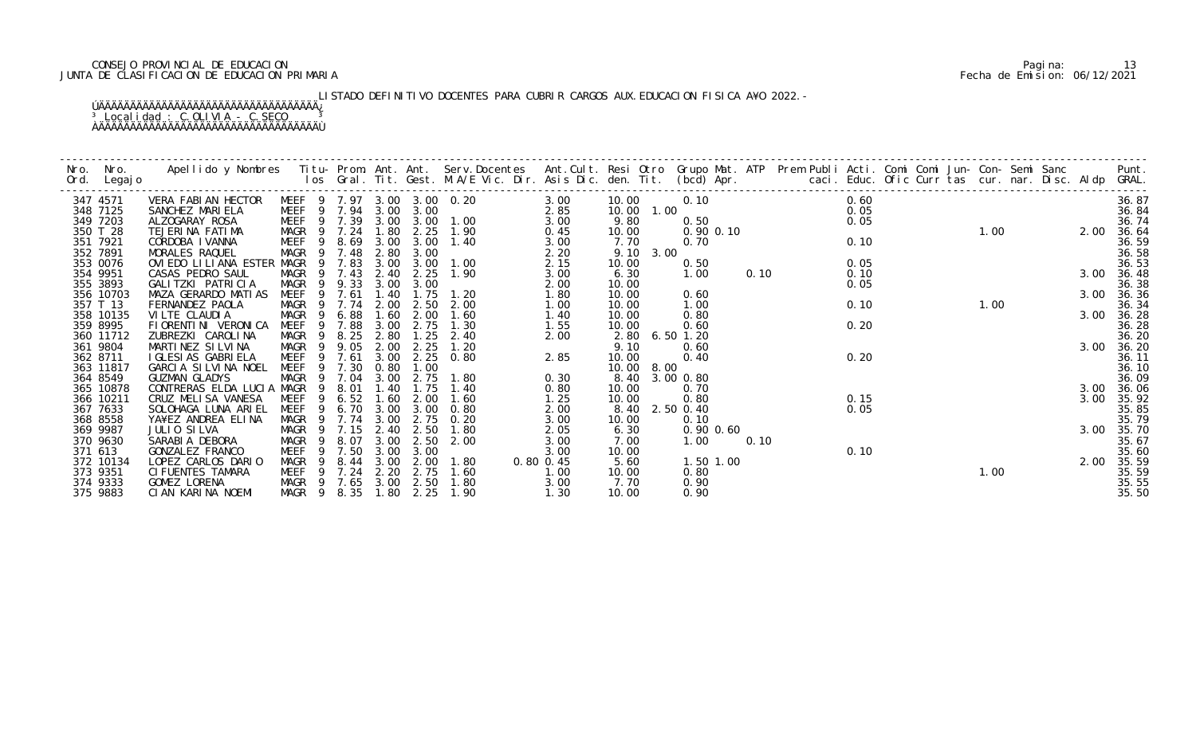CONSEJO PROVINCIAL DE EDUCACION
JUNTA DE CLASIFICACION DE EDUCACION PRIMARIA

LISTADO DEFINITIVO DOCENTES PARA CUBRIR CARGOS AUX.EDUCACION FISICA A¥O 2022.-

Localidad : C.OLIVIA - C.SECO

| Nro. Ord. | Nro. Legajo | Apellido y Nombres | Titu-los | Prom. Gral. | Ant. Tit. | Ant. Gest. | Serv.Docentes M.A/E Vic. Dir. | Ant.Cult. Asis Dic. | Resi den. | Otro Tit. | Grupo Mat. (bcd) Apr. | ATP | Prem Publi caci. | Acti. Educ. | Comi Ofic | Comi Curr | Jun- tas | Con- cur. | Semi nar. | Sanc Disc. | Aldp | Punt. GRAL. |
|---|---|---|---|---|---|---|---|---|---|---|---|---|---|---|---|---|---|---|---|---|---|---|
| 347 | 4571 | VERA FABIAN HECTOR | MEEF 9 | 7.97 | 3.00 | 3.00 | 0.20 | 3.00 | 10.00 | | 0.10 | | | 0.60 | | | | | | | | 36.87 |
| 348 | 7125 | SANCHEZ MARIELA | MEEF 9 | 7.94 | 3.00 | 3.00 | | 2.85 | 10.00 | 1.00 | | | | 0.05 | | | | | | | | 36.84 |
| 349 | 7203 | ALZOGARAY ROSA | MEEF 9 | 7.39 | 3.00 | 3.00 | 1.00 | 3.00 | 9.80 | | 0.50 | | | 0.05 | | | | | | | | 36.74 |
| 350 | T 28 | TEJERINA FATIMA | MAGR 9 | 7.24 | 1.80 | 2.25 | 1.90 | 0.45 | 10.00 | | 0.90 0.10 | | | | | | | 1.00 | | | 2.00 | 36.64 |
| 351 | 7921 | CORDOBA IVANNA | MEEF 9 | 8.69 | 3.00 | 3.00 | 1.40 | 3.00 | 7.70 | | 0.70 | | | 0.10 | | | | | | | | 36.59 |
| 352 | 7891 | MORALES RAQUEL | MAGR 9 | 7.48 | 2.80 | 3.00 | | 2.20 | 9.10 | 3.00 | | | | | | | | | | | | 36.58 |
| 353 | 0076 | OVIEDO LILIANA ESTER | MAGR 9 | 7.83 | 3.00 | 3.00 | 1.00 | 2.15 | 10.00 | | 0.50 | | | 0.05 | | | | | | | | 36.53 |
| 354 | 9951 | CASAS PEDRO SAUL | MAGR 9 | 7.43 | 2.40 | 2.25 | 1.90 | 3.00 | 6.30 | | 1.00 | 0.10 | | 0.10 | | | | | | | 3.00 | 36.48 |
| 355 | 3893 | GALITZKI PATRICIA | MAGR 9 | 9.33 | 3.00 | 3.00 | | 2.00 | 10.00 | | | | | 0.05 | | | | | | | | 36.38 |
| 356 | 10703 | MAZA GERARDO MATIAS | MEEF 9 | 7.61 | 1.40 | 1.75 | 1.20 | 1.80 | 10.00 | | 0.60 | | | | | | | | | | 3.00 | 36.36 |
| 357 | T 13 | FERNANDEZ PAOLA | MAGR 9 | 7.74 | 2.00 | 2.50 | 2.00 | 1.00 | 10.00 | | 1.00 | | | 0.10 | | | | 1.00 | | | | 36.34 |
| 358 | 10135 | VILTE CLAUDIA | MAGR 9 | 6.88 | 1.60 | 2.00 | 1.60 | 1.40 | 10.00 | | 0.80 | | | | | | | | | | 3.00 | 36.28 |
| 359 | 8995 | FIORENTINI VERONICA | MEEF 9 | 7.88 | 3.00 | 2.75 | 1.30 | 1.55 | 10.00 | | 0.60 | | | 0.20 | | | | | | | | 36.28 |
| 360 | 11712 | ZUBREZKI CAROLINA | MAGR 9 | 8.25 | 2.80 | 1.25 | 2.40 | 2.00 | 2.80 | 6.50 | 1.20 | | | | | | | | | | | 36.20 |
| 361 | 9804 | MARTINEZ SILVINA | MAGR 9 | 9.05 | 2.00 | 2.25 | 1.20 | | 9.10 | | 0.60 | | | | | | | | | | 3.00 | 36.20 |
| 362 | 8711 | IGLESIAS GABRIELA | MEEF 9 | 7.61 | 3.00 | 2.25 | 0.80 | 2.85 | 10.00 | | 0.40 | | | 0.20 | | | | | | | | 36.11 |
| 363 | 11817 | GARCIA SILVINA NOEL | MEEF 9 | 7.30 | 0.80 | 1.00 | | | 10.00 | 8.00 | | | | | | | | | | | | 36.10 |
| 364 | 8549 | GUZMAN GLADYS | MAGR 9 | 7.04 | 3.00 | 2.75 | 1.80 | 0.30 | 8.40 | 3.00 | 0.80 | | | | | | | | | | | 36.09 |
| 365 | 10878 | CONTRERAS ELDA LUCIA | MAGR 9 | 8.01 | 1.40 | 1.75 | 1.40 | 0.80 | 10.00 | | 0.70 | | | | | | | | | | 3.00 | 36.06 |
| 366 | 10211 | CRUZ MELISA VANESA | MEEF 9 | 6.52 | 1.60 | 2.00 | 1.60 | 1.25 | 10.00 | | 0.80 | | | 0.15 | | | | | | | 3.00 | 35.92 |
| 367 | 7633 | SOLOHAGA LUNA ARIEL | MEEF 9 | 6.70 | 3.00 | 3.00 | 0.80 | 2.00 | 8.40 | 2.50 | 0.40 | | | 0.05 | | | | | | | | 35.85 |
| 368 | 8558 | YA¥EZ ANDREA ELINA | MAGR 9 | 7.74 | 3.00 | 2.75 | 0.20 | 3.00 | 10.00 | | 0.10 | | | | | | | | | | | 35.79 |
| 369 | 9987 | JULIO SILVA | MAGR 9 | 7.15 | 2.40 | 2.50 | 1.80 | 2.05 | 6.30 | | 0.90 0.60 | | | | | | | | | | 3.00 | 35.70 |
| 370 | 9630 | SARABIA DEBORA | MAGR 9 | 8.07 | 3.00 | 2.50 | 2.00 | 3.00 | 7.00 | | 1.00 | 0.10 | | | | | | | | | | 35.67 |
| 371 | 613 | GONZALEZ FRANCO | MEEF 9 | 7.50 | 3.00 | 3.00 | | 3.00 | 10.00 | | | | | 0.10 | | | | | | | | 35.60 |
| 372 | 10134 | LOPEZ CARLOS DARIO | MAGR 9 | 8.44 | 3.00 | 2.00 | 1.80 | 0.80 0.45 | 5.60 | | 1.50 1.00 | | | | | | | | | | 2.00 | 35.59 |
| 373 | 9351 | CIFUENTES TAMARA | MEEF 9 | 7.24 | 2.20 | 2.75 | 1.60 | 1.00 | 10.00 | | 0.80 | | | | | | | 1.00 | | | | 35.59 |
| 374 | 9333 | GOMEZ LORENA | MAGR 9 | 7.65 | 3.00 | 2.50 | 1.80 | 3.00 | 7.70 | | 0.90 | | | | | | | | | | | 35.55 |
| 375 | 9883 | CIAN KARINA NOEMI | MAGR 9 | 8.35 | 1.80 | 2.25 | 1.90 | 1.30 | 10.00 | | 0.90 | | | | | | | | | | | 35.50 |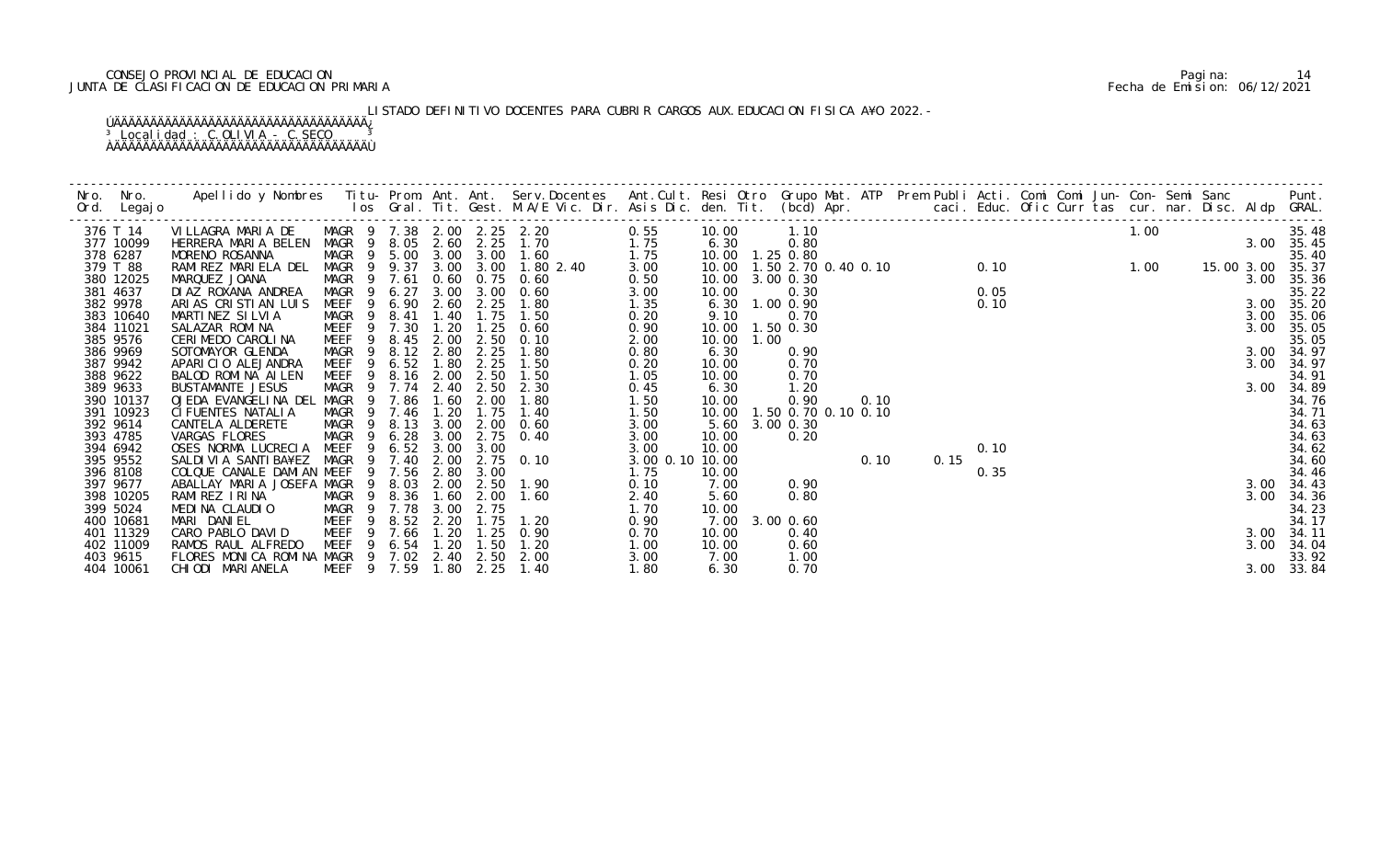CONSEJO PROVINCIAL DE EDUCACION
JUNTA DE CLASIFICACION DE EDUCACION PRIMARIA

Fecha de Emision: 06/12/2021

LISTADO DEFINITIVO DOCENTES PARA CUBRIR CARGOS AUX.EDUCACION FISICA A¥O 2022.-

Localidad : C.OLIVIA - C.SECO

| Nro. Ord. | Nro. Legajo | Apellido y Nombres | Titu- los | Prom. Gral. | Ant. Tit. | Ant. Gest. | Serv.Docentes M.A/E Vic. Dir. | Ant.Cult. Asis Dic. | Resi den. | Otro Tit. | Grupo Mat. (bcd) | ATP Apr. | Prem | Publi caci. | Acti. Educ. | Comi Ofic | Comi Curr | Jun- tas | Con- cur. | Semi nar. | Sanc Disc. | Aldp | Punt. GRAL. |
|---|---|---|---|---|---|---|---|---|---|---|---|---|---|---|---|---|---|---|---|---|---|---|---|
| 376 | T 14 | VILLAGRA MARIA DE | MAGR 9 | 7.38 | 2.00 | 2.25 | 2.20 | 0.55 | 10.00 | | 1.10 | | | | | | | | 1.00 | | | | 35.48 |
| 377 | 10099 | HERRERA MARIA BELEN | MAGR 9 | 8.05 | 2.60 | 2.25 | 1.70 | 1.75 | 6.30 | | 0.80 | | | | | | | | | | | 3.00 | 35.45 |
| 378 | 6287 | MORENO ROSANNA | MAGR 9 | 5.00 | 3.00 | 3.00 | 1.60 | 1.75 | 10.00 | 1.25 | 0.80 | | | | | | | | | | | | 35.40 |
| 379 | T 88 | RAMIREZ MARIELA DEL | MAGR 9 | 9.37 | 3.00 | 3.00 | 1.80 2.40 | 3.00 | 10.00 | 1.50 | 2.70 0.40 0.10 | | | | 0.10 | | | | 1.00 | | 15.00 | 3.00 | 35.37 |
| 380 | 12025 | MARQUEZ JOANA | MAGR 9 | 7.61 | 0.60 | 0.75 | 0.60 | 0.50 | 10.00 | 3.00 | 0.30 | | | | | | | | | | | 3.00 | 35.36 |
| 381 | 4637 | DIAZ ROXANA ANDREA | MAGR 9 | 6.27 | 3.00 | 3.00 | 0.60 | 3.00 | 10.00 | | 0.30 | | | | 0.05 | | | | | | | | 35.22 |
| 382 | 9978 | ARIAS CRISTIAN LUIS | MEEF 9 | 6.90 | 2.60 | 2.25 | 1.80 | 1.35 | 6.30 | 1.00 | 0.90 | | | | 0.10 | | | | | | | 3.00 | 35.20 |
| 383 | 10640 | MARTINEZ SILVIA | MAGR 9 | 8.41 | 1.40 | 1.75 | 1.50 | 0.20 | 9.10 | | 0.70 | | | | | | | | | | | 3.00 | 35.06 |
| 384 | 11021 | SALAZAR ROMINA | MEEF 9 | 7.30 | 1.20 | 1.25 | 0.60 | 0.90 | 10.00 | 1.50 | 0.30 | | | | | | | | | | | 3.00 | 35.05 |
| 385 | 9576 | CERIMEDO CAROLINA | MEEF 9 | 8.45 | 2.00 | 2.50 | 0.10 | 2.00 | 10.00 | 1.00 | | | | | | | | | | | | | 35.05 |
| 386 | 9969 | SOTOMAYOR GLENDA | MAGR 9 | 8.12 | 2.80 | 2.25 | 1.80 | 0.80 | 6.30 | | 0.90 | | | | | | | | | | | 3.00 | 34.97 |
| 387 | 9942 | APARICIO ALEJANDRA | MEEF 9 | 6.52 | 1.80 | 2.25 | 1.50 | 0.20 | 10.00 | | 0.70 | | | | | | | | | | | 3.00 | 34.97 |
| 388 | 9622 | BALOD ROMINA AILEN | MEEF 9 | 8.16 | 2.00 | 2.50 | 1.50 | 1.05 | 10.00 | | 0.70 | | | | | | | | | | | | 34.91 |
| 389 | 9633 | BUSTAMANTE JESUS | MAGR 9 | 7.74 | 2.40 | 2.50 | 2.30 | 0.45 | 6.30 | | 1.20 | | | | | | | | | | | 3.00 | 34.89 |
| 390 | 10137 | OJEDA EVANGELINA DEL | MAGR 9 | 7.86 | 1.60 | 2.00 | 1.80 | 1.50 | 10.00 | | 0.90 | 0.10 | | | | | | | | | | | 34.76 |
| 391 | 10923 | CIFUENTES NATALIA | MAGR 9 | 7.46 | 1.20 | 1.75 | 1.40 | 1.50 | 10.00 | 1.50 | 0.70 0.10 0.10 | | | | | | | | | | | | 34.71 |
| 392 | 9614 | CANTELA ALDERETE | MAGR 9 | 8.13 | 3.00 | 2.00 | 0.60 | 3.00 | 5.60 | 3.00 | 0.30 | | | | | | | | | | | | 34.63 |
| 393 | 4785 | VARGAS FLORES | MAGR 9 | 6.28 | 3.00 | 2.75 | 0.40 | 3.00 | 10.00 | | 0.20 | | | | | | | | | | | | 34.63 |
| 394 | 6942 | OSES NORMA LUCRECIA | MEEF 9 | 6.52 | 3.00 | 3.00 | | 3.00 | 10.00 | | | | | | 0.10 | | | | | | | | 34.62 |
| 395 | 9552 | SALDIVIA SANTIBA¥EZ | MAGR 9 | 7.40 | 2.00 | 2.75 | 0.10 | 3.00 0.10 | 10.00 | | | 0.10 | | 0.15 | | | | | | | | | 34.60 |
| 396 | 8108 | COLQUE CANALE DAMIAN | MEEF 9 | 7.56 | 2.80 | 3.00 | | 1.75 | 10.00 | | | | | | 0.35 | | | | | | | | 34.46 |
| 397 | 9677 | ABALLAY MARIA JOSEFA | MAGR 9 | 8.03 | 2.00 | 2.50 | 1.90 | 0.10 | 7.00 | | 0.90 | | | | | | | | | | | 3.00 | 34.43 |
| 398 | 10205 | RAMIREZ IRINA | MAGR 9 | 8.36 | 1.60 | 2.00 | 1.60 | 2.40 | 5.60 | | 0.80 | | | | | | | | | | | 3.00 | 34.36 |
| 399 | 5024 | MEDINA CLAUDIO | MAGR 9 | 7.78 | 3.00 | 2.75 | | 1.70 | 10.00 | | | | | | | | | | | | | | 34.23 |
| 400 | 10681 | MARI DANIEL | MEEF 9 | 8.52 | 2.20 | 1.75 | 1.20 | 0.90 | 7.00 | 3.00 | 0.60 | | | | | | | | | | | | 34.17 |
| 401 | 11329 | CARO PABLO DAVID | MEEF 9 | 7.66 | 1.20 | 1.25 | 0.90 | 0.70 | 10.00 | | 0.40 | | | | | | | | | | | 3.00 | 34.11 |
| 402 | 11009 | RAMOS RAUL ALFREDO | MEEF 9 | 6.54 | 1.20 | 1.50 | 1.20 | 1.00 | 10.00 | | 0.60 | | | | | | | | | | | 3.00 | 34.04 |
| 403 | 9615 | FLORES MONICA ROMINA | MAGR 9 | 7.02 | 2.40 | 2.50 | 2.00 | 3.00 | 7.00 | | 1.00 | | | | | | | | | | | | 33.92 |
| 404 | 10061 | CHIODI MARIANELA | MEEF 9 | 7.59 | 1.80 | 2.25 | 1.40 | 1.80 | 6.30 | | 0.70 | | | | | | | | | | | 3.00 | 33.84 |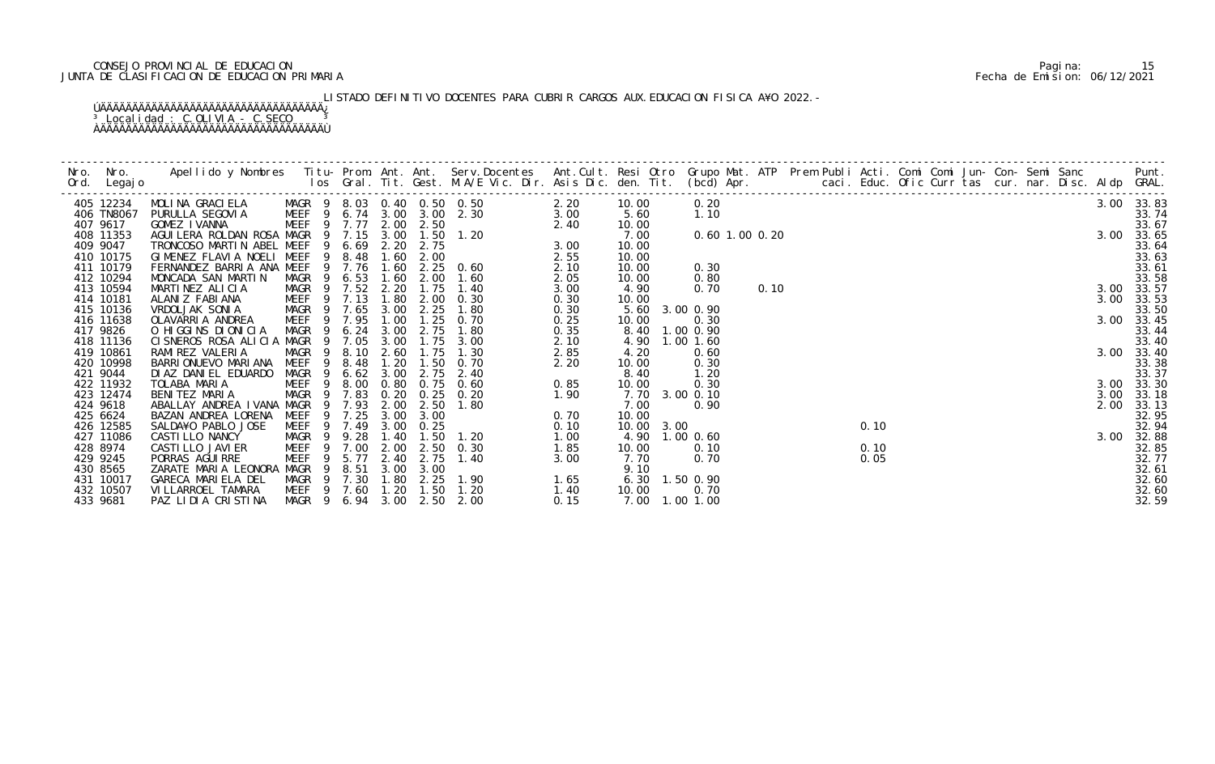CONSEJO PROVINCIAL DE EDUCACION
JUNTA DE CLASIFICACION DE EDUCACION PRIMARIA

Pagina: 15
Fecha de Emision: 06/12/2021

LISTADO DEFINITIVO DOCENTES PARA CUBRIR CARGOS AUX.EDUCACION FISICA A¥O 2022.-

Localidad : C.OLIVIA - C.SECO

| Nro. Ord. | Nro. Legajo | Apellido y Nombres | Titu- los | Prom. Gral. | Ant. Tit. | Ant. Gest. | Serv.Docentes M.A/E Vic. Dir. | Ant.Cult. Asis Dic. | Resi den. | Otro Tit. | Grupo Mat. (bcd) | ATP Apr. | Prem Publi caci. | Acti. Educ. | Comi Ofic | Comi Curr | Jun- tas | Con- cur. | Semi nar. | Sanc Disc. | Aldp | Punt. GRAL. |
|---|---|---|---|---|---|---|---|---|---|---|---|---|---|---|---|---|---|---|---|---|---|---|
| 405 | 12234 | MOLINA GRACIELA | MAGR 9 | 8.03 | 0.40 | 0.50 | 0.50 | 2.20 | 10.00 | | 0.20 | | | | | | | | | | 3.00 | 33.83 |
| 406 | TN8067 | PURULLA SEGOVIA | MEEF 9 | 6.74 | 3.00 | 3.00 | 2.30 | 3.00 | 5.60 | | 1.10 | | | | | | | | | | | 33.74 |
| 407 | 9617 | GOMEZ IVANNA | MEEF 9 | 7.77 | 2.00 | 2.50 | | 2.40 | 10.00 | | | | | | | | | | | | | 33.67 |
| 408 | 11353 | AGUILERA ROLDAN ROSA | MAGR 9 | 7.15 | 3.00 | 1.50 | 1.20 | | 7.00 | | 0.60 | 1.00 | 0.20 | | | | | | | | 3.00 | 33.65 |
| 409 | 9047 | TRONCOSO MARTIN ABEL | MEEF 9 | 6.69 | 2.20 | 2.75 | | 3.00 | 10.00 | | | | | | | | | | | | | 33.64 |
| 410 | 10175 | GIMENEZ FLAVIA NOELI | MEEF 9 | 8.48 | 1.60 | 2.00 | | 2.55 | 10.00 | | | | | | | | | | | | | 33.63 |
| 411 | 10179 | FERNANDEZ BARRIA ANA | MEEF 9 | 7.76 | 1.60 | 2.25 | 0.60 | 2.10 | 10.00 | | 0.30 | | | | | | | | | | | 33.61 |
| 412 | 10294 | MONCADA SAN MARTIN | MAGR 9 | 6.53 | 1.60 | 2.00 | 1.60 | 2.05 | 10.00 | | 0.80 | | | | | | | | | | | 33.58 |
| 413 | 10594 | MARTINEZ ALICIA | MAGR 9 | 7.52 | 2.20 | 1.75 | 1.40 | 3.00 | 4.90 | | 0.70 | | 0.10 | | | | | | | | 3.00 | 33.57 |
| 414 | 10181 | ALANIZ FABIANA | MEEF 9 | 7.13 | 1.80 | 2.00 | 0.30 | 0.30 | 10.00 | | | | | | | | | | | | 3.00 | 33.53 |
| 415 | 10136 | VRDOLJAK SONIA | MAGR 9 | 7.65 | 3.00 | 2.25 | 1.80 | 0.30 | 5.60 | 3.00 | 0.90 | | | | | | | | | | | 33.50 |
| 416 | 11638 | OLAVARRIA ANDREA | MEEF 9 | 7.95 | 1.00 | 1.25 | 0.70 | 0.25 | 10.00 | | 0.30 | | | | | | | | | | 3.00 | 33.45 |
| 417 | 9826 | O HIGGINS DIONICIA | MAGR 9 | 6.24 | 3.00 | 2.75 | 1.80 | 0.35 | 8.40 | 1.00 | 0.90 | | | | | | | | | | | 33.44 |
| 418 | 11136 | CISNEROS ROSA ALICIA | MAGR 9 | 7.05 | 3.00 | 1.75 | 3.00 | 2.10 | 4.90 | 1.00 | 1.60 | | | | | | | | | | | 33.40 |
| 419 | 10861 | RAMIREZ VALERIA | MAGR 9 | 8.10 | 2.60 | 1.75 | 1.30 | 2.85 | 4.20 | | 0.60 | | | | | | | | | | 3.00 | 33.40 |
| 420 | 10998 | BARRIONUEVO MARIANA | MEEF 9 | 8.48 | 1.20 | 1.50 | 0.70 | 2.20 | 10.00 | | 0.30 | | | | | | | | | | | 33.38 |
| 421 | 9044 | DIAZ DANIEL EDUARDO | MAGR 9 | 6.62 | 3.00 | 2.75 | 2.40 | | 8.40 | | 1.20 | | | | | | | | | | | 33.37 |
| 422 | 11932 | TOLABA MARIA | MEEF 9 | 8.00 | 0.80 | 0.75 | 0.60 | 0.85 | 10.00 | | 0.30 | | | | | | | | | | 3.00 | 33.30 |
| 423 | 12474 | BENITEZ MARIA | MAGR 9 | 7.83 | 0.20 | 0.25 | 0.20 | 1.90 | 7.70 | 3.00 | 0.10 | | | | | | | | | | 3.00 | 33.18 |
| 424 | 9618 | ABALLAY ANDREA IVANA | MAGR 9 | 7.93 | 2.00 | 2.50 | 1.80 | | 7.00 | | 0.90 | | | | | | | | | | 2.00 | 33.13 |
| 425 | 6624 | BAZAN ANDREA LORENA | MEEF 9 | 7.25 | 3.00 | 3.00 | | 0.70 | 10.00 | | | | | | | | | | | | | 32.95 |
| 426 | 12585 | SALDA¥O PABLO JOSE | MEEF 9 | 7.49 | 3.00 | 0.25 | | 0.10 | 10.00 | 3.00 | | | | 0.10 | | | | | | | | 32.94 |
| 427 | 11086 | CASTILLO NANCY | MAGR 9 | 9.28 | 1.40 | 1.50 | 1.20 | 1.00 | 4.90 | 1.00 | 0.60 | | | | | | | | | | 3.00 | 32.88 |
| 428 | 8974 | CASTILLO JAVIER | MEEF 9 | 7.00 | 2.00 | 2.50 | 0.30 | 1.85 | 10.00 | | 0.10 | | | 0.10 | | | | | | | | 32.85 |
| 429 | 9245 | PORRAS AGUIRRE | MEEF 9 | 5.77 | 2.40 | 2.75 | 1.40 | 3.00 | 7.70 | | 0.70 | | | 0.05 | | | | | | | | 32.77 |
| 430 | 8565 | ZARATE MARIA LEONORA | MAGR 9 | 8.51 | 3.00 | 3.00 | | | 9.10 | | | | | | | | | | | | | 32.61 |
| 431 | 10017 | GARECA MARIELA DEL | MAGR 9 | 7.30 | 1.80 | 2.25 | 1.90 | 1.65 | 6.30 | 1.50 | 0.90 | | | | | | | | | | | 32.60 |
| 432 | 10507 | VILLARROEL TAMARA | MEEF 9 | 7.60 | 1.20 | 1.50 | 1.20 | 1.40 | 10.00 | | 0.70 | | | | | | | | | | | 32.60 |
| 433 | 9681 | PAZ LIDIA CRISTINA | MAGR 9 | 6.94 | 3.00 | 2.50 | 2.00 | 0.15 | 7.00 | 1.00 | 1.00 | | | | | | | | | | | 32.59 |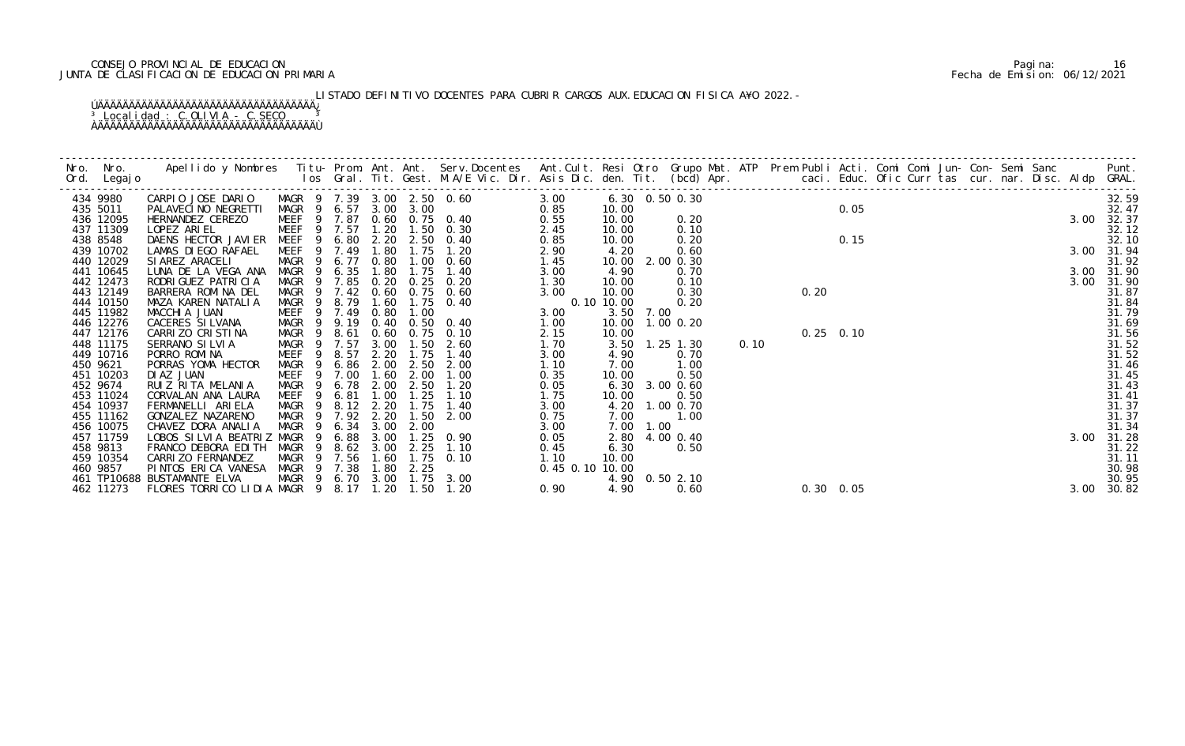CONSEJO PROVINCIAL DE EDUCACION
JUNTA DE CLASIFICACION DE EDUCACION PRIMARIA

Pagina: 16
Fecha de Emision: 06/12/2021

LISTADO DEFINITIVO DOCENTES PARA CUBRIR CARGOS AUX.EDUCACION FISICA A¥O 2022.-

Localidad : C.OLIVIA - C.SECO

| Nro. Ord. | Nro. Legajo | Apellido y Nombres | Titu- los | Prom. Gral. | Ant. Tit. | Ant. Gest. | Serv.Docentes M.A/E Vic. Dir. | Ant.Cult. Asis Dic. | Resi den. | Otro Tit. | Grupo Mat. (bcd) Apr. | ATP | Prem Publi caci. | Acti. Educ. | Comi Ofic | Comi Curr | Jun- tas | Con- cur. | Semi nar. | Sanc Disc. | Aldp | Punt. GRAL. |
|---|---|---|---|---|---|---|---|---|---|---|---|---|---|---|---|---|---|---|---|---|---|---|
| 434 | 9980 | CARPIO JOSE DARIO | MAGR 9 | 7.39 | 3.00 | 2.50 | 0.60 | 3.00 | 6.30 | | 0.50 0.30 | | | | | | | | | | | 32.59 |
| 435 | 5011 | PALAVECINO NEGRETTI | MAGR 9 | 6.57 | 3.00 | 3.00 | | 0.85 | 10.00 | | | | | 0.05 | | | | | | | | 32.47 |
| 436 | 12095 | HERNANDEZ CEREZO | MEEF 9 | 7.87 | 0.60 | 0.75 | 0.40 | 0.55 | 10.00 | | 0.20 | | | | | | | | | | 3.00 | 32.37 |
| 437 | 11309 | LOPEZ ARIEL | MEEF 9 | 7.57 | 1.20 | 1.50 | 0.30 | 2.45 | 10.00 | | 0.10 | | | | | | | | | | | 32.12 |
| 438 | 8548 | DAENS HECTOR JAVIER | MEEF 9 | 6.80 | 2.20 | 2.50 | 0.40 | 0.85 | 10.00 | | 0.20 | | | 0.15 | | | | | | | | 32.10 |
| 439 | 10702 | LAMAS DIEGO RAFAEL | MEEF 9 | 7.49 | 1.80 | 1.75 | 1.20 | 2.90 | 4.20 | | 0.60 | | | | | | | | | | 3.00 | 31.94 |
| 440 | 12029 | SIAREZ ARACELI | MAGR 9 | 6.77 | 0.80 | 1.00 | 0.60 | 1.45 | 10.00 | 2.00 | 0.30 | | | | | | | | | | | 31.92 |
| 441 | 10645 | LUNA DE LA VEGA ANA | MAGR 9 | 6.35 | 1.80 | 1.75 | 1.40 | 3.00 | 4.90 | | 0.70 | | | | | | | | | | 3.00 | 31.90 |
| 442 | 12473 | RODRIGUEZ PATRICIA | MAGR 9 | 7.85 | 0.20 | 0.25 | 0.20 | 1.30 | 10.00 | | 0.10 | | | | | | | | | | 3.00 | 31.90 |
| 443 | 12149 | BARRERA ROMINA DEL | MAGR 9 | 7.42 | 0.60 | 0.75 | 0.60 | 3.00 | 10.00 | | 0.30 | | 0.20 | | | | | | | | | 31.87 |
| 444 | 10150 | MAZA KAREN NATALIA | MAGR 9 | 8.79 | 1.60 | 1.75 | 0.40 | 0.10 | 10.00 | | 0.20 | | | | | | | | | | | 31.84 |
| 445 | 11982 | MACCHIA JUAN | MEEF 9 | 7.49 | 0.80 | 1.00 | | 3.00 | 3.50 | 7.00 | | | | | | | | | | | | 31.79 |
| 446 | 12276 | CACERES SILVANA | MAGR 9 | 9.19 | 0.40 | 0.50 | 0.40 | 1.00 | 10.00 | 1.00 | 0.20 | | | | | | | | | | | 31.69 |
| 447 | 12176 | CARRIZO CRISTINA | MAGR 9 | 8.61 | 0.60 | 0.75 | 0.10 | 2.15 | 10.00 | | | | 0.25 | 0.10 | | | | | | | | 31.56 |
| 448 | 11175 | SERRANO SILVIA | MAGR 9 | 7.57 | 3.00 | 1.50 | 2.60 | 1.70 | 3.50 | 1.25 | 1.30 | 0.10 | | | | | | | | | | 31.52 |
| 449 | 10716 | PORRO ROMINA | MEEF 9 | 8.57 | 2.20 | 1.75 | 1.40 | 3.00 | 4.90 | | 0.70 | | | | | | | | | | | 31.52 |
| 450 | 9621 | PORRAS YOMA HECTOR | MAGR 9 | 6.86 | 2.00 | 2.50 | 2.00 | 1.10 | 7.00 | | 1.00 | | | | | | | | | | | 31.46 |
| 451 | 10203 | DIAZ JUAN | MEEF 9 | 7.00 | 1.60 | 2.00 | 1.00 | 0.35 | 10.00 | | 0.50 | | | | | | | | | | | 31.45 |
| 452 | 9674 | RUIZ RITA MELANIA | MAGR 9 | 6.78 | 2.00 | 2.50 | 1.20 | 0.05 | 6.30 | 3.00 | 0.60 | | | | | | | | | | | 31.43 |
| 453 | 11024 | CORVALAN ANA LAURA | MEEF 9 | 6.81 | 1.00 | 1.25 | 1.10 | 1.75 | 10.00 | | 0.50 | | | | | | | | | | | 31.41 |
| 454 | 10937 | FERMANELLI ARIELA | MAGR 9 | 8.12 | 2.20 | 1.75 | 1.40 | 3.00 | 4.20 | 1.00 | 0.70 | | | | | | | | | | | 31.37 |
| 455 | 11162 | GONZALEZ NAZARENO | MAGR 9 | 7.92 | 2.20 | 1.50 | 2.00 | 0.75 | 7.00 | | 1.00 | | | | | | | | | | | 31.37 |
| 456 | 10075 | CHAVEZ DORA ANALIA | MAGR 9 | 6.34 | 3.00 | 2.00 | | 3.00 | 7.00 | 1.00 | | | | | | | | | | | | 31.34 |
| 457 | 11759 | LOBOS SILVIA BEATRIZ | MAGR 9 | 6.88 | 3.00 | 1.25 | 0.90 | 0.05 | 2.80 | 4.00 | 0.40 | | | | | | | | | | 3.00 | 31.28 |
| 458 | 9813 | FRANCO DEBORA EDITH | MAGR 9 | 8.62 | 3.00 | 2.25 | 1.10 | 0.45 | 6.30 | | 0.50 | | | | | | | | | | | 31.22 |
| 459 | 10354 | CARRIZO FERNANDEZ | MAGR 9 | 7.56 | 1.60 | 1.75 | 0.10 | 1.10 | 10.00 | | | | | | | | | | | | | 31.11 |
| 460 | 9857 | PINTOS ERICA VANESA | MAGR 9 | 7.38 | 1.80 | 2.25 | | 0.45 0.10 | 10.00 | | | | | | | | | | | | | 30.98 |
| 461 | TP10688 | BUSTAMANTE ELVA | MAGR 9 | 6.70 | 3.00 | 1.75 | 3.00 | | 4.90 | | 0.50 2.10 | | | | | | | | | | | 30.95 |
| 462 | 11273 | FLORES TORRICO LIDIA | MAGR 9 | 8.17 | 1.20 | 1.50 | 1.20 | 0.90 | 4.90 | | 0.60 | | 0.30 | 0.05 | | | | | | | 3.00 | 30.82 |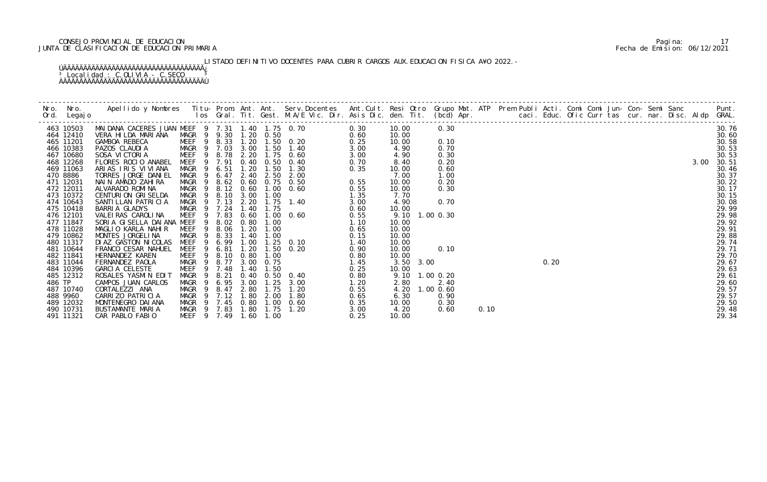CONSEJO PROVINCIAL DE EDUCACION
JUNTA DE CLASIFICACION DE EDUCACION PRIMARIA

LISTADO DEFINITIVO DOCENTES PARA CUBRIR CARGOS AUX.EDUCACION FISICA A¥O 2022.-

Localidad : C.OLIVIA - C.SECO

| Nro. Ord. | Nro. Legajo | Apellido y Nombres | Titu- los | Prom. Gral. | Ant. Tit. | Ant. Gest. | Serv.Docentes M.A/E Vic. Dir. | Ant.Cult. Asis Dic. | Resi den. | Otro Tit. | Grupo Mat. (bcd) Apr. | ATP | Prem Publi caci. | Acti. Educ. | Comi Ofic | Comi Curr | Jun- tas | Con- cur. | Semi nar. | Sanc Disc. | Aldp | Punt. GRAL. |
|---|---|---|---|---|---|---|---|---|---|---|---|---|---|---|---|---|---|---|---|---|---|---|
| 463 | 10503 | MAIDANA CACERES JUAN | MEEF 9 | 7.31 | 1.40 | 1.75 | 0.70 | 0.30 | 10.00 | | 0.30 | | | | | | | | | | | 30.76 |
| 464 | 12410 | VERA HILDA MARIANA | MAGR 9 | 9.30 | 1.20 | 0.50 | | 0.60 | 10.00 | | | | | | | | | | | | | 30.60 |
| 465 | 11201 | GAMBOA REBECA | MEEF 9 | 8.33 | 1.20 | 1.50 | 0.20 | 0.25 | 10.00 | | 0.10 | | | | | | | | | | | 30.58 |
| 466 | 10383 | PAZOS CLAUDIA | MAGR 9 | 7.03 | 3.00 | 1.50 | 1.40 | 3.00 | 4.90 | | 0.70 | | | | | | | | | | | 30.53 |
| 467 | 10680 | SOSA VICTORIA | MEEF 9 | 8.78 | 2.20 | 1.75 | 0.60 | 3.00 | 4.90 | | 0.30 | | | | | | | | | | | 30.53 |
| 468 | 12268 | FLORES ROCIO ANABEL | MEEF 9 | 7.91 | 0.40 | 0.50 | 0.40 | 0.70 | 8.40 | | 0.20 | | | | | | | | | | 3.00 | 30.51 |
| 469 | 11063 | ARIAS IRIS VIVIANA | MAGR 9 | 6.51 | 1.20 | 1.50 | 1.30 | 0.35 | 10.00 | | 0.60 | | | | | | | | | | | 30.46 |
| 470 | 8886 | TORRES JORGE DANIEL | MAGR 9 | 6.47 | 2.40 | 2.50 | 2.00 | | 7.00 | | 1.00 | | | | | | | | | | | 30.37 |
| 471 | 12031 | NAIN AMADO ZAHIRA | MAGR 9 | 8.62 | 0.60 | 0.75 | 0.50 | 0.55 | 10.00 | | 0.20 | | | | | | | | | | | 30.22 |
| 472 | 12011 | ALVARADO ROMINA | MAGR 9 | 8.12 | 0.60 | 1.00 | 0.60 | 0.55 | 10.00 | | 0.30 | | | | | | | | | | | 30.17 |
| 473 | 10372 | CENTURION GRISELDA | MAGR 9 | 8.10 | 3.00 | 1.00 | | 1.35 | 7.70 | | | | | | | | | | | | | 30.15 |
| 474 | 10643 | SANTILLAN PATRICIA | MAGR 9 | 7.13 | 2.20 | 1.75 | 1.40 | 3.00 | 4.90 | | 0.70 | | | | | | | | | | | 30.08 |
| 475 | 10418 | BARRIA GLADYS | MAGR 9 | 7.24 | 1.40 | 1.75 | | 0.60 | 10.00 | | | | | | | | | | | | | 29.99 |
| 476 | 12101 | VALEIRAS CAROLINA | MEEF 9 | 7.83 | 0.60 | 1.00 | 0.60 | 0.55 | 9.10 | | 1.00 0.30 | | | | | | | | | | | 29.98 |
| 477 | 11847 | SORIA GISELLA DAIANA | MEEF 9 | 8.02 | 0.80 | 1.00 | | 1.10 | 10.00 | | | | | | | | | | | | | 29.92 |
| 478 | 11028 | MAGLIO KARLA NAHIR | MEEF 9 | 8.06 | 1.20 | 1.00 | | 0.65 | 10.00 | | | | | | | | | | | | | 29.91 |
| 479 | 10862 | MONTES JORGELINA | MAGR 9 | 8.33 | 1.40 | 1.00 | | 0.15 | 10.00 | | | | | | | | | | | | | 29.88 |
| 480 | 11317 | DIAZ GASTON NICOLAS | MEEF 9 | 6.99 | 1.00 | 1.25 | 0.10 | 1.40 | 10.00 | | | | | | | | | | | | | 29.74 |
| 481 | 10644 | FRANCO CESAR NAHUEL | MEEF 9 | 6.81 | 1.20 | 1.50 | 0.20 | 0.90 | 10.00 | | 0.10 | | | | | | | | | | | 29.71 |
| 482 | 11841 | HERNANDEZ KAREN | MEEF 9 | 8.10 | 0.80 | 1.00 | | 0.80 | 10.00 | | | | | | | | | | | | | 29.70 |
| 483 | 11044 | FERNANDEZ PAOLA | MAGR 9 | 8.77 | 3.00 | 0.75 | | 1.45 | 3.50 | 3.00 | | | | 0.20 | | | | | | | | 29.67 |
| 484 | 10396 | GARCIA CELESTE | MEEF 9 | 7.48 | 1.40 | 1.50 | | 0.25 | 10.00 | | | | | | | | | | | | | 29.63 |
| 485 | 12312 | ROSALES YASMIN EDIT | MAGR 9 | 8.21 | 0.40 | 0.50 | 0.40 | 0.80 | 9.10 | | 1.00 0.20 | | | | | | | | | | | 29.61 |
| 486 | TP | CAMPOS JUAN CARLOS | MAGR 9 | 6.95 | 3.00 | 1.25 | 3.00 | 1.20 | 2.80 | | 2.40 | | | | | | | | | | | 29.60 |
| 487 | 10740 | CORTALEZZI ANA | MAGR 9 | 8.47 | 2.80 | 1.75 | 1.20 | 0.55 | 4.20 | | 1.00 0.60 | | | | | | | | | | | 29.57 |
| 488 | 9960 | CARRIZO PATRICIA | MAGR 9 | 7.12 | 1.80 | 2.00 | 1.80 | 0.65 | 6.30 | | 0.90 | | | | | | | | | | | 29.57 |
| 489 | 12032 | MONTENEGRO DAIANA | MAGR 9 | 7.45 | 0.80 | 1.00 | 0.60 | 0.35 | 10.00 | | 0.30 | | | | | | | | | | | 29.50 |
| 490 | 10731 | BUSTAMANTE MARIA | MAGR 9 | 7.83 | 1.80 | 1.75 | 1.20 | 3.00 | 4.20 | | 0.60 | 0.10 | | | | | | | | | | 29.48 |
| 491 | 11321 | CAR PABLO FABIO | MEEF 9 | 7.49 | 1.60 | 1.00 | | 0.25 | 10.00 | | | | | | | | | | | | | 29.34 |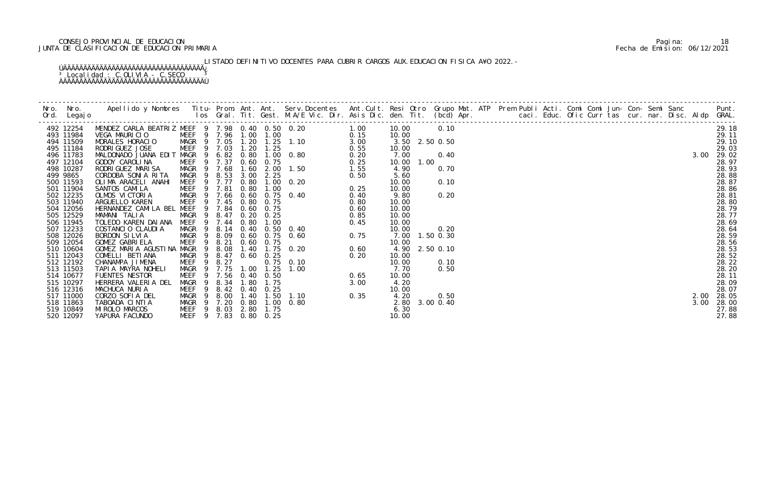CONSEJO PROVINCIAL DE EDUCACION
JUNTA DE CLASIFICACION DE EDUCACION PRIMARIA

Pagina: 18
Fecha de Emision: 06/12/2021

LISTADO DEFINITIVO DOCENTES PARA CUBRIR CARGOS AUX.EDUCACION FISICA A¥O 2022.-

Localidad : C.OLIVIA - C.SECO

| Nro. Ord. | Nro. Legajo | Apellido y Nombres | Titu- los | Prom. Gral. | Ant. Tit. | Ant. Gest. | Serv.Docentes M.A/E Vic. Dir. | Ant.Cult. Asis Dic. | Resi den. | Otro Tit. | Grupo Mat. (bcd) | ATP Apr. | Prem Publi caci. | Acti. Educ. | Comi Ofic | Comi Curr | Jun- tas | Con- cur. | Semi nar. | Sanc Disc. | Aldp | Punt. GRAL. |
|---|---|---|---|---|---|---|---|---|---|---|---|---|---|---|---|---|---|---|---|---|---|---|
| 492 | 12254 | MENDEZ CARLA BEATRIZ | MEEF 9 | 7.98 | 0.40 | 0.50 | 0.20 | 1.00 | 10.00 | | 0.10 | | | | | | | | | | | 29.18 |
| 493 | 11984 | VEGA MAURICIO | MEEF 9 | 7.96 | 1.00 | 1.00 | | 0.15 | 10.00 | | | | | | | | | | | | | 29.11 |
| 494 | 11509 | MORALES HORACIO | MAGR 9 | 7.05 | 1.20 | 1.25 | 1.10 | 3.00 | 3.50 | 2.50 | 0.50 | | | | | | | | | | | 29.10 |
| 495 | 11184 | RODRIGUEZ JOSE | MEEF 9 | 7.03 | 1.20 | 1.25 | | 0.55 | 10.00 | | | | | | | | | | | | | 29.03 |
| 496 | 11783 | MALDONADO JUANA EDIT | MAGR 9 | 6.82 | 0.80 | 1.00 | 0.80 | 0.20 | 7.00 | | 0.40 | | | | | | | | | | 3.00 | 29.02 |
| 497 | 12104 | GODOY CAROLINA | MEEF 9 | 7.37 | 0.60 | 0.75 | | 0.25 | 10.00 | 1.00 | | | | | | | | | | | | 28.97 |
| 498 | 10287 | RODRIGUEZ MARISA | MAGR 9 | 7.68 | 1.60 | 2.00 | 1.50 | 1.55 | 4.90 | | 0.70 | | | | | | | | | | | 28.93 |
| 499 | 9865 | CORDOBA SONIA RITA | MAGR 9 | 8.53 | 3.00 | 2.25 | | 0.50 | 5.60 | | | | | | | | | | | | | 28.88 |
| 500 | 11593 | OLIMA ARACELI ANAHI | MEEF 9 | 7.77 | 0.80 | 1.00 | 0.20 | | 10.00 | | 0.10 | | | | | | | | | | | 28.87 |
| 501 | 11904 | SANTOS CAMILA | MEEF 9 | 7.81 | 0.80 | 1.00 | | 0.25 | 10.00 | | | | | | | | | | | | | 28.86 |
| 502 | 12235 | OLMOS VICTORIA | MAGR 9 | 7.66 | 0.60 | 0.75 | 0.40 | 0.40 | 9.80 | | 0.20 | | | | | | | | | | | 28.81 |
| 503 | 11940 | ARGUELLO KAREN | MEEF 9 | 7.45 | 0.80 | 0.75 | | 0.80 | 10.00 | | | | | | | | | | | | | 28.80 |
| 504 | 12056 | HERNANDEZ CAMILA BEL | MEEF 9 | 7.84 | 0.60 | 0.75 | | 0.60 | 10.00 | | | | | | | | | | | | | 28.79 |
| 505 | 12529 | MAMANI TALIA | MAGR 9 | 8.47 | 0.20 | 0.25 | | 0.85 | 10.00 | | | | | | | | | | | | | 28.77 |
| 506 | 11945 | TOLEDO KAREN DAIANA | MEEF 9 | 7.44 | 0.80 | 1.00 | | 0.45 | 10.00 | | | | | | | | | | | | | 28.69 |
| 507 | 12233 | COSTANCIO CLAUDIA | MAGR 9 | 8.14 | 0.40 | 0.50 | 0.40 | | 10.00 | | 0.20 | | | | | | | | | | | 28.64 |
| 508 | 12026 | BORDON SILVIA | MAGR 9 | 8.09 | 0.60 | 0.75 | 0.60 | 0.75 | 7.00 | 1.50 | 0.30 | | | | | | | | | | | 28.59 |
| 509 | 12054 | GOMEZ GABRIELA | MEEF 9 | 8.21 | 0.60 | 0.75 | | | 10.00 | | | | | | | | | | | | | 28.56 |
| 510 | 10604 | GOMEZ MARIA AGUSTINA | MAGR 9 | 8.08 | 1.40 | 1.75 | 0.20 | 0.60 | 4.90 | 2.50 | 0.10 | | | | | | | | | | | 28.53 |
| 511 | 12043 | COMELLI BETIANA | MAGR 9 | 8.47 | 0.60 | 0.25 | | 0.20 | 10.00 | | | | | | | | | | | | | 28.52 |
| 512 | 12192 | CHANAMPA JIMENA | MEEF 9 | 8.27 | | 0.75 | 0.10 | | 10.00 | | 0.10 | | | | | | | | | | | 28.22 |
| 513 | 11503 | TAPIA MAYRA NOHELI | MAGR 9 | 7.75 | 1.00 | 1.25 | 1.00 | | 7.70 | | 0.50 | | | | | | | | | | | 28.20 |
| 514 | 10677 | FUENTES NESTOR | MEEF 9 | 7.56 | 0.40 | 0.50 | | 0.65 | 10.00 | | | | | | | | | | | | | 28.11 |
| 515 | 10297 | HERRERA VALERIA DEL | MAGR 9 | 8.34 | 1.80 | 1.75 | | 3.00 | 4.20 | | | | | | | | | | | | | 28.09 |
| 516 | 12316 | MACHUCA NURIA | MEEF 9 | 8.42 | 0.40 | 0.25 | | | 10.00 | | | | | | | | | | | | | 28.07 |
| 517 | 11000 | CORZO SOFIA DEL | MAGR 9 | 8.00 | 1.40 | 1.50 | 1.10 | 0.35 | 4.20 | | 0.50 | | | | | | | | | | 2.00 | 28.05 |
| 518 | 11863 | TABOADA CINTIA | MAGR 9 | 7.20 | 0.80 | 1.00 | 0.80 | | 2.80 | 3.00 | 0.40 | | | | | | | | | | 3.00 | 28.00 |
| 519 | 10849 | MIROLO MARCOS | MEEF 9 | 8.03 | 2.80 | 1.75 | | | 6.30 | | | | | | | | | | | | | 27.88 |
| 520 | 12097 | YAPURA FACUNDO | MEEF 9 | 7.83 | 0.80 | 0.25 | | | 10.00 | | | | | | | | | | | | | 27.88 |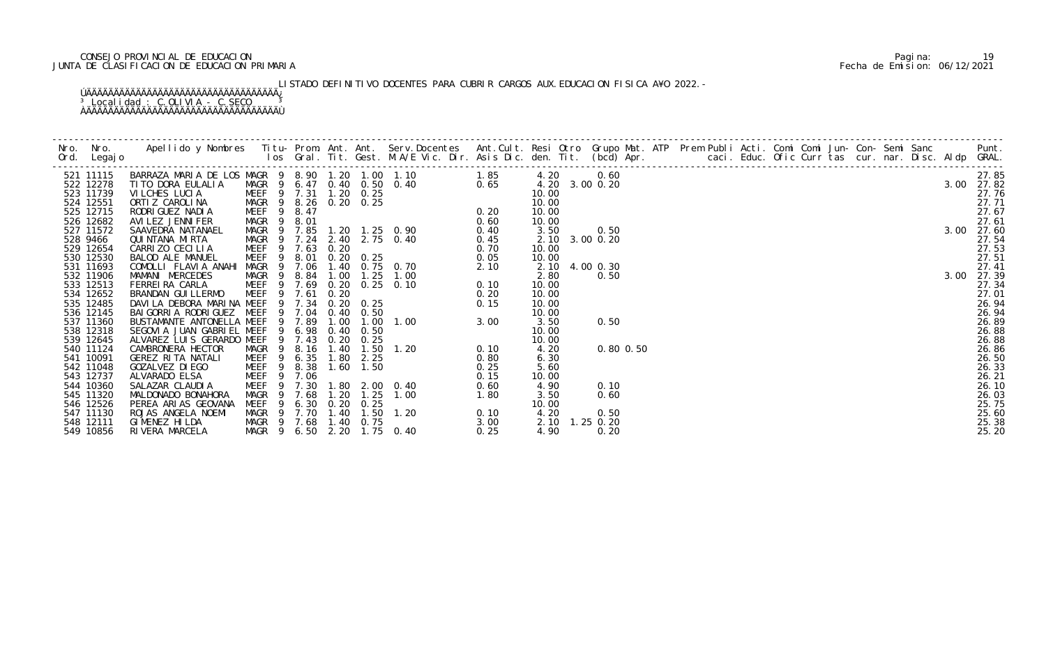CONSEJO PROVINCIAL DE EDUCACION
JUNTA DE CLASIFICACION DE EDUCACION PRIMARIA

Pagina: 19
Fecha de Emision: 06/12/2021

LISTADO DEFINITIVO DOCENTES PARA CUBRIR CARGOS AUX.EDUCACION FISICA A¥O 2022.-

Localidad : C.OLIVIA - C.SECO

| Nro. Ord. | Nro. Legajo | Apellido y Nombres | Titu- los | Prom. Gral. | Ant. Tit. | Ant. Gest. | Serv.Docentes M.A/E Vic. Dir. | Ant.Cult. Asis Dic. | Resi den. | Otro Tit. | Grupo Mat. (bcd) | ATP Apr. | Prem Publi caci. | Acti. Educ. | Comi Ofic | Comi Curr | Jun- tas | Con- cur. | Semi nar. | Sanc Disc. | Aldp | Punt. GRAL. |
|---|---|---|---|---|---|---|---|---|---|---|---|---|---|---|---|---|---|---|---|---|---|---|
| 521 | 11115 | BARRAZA MARIA DE LOS | MAGR 9 | 8.90 | 1.20 | 1.00 | 1.10 | 1.85 | 4.20 | | 0.60 | | | | | | | | | | | 27.85 |
| 522 | 12278 | TITO DORA EULALIA | MAGR 9 | 6.47 | 0.40 | 0.50 | 0.40 | 0.65 | 4.20 | 3.00 | 0.20 | | | | | | | | | | 3.00 | 27.82 |
| 523 | 11739 | VILCHES LUCIA | MEEF 9 | 7.31 | 1.20 | 0.25 | | | 10.00 | | | | | | | | | | | | | 27.76 |
| 524 | 12551 | ORTIZ CAROLINA | MAGR 9 | 8.26 | 0.20 | 0.25 | | | 10.00 | | | | | | | | | | | | | 27.71 |
| 525 | 12715 | RODRIGUEZ NADIA | MEEF 9 | 8.47 | | | | 0.20 | 10.00 | | | | | | | | | | | | | 27.67 |
| 526 | 12682 | AVILEZ JENNIFER | MAGR 9 | 8.01 | | | | 0.60 | 10.00 | | | | | | | | | | | | | 27.61 |
| 527 | 11572 | SAAVEDRA NATANAEL | MAGR 9 | 7.85 | 1.20 | 1.25 | 0.90 | 0.40 | 3.50 | | 0.50 | | | | | | | | | | 3.00 | 27.60 |
| 528 | 9466 | QUINTANA MIRTA | MAGR 9 | 7.24 | 2.40 | 2.75 | 0.40 | 0.45 | 2.10 | 3.00 | 0.20 | | | | | | | | | | | 27.54 |
| 529 | 12654 | CARRIZO CECILIA | MEEF 9 | 7.63 | 0.20 | | | 0.70 | 10.00 | | | | | | | | | | | | | 27.53 |
| 530 | 12530 | BALOD ALE MANUEL | MEEF 9 | 8.01 | 0.20 | 0.25 | | 0.05 | 10.00 | | | | | | | | | | | | | 27.51 |
| 531 | 11693 | COMOLLI FLAVIA ANAHI | MAGR 9 | 7.06 | 1.40 | 0.75 | 0.70 | 2.10 | 2.10 | 4.00 | 0.30 | | | | | | | | | | | 27.41 |
| 532 | 11906 | MAMANI MERCEDES | MAGR 9 | 8.84 | 1.00 | 1.25 | 1.00 | | 2.80 | | 0.50 | | | | | | | | | | 3.00 | 27.39 |
| 533 | 12513 | FERREIRA CARLA | MEEF 9 | 7.69 | 0.20 | 0.25 | 0.10 | 0.10 | 10.00 | | | | | | | | | | | | | 27.34 |
| 534 | 12652 | BRANDAN GUILLERMO | MEEF 9 | 7.61 | 0.20 | | | 0.20 | 10.00 | | | | | | | | | | | | | 27.01 |
| 535 | 12485 | DAVILA DEBORA MARINA | MEEF 9 | 7.34 | 0.20 | 0.25 | | 0.15 | 10.00 | | | | | | | | | | | | | 26.94 |
| 536 | 12145 | BAIGORRIA RODRIGUEZ | MEEF 9 | 7.04 | 0.40 | 0.50 | | | 10.00 | | | | | | | | | | | | | 26.94 |
| 537 | 11360 | BUSTAMANTE ANTONELLA | MEEF 9 | 7.89 | 1.00 | 1.00 | 1.00 | 3.00 | 3.50 | | 0.50 | | | | | | | | | | | 26.89 |
| 538 | 12318 | SEGOVIA JUAN GABRIEL | MEEF 9 | 6.98 | 0.40 | 0.50 | | | 10.00 | | | | | | | | | | | | | 26.88 |
| 539 | 12645 | ALVAREZ LUIS GERARDO | MEEF 9 | 7.43 | 0.20 | 0.25 | | | 10.00 | | | | | | | | | | | | | 26.88 |
| 540 | 11124 | CAMBRONERA HECTOR | MAGR 9 | 8.16 | 1.40 | 1.50 | 1.20 | 0.10 | 4.20 | | 0.80 | 0.50 | | | | | | | | | | 26.86 |
| 541 | 10091 | GEREZ RITA NATALI | MEEF 9 | 6.35 | 1.80 | 2.25 | | 0.80 | 6.30 | | | | | | | | | | | | | 26.50 |
| 542 | 11048 | GOZALVEZ DIEGO | MEEF 9 | 8.38 | 1.60 | 1.50 | | 0.25 | 5.60 | | | | | | | | | | | | | 26.33 |
| 543 | 12737 | ALVARADO ELSA | MEEF 9 | 7.06 | | | | 0.15 | 10.00 | | | | | | | | | | | | | 26.21 |
| 544 | 10360 | SALAZAR CLAUDIA | MEEF 9 | 7.30 | 1.80 | 2.00 | 0.40 | 0.60 | 4.90 | | 0.10 | | | | | | | | | | | 26.10 |
| 545 | 11320 | MALDONADO BONAHORA | MAGR 9 | 7.68 | 1.20 | 1.25 | 1.00 | 1.80 | 3.50 | | 0.60 | | | | | | | | | | | 26.03 |
| 546 | 12526 | PEREA ARIAS GEOVANA | MEEF 9 | 6.30 | 0.20 | 0.25 | | | 10.00 | | | | | | | | | | | | | 25.75 |
| 547 | 11130 | ROJAS ANGELA NOEMI | MAGR 9 | 7.70 | 1.40 | 1.50 | 1.20 | 0.10 | 4.20 | | 0.50 | | | | | | | | | | | 25.60 |
| 548 | 12111 | GIMENEZ HILDA | MAGR 9 | 7.68 | 1.40 | 0.75 | | 3.00 | 2.10 | 1.25 | 0.20 | | | | | | | | | | | 25.38 |
| 549 | 10856 | RIVERA MARCELA | MAGR 9 | 6.50 | 2.20 | 1.75 | 0.40 | 0.25 | 4.90 | | 0.20 | | | | | | | | | | | 25.20 |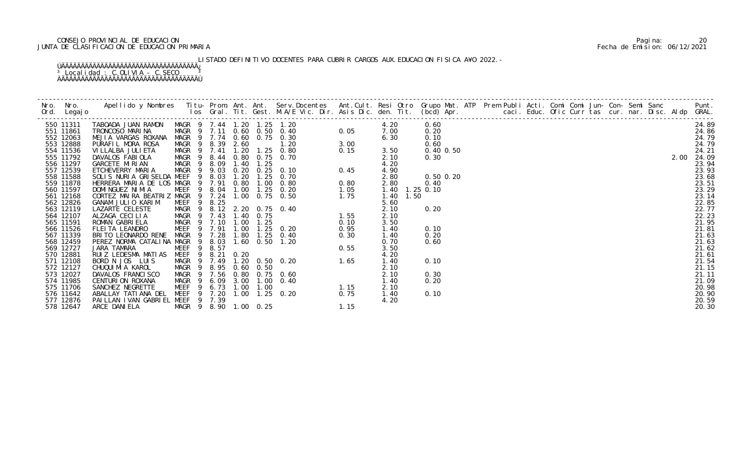CONSEJO PROVINCIAL DE EDUCACION
JUNTA DE CLASIFICACION DE EDUCACION PRIMARIA

Pagina: 20
Fecha de Emision: 06/12/2021

LISTADO DEFINITIVO DOCENTES PARA CUBRIR CARGOS AUX.EDUCACION FISICA A¥O 2022.-

Localidad : C.OLIVIA - C.SECO

| Nro. Ord. | Nro. Legajo | Apellido y Nombres | Titu- los | Prom. Gral. | Ant. Tit. | Ant. Gest. | Serv.Docentes M.A/E Vic. Dir. | Ant.Cult. Asis Dic. | Resi den. | Otro Tit. | Grupo Mat. (bcd) Apr. | ATP | Prem Publi caci. | Acti. Educ. | Comi Ofic | Comi Curr | Jun- tas | Con- cur. | Semi nar. | Sanc Disc. | Aldp | Punt. GRAL. |
|---|---|---|---|---|---|---|---|---|---|---|---|---|---|---|---|---|---|---|---|---|---|---|
| 550 | 11311 | TABOADA JUAN RAMON | MAGR 9 | 7.44 | 1.20 | 1.25 | 1.20 | | 4.20 | | 0.60 | | | | | | | | | | | 24.89 |
| 551 | 11861 | TRONCOSO MARINA | MAGR 9 | 7.11 | 0.60 | 0.50 | 0.40 | 0.05 | 7.00 | | 0.20 | | | | | | | | | | | 24.86 |
| 552 | 12063 | MEJIA VARGAS ROXANA | MAGR 9 | 7.74 | 0.60 | 0.75 | 0.30 | | 6.30 | | 0.10 | | | | | | | | | | | 24.79 |
| 553 | 12888 | PURAFIL MORA ROSA | MAGR 9 | 8.39 | 2.60 | | 1.20 | 3.00 | | | 0.60 | | | | | | | | | | | 24.79 |
| 554 | 11536 | VILLALBA JULIETA | MAGR 9 | 7.41 | 1.20 | 1.25 | 0.80 | 0.15 | 3.50 | | 0.40 0.50 | | | | | | | | | | | 24.21 |
| 555 | 11792 | DAVALOS FABIOLA | MAGR 9 | 8.44 | 0.80 | 0.75 | 0.70 | | 2.10 | | 0.30 | | | | | | | | | | 2.00 | 24.09 |
| 556 | 11297 | GARCETE MIRIAN | MAGR 9 | 8.09 | 1.40 | 1.25 | | | 4.20 | | | | | | | | | | | | | 23.94 |
| 557 | 12539 | ETCHEVERRY MARIA | MAGR 9 | 9.03 | 0.20 | 0.25 | 0.10 | 0.45 | 4.90 | | | | | | | | | | | | | 23.93 |
| 558 | 11588 | SOLIS NURIA GRISELDA | MEEF 9 | 8.03 | 1.20 | 1.25 | 0.70 | | 2.80 | | 0.50 0.20 | | | | | | | | | | | 23.68 |
| 559 | 11878 | HERRERA MARIA DE LOS | MAGR 9 | 7.91 | 0.80 | 1.00 | 0.80 | 0.80 | 2.80 | | 0.40 | | | | | | | | | | | 23.51 |
| 560 | 11597 | DOMINGUEZ NIMIA | MEEF 9 | 8.04 | 1.00 | 1.25 | 0.20 | 1.05 | 1.40 | | 1.25 0.10 | | | | | | | | | | | 23.29 |
| 561 | 12168 | CORTEZ MAIRA BEATRIZ | MAGR 9 | 7.24 | 1.00 | 0.75 | 0.50 | 1.75 | 1.40 | 1.50 | | | | | | | | | | | | 23.14 |
| 562 | 12826 | GANAM JULIO KARIM | MEEF 9 | 8.25 | | | | | 5.60 | | | | | | | | | | | | | 22.85 |
| 563 | 12119 | LAZARTE CELESTE | MAGR 9 | 8.12 | 2.20 | 0.75 | 0.40 | | 2.10 | | 0.20 | | | | | | | | | | | 22.77 |
| 564 | 12107 | ALZAGA CECILIA | MAGR 9 | 7.43 | 1.40 | 0.75 | | 1.55 | 2.10 | | | | | | | | | | | | | 22.23 |
| 565 | 11591 | ROMAN GABRIELA | MAGR 9 | 7.10 | 1.00 | 1.25 | | 0.10 | 3.50 | | | | | | | | | | | | | 21.95 |
| 566 | 11526 | FLEITA LEANDRO | MEEF 9 | 7.91 | 1.00 | 1.25 | 0.20 | 0.95 | 1.40 | | 0.10 | | | | | | | | | | | 21.81 |
| 567 | 11339 | BRITO LEONARDO RENE | MAGR 9 | 7.28 | 1.80 | 1.25 | 0.40 | 0.30 | 1.40 | | 0.20 | | | | | | | | | | | 21.63 |
| 568 | 12459 | PEREZ NORMA CATALINA | MAGR 9 | 8.03 | 1.60 | 0.50 | 1.20 | | 0.70 | | 0.60 | | | | | | | | | | | 21.63 |
| 569 | 12727 | JARA TAMARA | MEEF 9 | 8.57 | | | | 0.55 | 3.50 | | | | | | | | | | | | | 21.62 |
| 570 | 12881 | RUIZ LEDESMA MATIAS | MEEF 9 | 8.21 | 0.20 | | | | 4.20 | | | | | | | | | | | | | 21.61 |
| 571 | 12108 | BORD N JOS LUIS | MAGR 9 | 7.49 | 1.20 | 0.50 | 0.20 | 1.65 | 1.40 | | 0.10 | | | | | | | | | | | 21.54 |
| 572 | 12127 | CHUQUIMIA KAROL | MAGR 9 | 8.95 | 0.60 | 0.50 | | | 2.10 | | | | | | | | | | | | | 21.15 |
| 573 | 12027 | DAVALOS FRANCISCO | MAGR 9 | 7.56 | 0.80 | 0.75 | 0.60 | | 2.10 | | 0.30 | | | | | | | | | | | 21.11 |
| 574 | 11985 | CENTURION ROXANA | MAGR 9 | 6.09 | 3.00 | 1.00 | 0.40 | | 1.40 | | 0.20 | | | | | | | | | | | 21.09 |
| 575 | 11706 | SANCHEZ NEGRETTE | MEEF 9 | 6.73 | 1.00 | 1.00 | | 1.15 | 2.10 | | | | | | | | | | | | | 20.98 |
| 576 | 11642 | ABALLAY TATIANA DEL | MEEF 9 | 7.20 | 1.00 | 1.25 | 0.20 | 0.75 | 1.40 | | 0.10 | | | | | | | | | | | 20.90 |
| 577 | 12876 | PAILLAN IVAN GABRIEL | MEEF 9 | 7.39 | | | | | 4.20 | | | | | | | | | | | | | 20.59 |
| 578 | 12647 | ARCE DANIELA | MAGR 9 | 8.90 | 1.00 | 0.25 | | 1.15 | | | | | | | | | | | | | | 20.30 |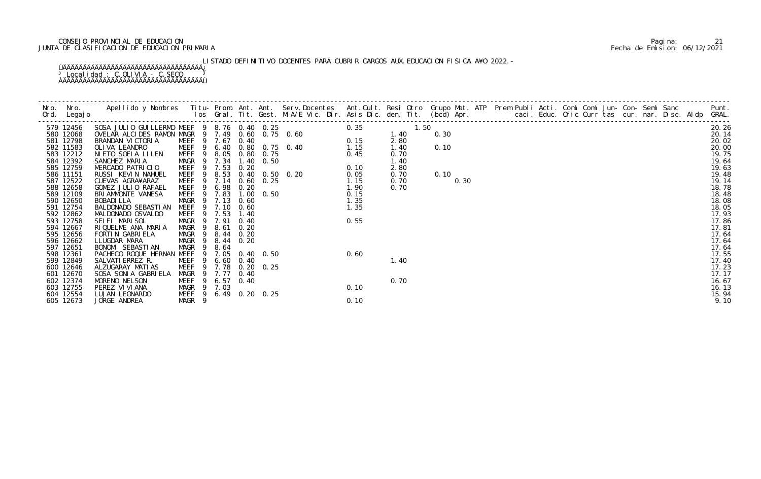CONSEJO PROVINCIAL DE EDUCACION
JUNTA DE CLASIFICACION DE EDUCACION PRIMARIA

Pagina: 21
Fecha de Emision: 06/12/2021

LISTADO DEFINITIVO DOCENTES PARA CUBRIR CARGOS AUX.EDUCACION FISICA A¥O 2022.-

Localidad : C.OLIVIA - C.SECO

| Nro. Ord. | Nro. Legajo | Apellido y Nombres | Titu-los | Prom. Gral. | Ant. Tit. | Ant. Gest. | Serv.Docentes M.A/E Vic. Dir. | Ant.Cult. Asis Dic. | Resi den. | Otro Tit. | Grupo Mat. (bcd) Apr. | ATP | Prem Publi caci. | Acti. Educ. | Comi Ofic | Comi Curr | Jun- tas | Con- cur. | Semi nar. | Sanc Disc. | Aldp | Punt. GRAL. |
|---|---|---|---|---|---|---|---|---|---|---|---|---|---|---|---|---|---|---|---|---|---|---|
| 579 | 12456 | SOSA JULIO GUILLERMO | MEEF 9 | 8.76 | 0.40 | 0.25 | | 0.35 | | 1.50 | | | | | | | | | | | | 20.26 |
| 580 | 12068 | OVELAR ALCIDES RAMON | MAGR 9 | 7.49 | 0.60 | 0.75 | 0.60 | | 1.40 | | 0.30 | | | | | | | | | | | 20.14 |
| 581 | 12798 | BRANDAN VICTORIA | MEEF 9 | 7.67 | 0.40 | | | 0.15 | 2.80 | | | | | | | | | | | | | 20.02 |
| 582 | 11583 | OLIVA LEANDRO | MEEF 9 | 6.40 | 0.80 | 0.75 | 0.40 | 1.15 | 1.40 | | 0.10 | | | | | | | | | | | 20.00 |
| 583 | 12212 | NIETO SOFIA LILEN | MEEF 9 | 8.05 | 0.80 | 0.75 | | 0.45 | 0.70 | | | | | | | | | | | | | 19.75 |
| 584 | 12392 | SANCHEZ MARIA | MAGR 9 | 7.34 | 1.40 | 0.50 | | | 1.40 | | | | | | | | | | | | | 19.64 |
| 585 | 12759 | MERCADO PATRICIO | MEEF 9 | 7.53 | 0.20 | | | 0.10 | 2.80 | | | | | | | | | | | | | 19.63 |
| 586 | 11151 | RUSSI KEVIN NAHUEL | MEEF 9 | 8.53 | 0.40 | 0.50 | 0.20 | 0.05 | 0.70 | | 0.10 | | | | | | | | | | | 19.48 |
| 587 | 12522 | CUEVAS AGRA¥ARAZ | MEEF 9 | 7.14 | 0.60 | 0.25 | | 1.15 | 0.70 | | 0.30 | | | | | | | | | | | 19.14 |
| 588 | 12658 | GOMEZ JULIO RAFAEL | MEEF 9 | 6.98 | 0.20 | | | 1.90 | 0.70 | | | | | | | | | | | | | 18.78 |
| 589 | 12109 | BRIAMMONTE VANESA | MEEF 9 | 7.83 | 1.00 | 0.50 | | 0.15 | | | | | | | | | | | | | | 18.48 |
| 590 | 12650 | BOBADILLA | MAGR 9 | 7.13 | 0.60 | | | 1.35 | | | | | | | | | | | | | | 18.08 |
| 591 | 12754 | BALDONADO SEBASTIAN | MEEF 9 | 7.10 | 0.60 | | | 1.35 | | | | | | | | | | | | | | 18.05 |
| 592 | 12862 | MALDONADO OSVALDO | MEEF 9 | 7.53 | 1.40 | | | | | | | | | | | | | | | | | 17.93 |
| 593 | 12758 | SEIFI MARISOL | MAGR 9 | 7.91 | 0.40 | | | 0.55 | | | | | | | | | | | | | | 17.86 |
| 594 | 12667 | RIQUELME ANA MARIA | MAGR 9 | 8.61 | 0.20 | | | | | | | | | | | | | | | | | 17.81 |
| 595 | 12656 | FORTIN GABRIELA | MAGR 9 | 8.44 | 0.20 | | | | | | | | | | | | | | | | | 17.64 |
| 596 | 12662 | LLUGDAR MARA | MAGR 9 | 8.44 | 0.20 | | | | | | | | | | | | | | | | | 17.64 |
| 597 | 12651 | BONOMI SEBASTIAN | MAGR 9 | 8.64 | | | | | | | | | | | | | | | | | | 17.64 |
| 598 | 12361 | PACHECO ROQUE HERNAN | MEEF 9 | 7.05 | 0.40 | 0.50 | | 0.60 | | | | | | | | | | | | | | 17.55 |
| 599 | 12849 | SALVATIERREZ R. | MEEF 9 | 6.60 | 0.40 | | | | 1.40 | | | | | | | | | | | | | 17.40 |
| 600 | 12646 | ALZUGARAY MATIAS | MEEF 9 | 7.78 | 0.20 | 0.25 | | | | | | | | | | | | | | | | 17.23 |
| 601 | 12670 | SOSA SONIA GABRIELA | MAGR 9 | 7.77 | 0.40 | | | | | | | | | | | | | | | | | 17.17 |
| 602 | 12374 | MORENO NELSON | MEEF 9 | 6.57 | 0.40 | | | | 0.70 | | | | | | | | | | | | | 16.67 |
| 603 | 12755 | PEREZ VIVIANA | MAGR 9 | 7.03 | | | | 0.10 | | | | | | | | | | | | | | 16.13 |
| 604 | 12554 | LUJAN LEONARDO | MEEF 9 | 6.49 | 0.20 | 0.25 | | | | | | | | | | | | | | | | 15.94 |
| 605 | 12673 | JORGE ANDREA | MAGR 9 | | | | | 0.10 | | | | | | | | | | | | | | 9.10 |